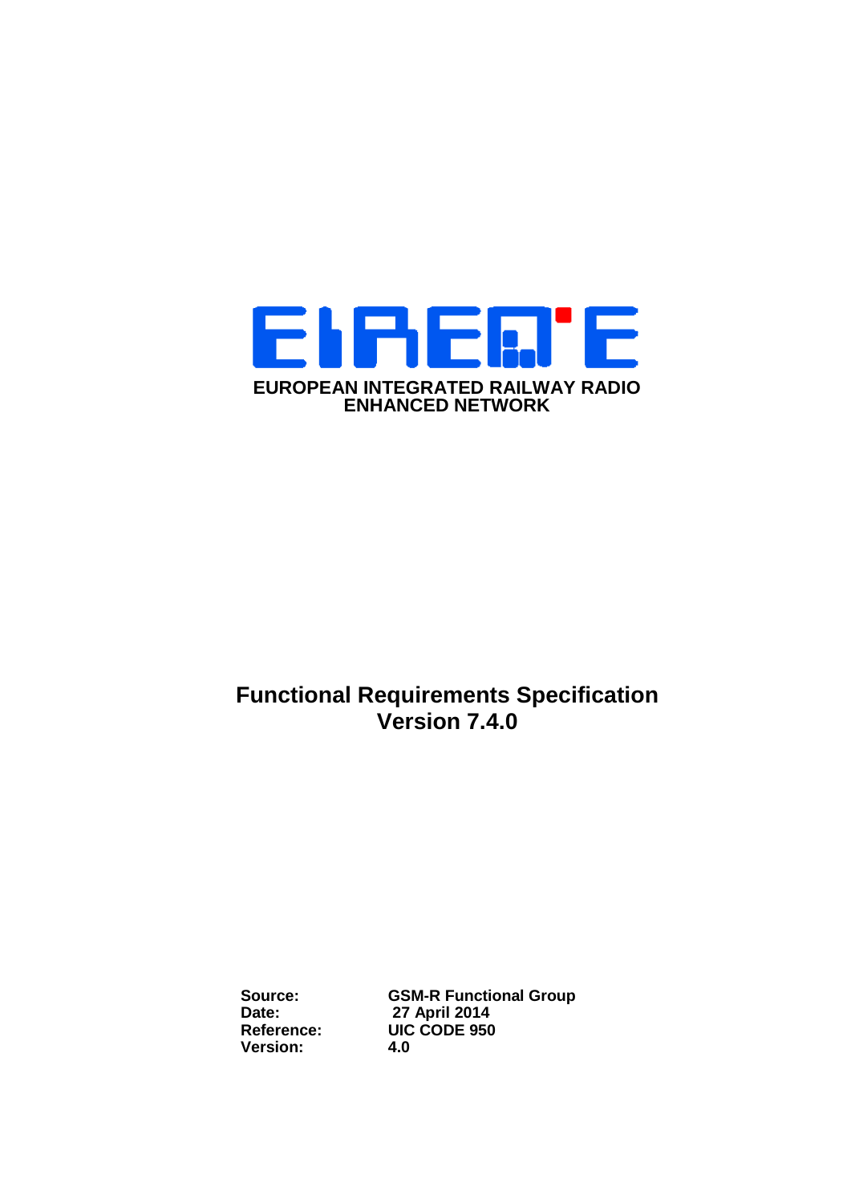EIRENE

**EUROPEAN INTEGRATED RAILWAY RADIO ENHANCED NETWORK**

# Functional Requirements Specification Version 7.4.0

| | |
|---|---|
| **Source:** | **GSM-R Functional Group** |
| **Date:** | **27 April 2014** |
| **Reference:** | **UIC CODE 950** |
| **Version:** | **4.0** |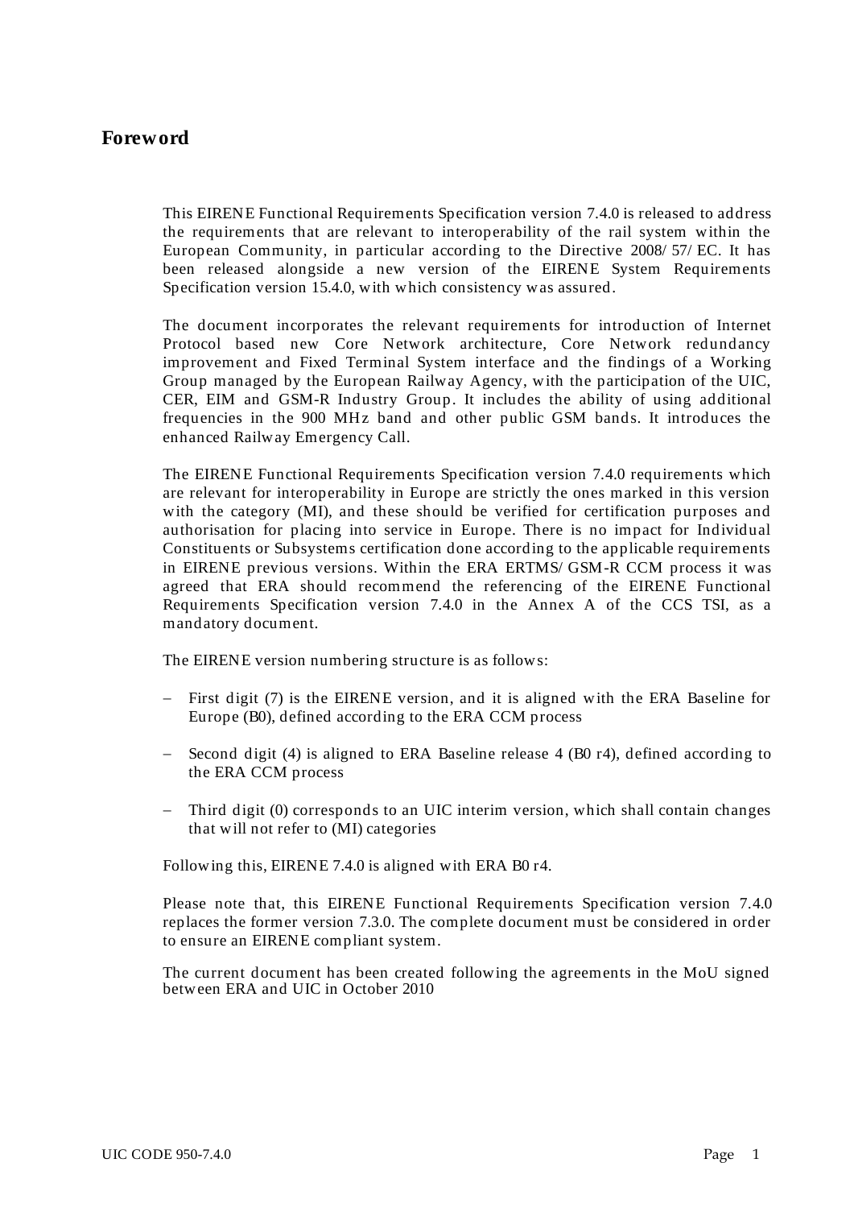# Foreword

This EIRENE Functional Requirements Specification version 7.4.0 is released to address the requirements that are relevant to interoperability of the rail system within the European Community, in particular according to the Directive 2008/57/EC. It has been released alongside a new version of the EIRENE System Requirements Specification version 15.4.0, with which consistency was assured.

The document incorporates the relevant requirements for introduction of Internet Protocol based new Core Network architecture, Core Network redundancy improvement and Fixed Terminal System interface and the findings of a Working Group managed by the European Railway Agency, with the participation of the UIC, CER, EIM and GSM-R Industry Group. It includes the ability of using additional frequencies in the 900 MHz band and other public GSM bands. It introduces the enhanced Railway Emergency Call.

The EIRENE Functional Requirements Specification version 7.4.0 requirements which are relevant for interoperability in Europe are strictly the ones marked in this version with the category (MI), and these should be verified for certification purposes and authorisation for placing into service in Europe. There is no impact for Individual Constituents or Subsystems certification done according to the applicable requirements in EIRENE previous versions. Within the ERA ERTMS/GSM-R CCM process it was agreed that ERA should recommend the referencing of the EIRENE Functional Requirements Specification version 7.4.0 in the Annex A of the CCS TSI, as a mandatory document.

The EIRENE version numbering structure is as follows:

- First digit (7) is the EIRENE version, and it is aligned with the ERA Baseline for Europe (B0), defined according to the ERA CCM process
- Second digit (4) is aligned to ERA Baseline release 4 (B0 r4), defined according to the ERA CCM process
- Third digit (0) corresponds to an UIC interim version, which shall contain changes that will not refer to (MI) categories

Following this, EIRENE 7.4.0 is aligned with ERA B0 r4.

Please note that, this EIRENE Functional Requirements Specification version 7.4.0 replaces the former version 7.3.0. The complete document must be considered in order to ensure an EIRENE compliant system.

The current document has been created following the agreements in the MoU signed between ERA and UIC in October 2010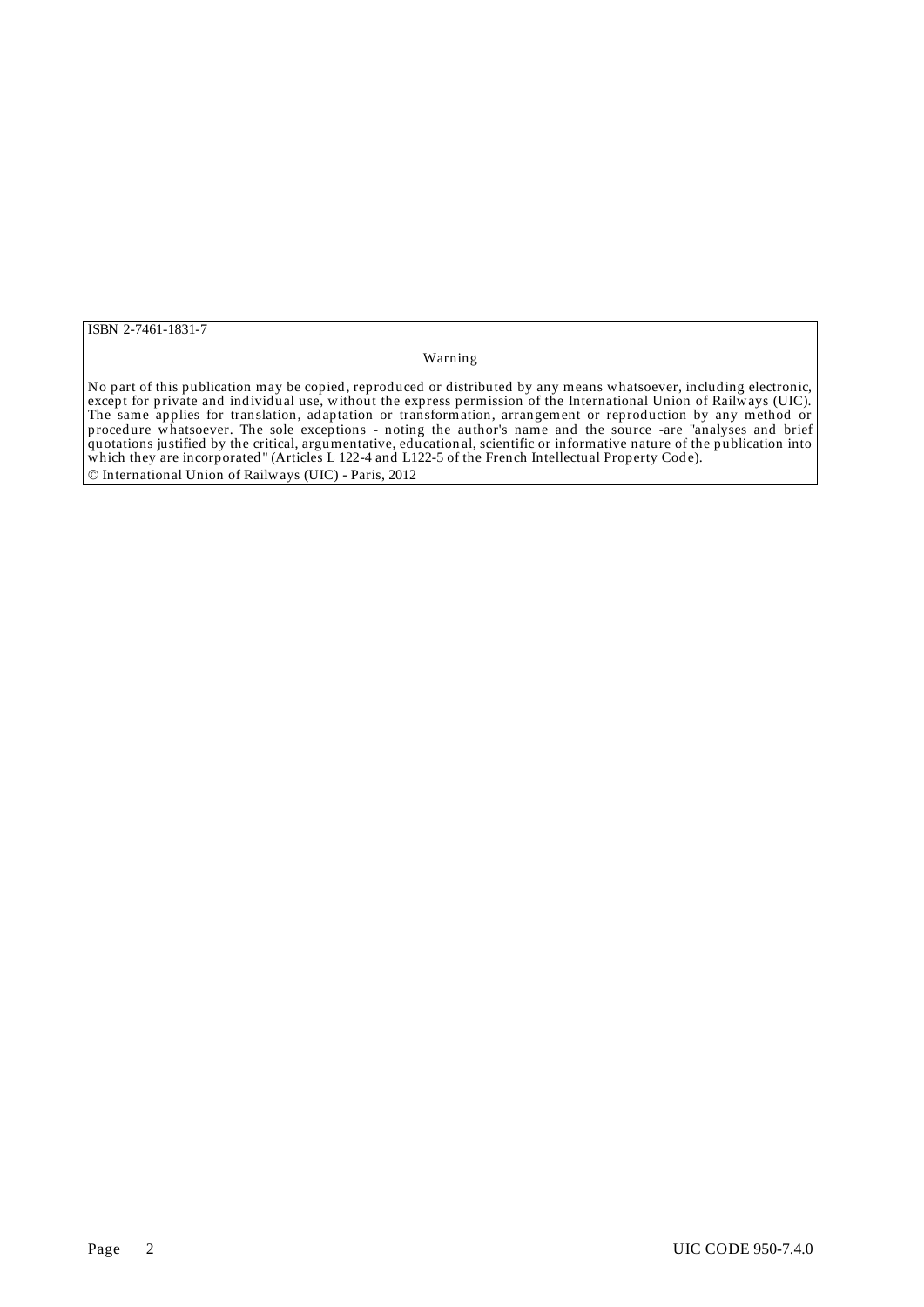ISBN 2-7461-1831-7

Warning

No part of this publication may be copied, reproduced or distributed by any means whatsoever, including electronic, except for private and individual use, without the express permission of the International Union of Railways (UIC). The same applies for translation, adaptation or transformation, arrangement or reproduction by any method or procedure whatsoever. The sole exceptions - noting the author's name and the source -are "analyses and brief quotations justified by the critical, argumentative, educational, scientific or informative nature of the publication into which they are incorporated" (Articles L 122-4 and L122-5 of the French Intellectual Property Code).

© International Union of Railways (UIC) - Paris, 2012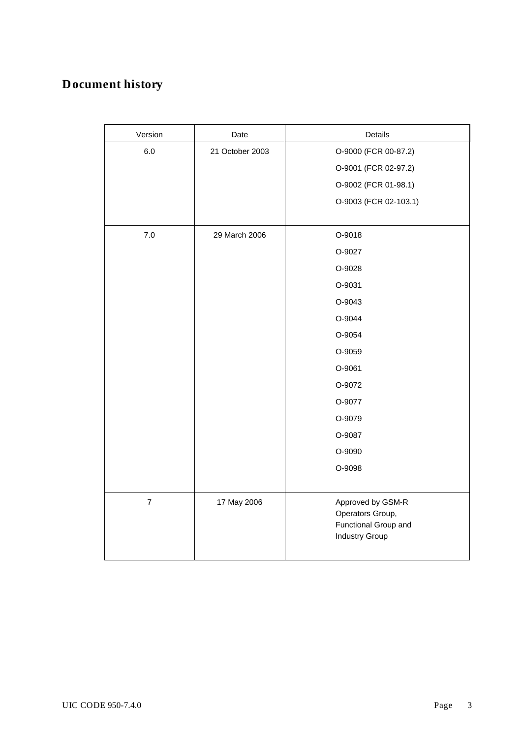# Document history

| Version | Date | Details |
|---|---|---|
| 6.0 | 21 October 2003 | O-9000 (FCR 00-87.2)<br>O-9001 (FCR 02-97.2)<br>O-9002 (FCR 01-98.1)<br>O-9003 (FCR 02-103.1) |
| 7.0 | 29 March 2006 | O-9018<br>O-9027<br>O-9028<br>O-9031<br>O-9043<br>O-9044<br>O-9054<br>O-9059<br>O-9061<br>O-9072<br>O-9077<br>O-9079<br>O-9087<br>O-9090<br>O-9098 |
| 7 | 17 May 2006 | Approved by GSM-R Operators Group, Functional Group and Industry Group |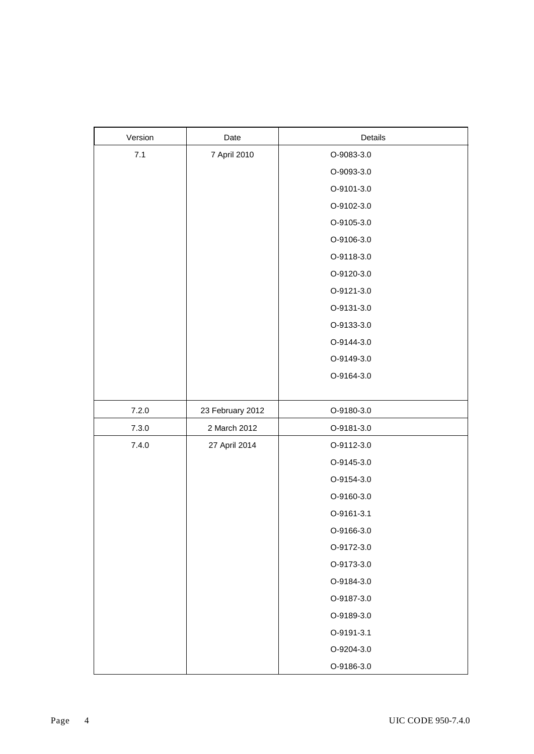| Version | Date | Details |
| --- | --- | --- |
| 7.1 | 7 April 2010 | O-9083-3.0 |
| | | O-9093-3.0 |
| | | O-9101-3.0 |
| | | O-9102-3.0 |
| | | O-9105-3.0 |
| | | O-9106-3.0 |
| | | O-9118-3.0 |
| | | O-9120-3.0 |
| | | O-9121-3.0 |
| | | O-9131-3.0 |
| | | O-9133-3.0 |
| | | O-9144-3.0 |
| | | O-9149-3.0 |
| | | O-9164-3.0 |
| 7.2.0 | 23 February 2012 | O-9180-3.0 |
| 7.3.0 | 2 March 2012 | O-9181-3.0 |
| 7.4.0 | 27 April 2014 | O-9112-3.0 |
| | | O-9145-3.0 |
| | | O-9154-3.0 |
| | | O-9160-3.0 |
| | | O-9161-3.1 |
| | | O-9166-3.0 |
| | | O-9172-3.0 |
| | | O-9173-3.0 |
| | | O-9184-3.0 |
| | | O-9187-3.0 |
| | | O-9189-3.0 |
| | | O-9191-3.1 |
| | | O-9204-3.0 |
| | | O-9186-3.0 |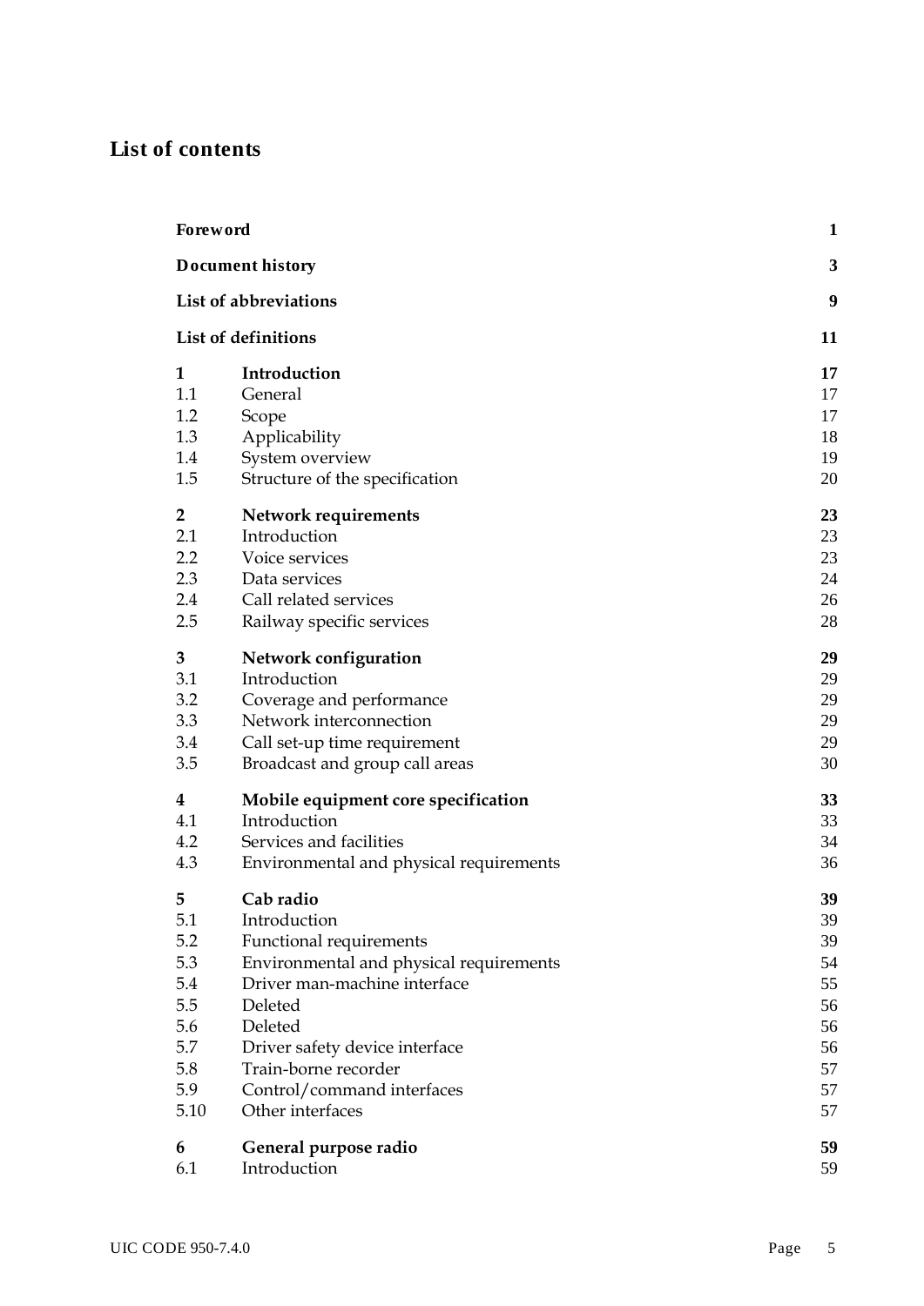# List of contents

| | | |
|---|---|---|
| **Foreword** | | **1** |
| **Document history** | | **3** |
| **List of abbreviations** | | **9** |
| **List of definitions** | | **11** |
| **1** | **Introduction** | **17** |
| 1.1 | General | 17 |
| 1.2 | Scope | 17 |
| 1.3 | Applicability | 18 |
| 1.4 | System overview | 19 |
| 1.5 | Structure of the specification | 20 |
| **2** | **Network requirements** | **23** |
| 2.1 | Introduction | 23 |
| 2.2 | Voice services | 23 |
| 2.3 | Data services | 24 |
| 2.4 | Call related services | 26 |
| 2.5 | Railway specific services | 28 |
| **3** | **Network configuration** | **29** |
| 3.1 | Introduction | 29 |
| 3.2 | Coverage and performance | 29 |
| 3.3 | Network interconnection | 29 |
| 3.4 | Call set-up time requirement | 29 |
| 3.5 | Broadcast and group call areas | 30 |
| **4** | **Mobile equipment core specification** | **33** |
| 4.1 | Introduction | 33 |
| 4.2 | Services and facilities | 34 |
| 4.3 | Environmental and physical requirements | 36 |
| **5** | **Cab radio** | **39** |
| 5.1 | Introduction | 39 |
| 5.2 | Functional requirements | 39 |
| 5.3 | Environmental and physical requirements | 54 |
| 5.4 | Driver man-machine interface | 55 |
| 5.5 | Deleted | 56 |
| 5.6 | Deleted | 56 |
| 5.7 | Driver safety device interface | 56 |
| 5.8 | Train-borne recorder | 57 |
| 5.9 | Control/command interfaces | 57 |
| 5.10 | Other interfaces | 57 |
| **6** | **General purpose radio** | **59** |
| 6.1 | Introduction | 59 |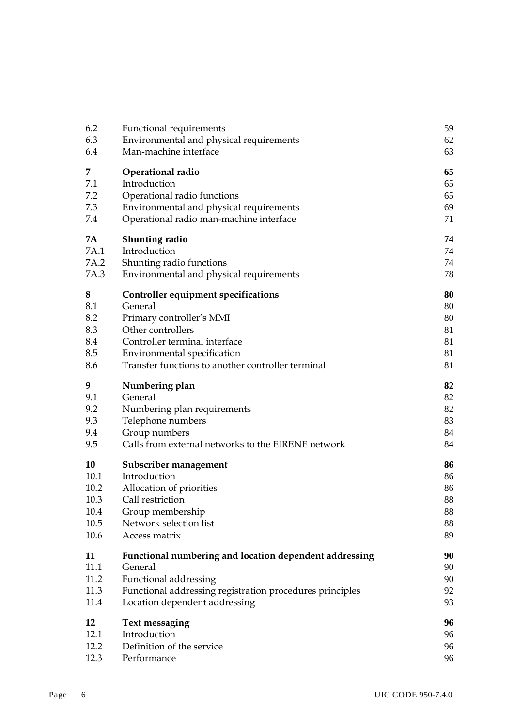| | | |
|---|---|---|
| 6.2 | Functional requirements | 59 |
| 6.3 | Environmental and physical requirements | 62 |
| 6.4 | Man-machine interface | 63 |
| **7** | **Operational radio** | **65** |
| 7.1 | Introduction | 65 |
| 7.2 | Operational radio functions | 65 |
| 7.3 | Environmental and physical requirements | 69 |
| 7.4 | Operational radio man-machine interface | 71 |
| **7A** | **Shunting radio** | **74** |
| 7A.1 | Introduction | 74 |
| 7A.2 | Shunting radio functions | 74 |
| 7A.3 | Environmental and physical requirements | 78 |
| **8** | **Controller equipment specifications** | **80** |
| 8.1 | General | 80 |
| 8.2 | Primary controller's MMI | 80 |
| 8.3 | Other controllers | 81 |
| 8.4 | Controller terminal interface | 81 |
| 8.5 | Environmental specification | 81 |
| 8.6 | Transfer functions to another controller terminal | 81 |
| **9** | **Numbering plan** | **82** |
| 9.1 | General | 82 |
| 9.2 | Numbering plan requirements | 82 |
| 9.3 | Telephone numbers | 83 |
| 9.4 | Group numbers | 84 |
| 9.5 | Calls from external networks to the EIRENE network | 84 |
| **10** | **Subscriber management** | **86** |
| 10.1 | Introduction | 86 |
| 10.2 | Allocation of priorities | 86 |
| 10.3 | Call restriction | 88 |
| 10.4 | Group membership | 88 |
| 10.5 | Network selection list | 88 |
| 10.6 | Access matrix | 89 |
| **11** | **Functional numbering and location dependent addressing** | **90** |
| 11.1 | General | 90 |
| 11.2 | Functional addressing | 90 |
| 11.3 | Functional addressing registration procedures principles | 92 |
| 11.4 | Location dependent addressing | 93 |
| **12** | **Text messaging** | **96** |
| 12.1 | Introduction | 96 |
| 12.2 | Definition of the service | 96 |
| 12.3 | Performance | 96 |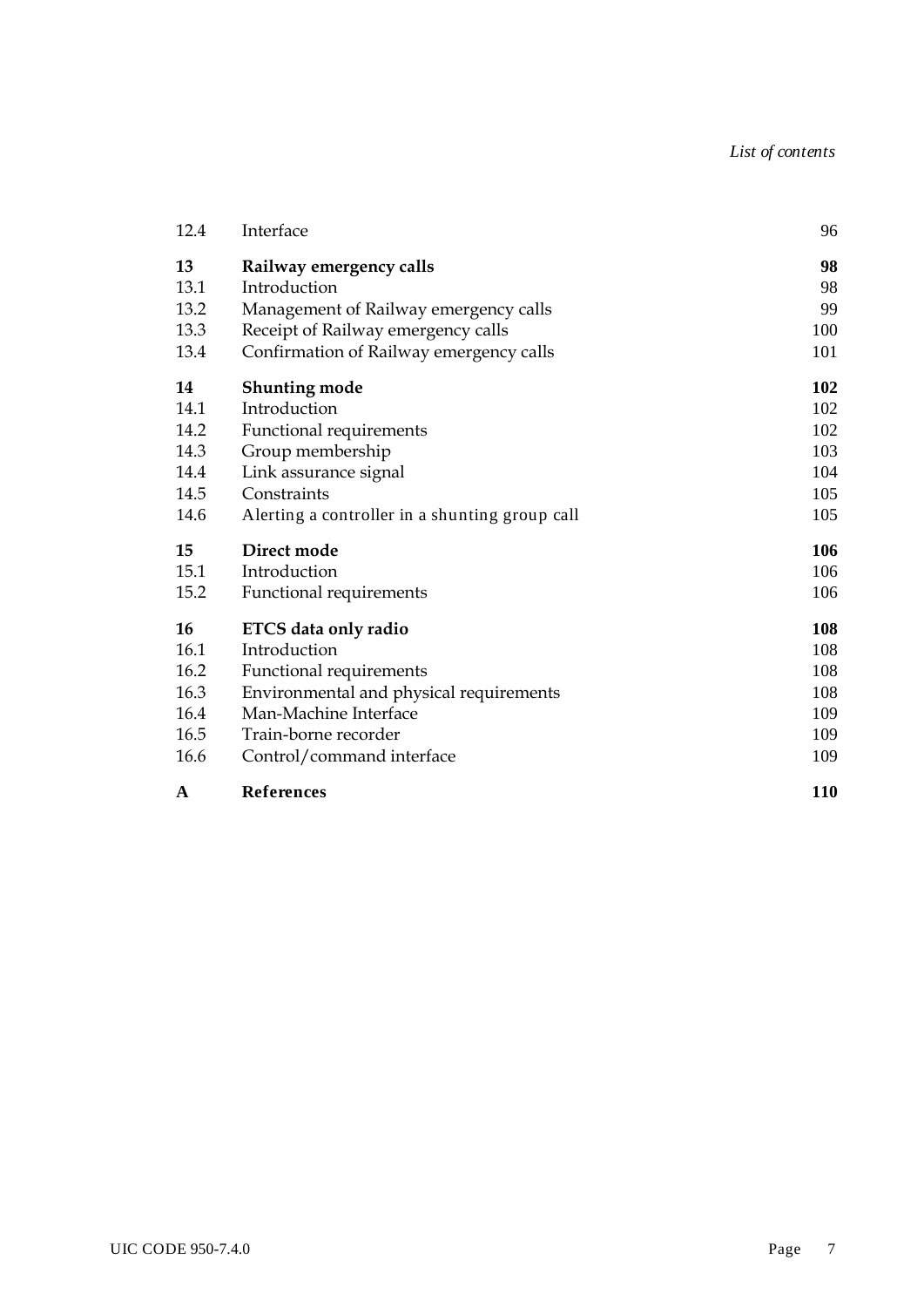| | | |
|---|---|---|
| 12.4 | Interface | 96 |
| **13** | **Railway emergency calls** | **98** |
| 13.1 | Introduction | 98 |
| 13.2 | Management of Railway emergency calls | 99 |
| 13.3 | Receipt of Railway emergency calls | 100 |
| 13.4 | Confirmation of Railway emergency calls | 101 |
| **14** | **Shunting mode** | **102** |
| 14.1 | Introduction | 102 |
| 14.2 | Functional requirements | 102 |
| 14.3 | Group membership | 103 |
| 14.4 | Link assurance signal | 104 |
| 14.5 | Constraints | 105 |
| 14.6 | Alerting a controller in a shunting group call | 105 |
| **15** | **Direct mode** | **106** |
| 15.1 | Introduction | 106 |
| 15.2 | Functional requirements | 106 |
| **16** | **ETCS data only radio** | **108** |
| 16.1 | Introduction | 108 |
| 16.2 | Functional requirements | 108 |
| 16.3 | Environmental and physical requirements | 108 |
| 16.4 | Man-Machine Interface | 109 |
| 16.5 | Train-borne recorder | 109 |
| 16.6 | Control/command interface | 109 |
| **A** | **References** | **110** |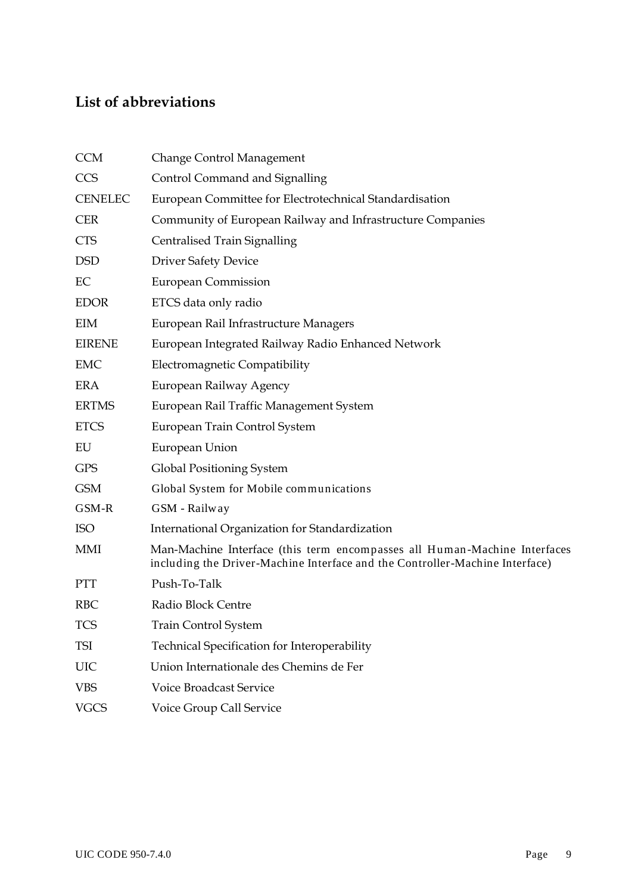## List of abbreviations

| | |
|---|---|
| CCM | Change Control Management |
| CCS | Control Command and Signalling |
| CENELEC | European Committee for Electrotechnical Standardisation |
| CER | Community of European Railway and Infrastructure Companies |
| CTS | Centralised Train Signalling |
| DSD | Driver Safety Device |
| EC | European Commission |
| EDOR | ETCS data only radio |
| EIM | European Rail Infrastructure Managers |
| EIRENE | European Integrated Railway Radio Enhanced Network |
| EMC | Electromagnetic Compatibility |
| ERA | European Railway Agency |
| ERTMS | European Rail Traffic Management System |
| ETCS | European Train Control System |
| EU | European Union |
| GPS | Global Positioning System |
| GSM | Global System for Mobile communications |
| GSM-R | GSM - Railway |
| ISO | International Organization for Standardization |
| MMI | Man-Machine Interface (this term encompasses all Human-Machine Interfaces including the Driver-Machine Interface and the Controller-Machine Interface) |
| PTT | Push-To-Talk |
| RBC | Radio Block Centre |
| TCS | Train Control System |
| TSI | Technical Specification for Interoperability |
| UIC | Union Internationale des Chemins de Fer |
| VBS | Voice Broadcast Service |
| VGCS | Voice Group Call Service |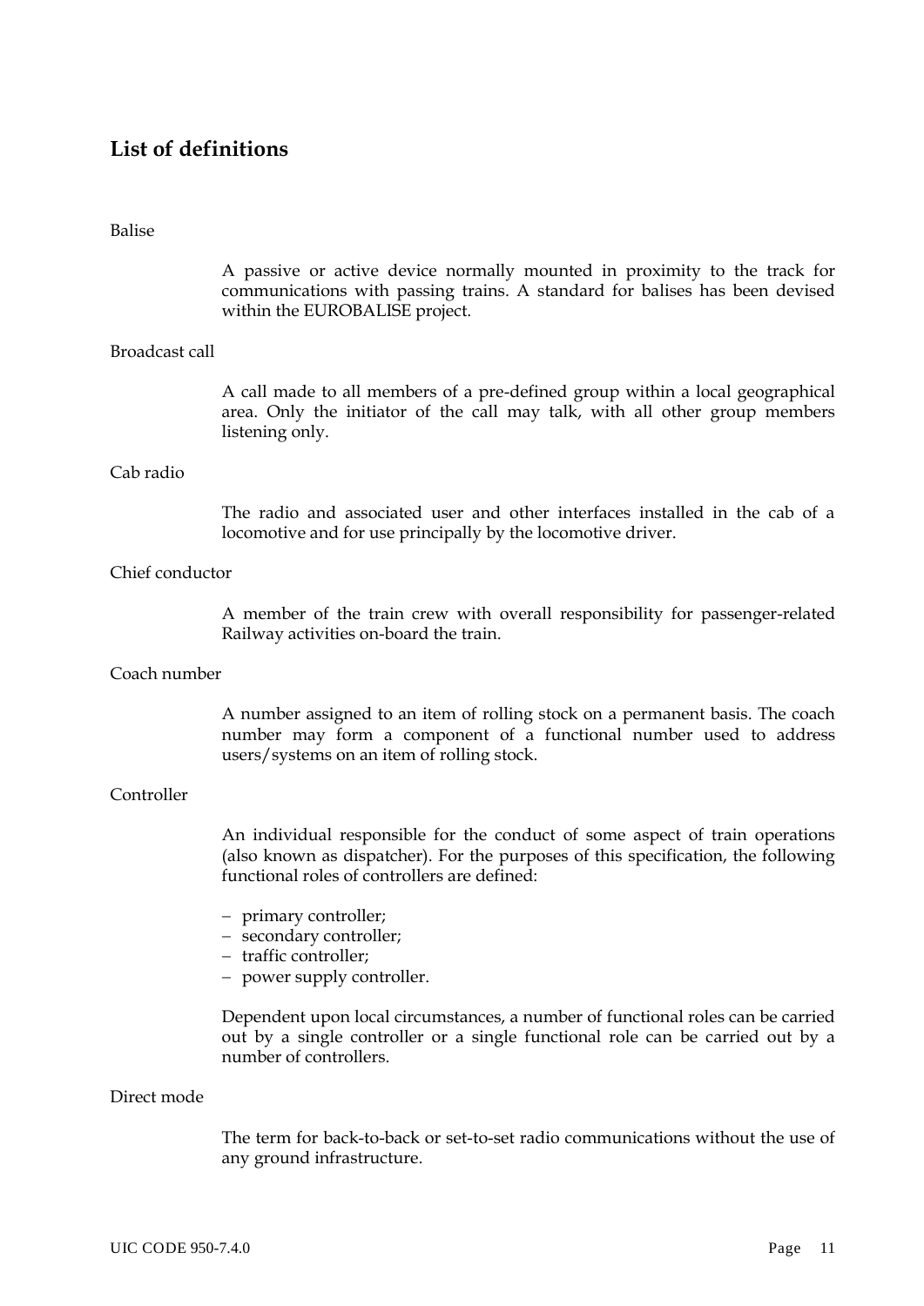## List of definitions

Balise

A passive or active device normally mounted in proximity to the track for communications with passing trains. A standard for balises has been devised within the EUROBALISE project.

Broadcast call

A call made to all members of a pre-defined group within a local geographical area. Only the initiator of the call may talk, with all other group members listening only.

Cab radio

The radio and associated user and other interfaces installed in the cab of a locomotive and for use principally by the locomotive driver.

Chief conductor

A member of the train crew with overall responsibility for passenger-related Railway activities on-board the train.

Coach number

A number assigned to an item of rolling stock on a permanent basis. The coach number may form a component of a functional number used to address users/systems on an item of rolling stock.

Controller

An individual responsible for the conduct of some aspect of train operations (also known as dispatcher). For the purposes of this specification, the following functional roles of controllers are defined:

- primary controller;
- secondary controller;
- traffic controller;
- power supply controller.

Dependent upon local circumstances, a number of functional roles can be carried out by a single controller or a single functional role can be carried out by a number of controllers.

Direct mode

The term for back-to-back or set-to-set radio communications without the use of any ground infrastructure.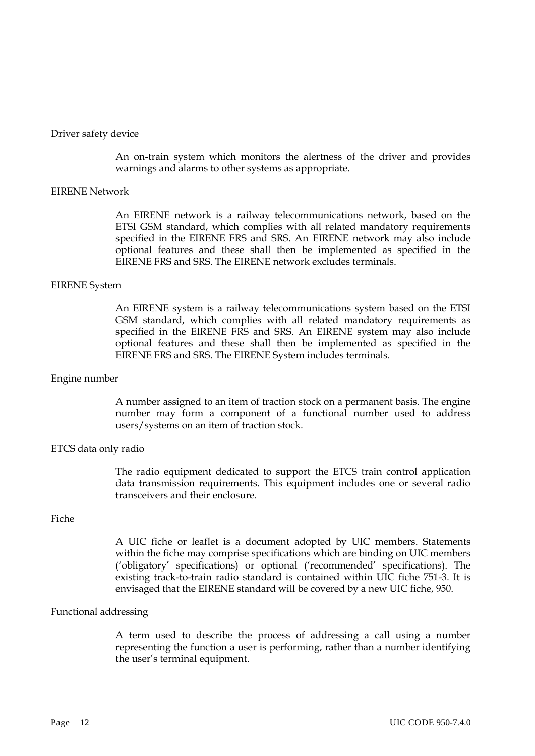Driver safety device

An on-train system which monitors the alertness of the driver and provides warnings and alarms to other systems as appropriate.

EIRENE Network

An EIRENE network is a railway telecommunications network, based on the ETSI GSM standard, which complies with all related mandatory requirements specified in the EIRENE FRS and SRS. An EIRENE network may also include optional features and these shall then be implemented as specified in the EIRENE FRS and SRS. The EIRENE network excludes terminals.

EIRENE System

An EIRENE system is a railway telecommunications system based on the ETSI GSM standard, which complies with all related mandatory requirements as specified in the EIRENE FRS and SRS. An EIRENE system may also include optional features and these shall then be implemented as specified in the EIRENE FRS and SRS. The EIRENE System includes terminals.

Engine number

A number assigned to an item of traction stock on a permanent basis. The engine number may form a component of a functional number used to address users/systems on an item of traction stock.

ETCS data only radio

The radio equipment dedicated to support the ETCS train control application data transmission requirements. This equipment includes one or several radio transceivers and their enclosure.

Fiche

A UIC fiche or leaflet is a document adopted by UIC members. Statements within the fiche may comprise specifications which are binding on UIC members ('obligatory' specifications) or optional ('recommended' specifications). The existing track-to-train radio standard is contained within UIC fiche 751-3. It is envisaged that the EIRENE standard will be covered by a new UIC fiche, 950.

Functional addressing

A term used to describe the process of addressing a call using a number representing the function a user is performing, rather than a number identifying the user's terminal equipment.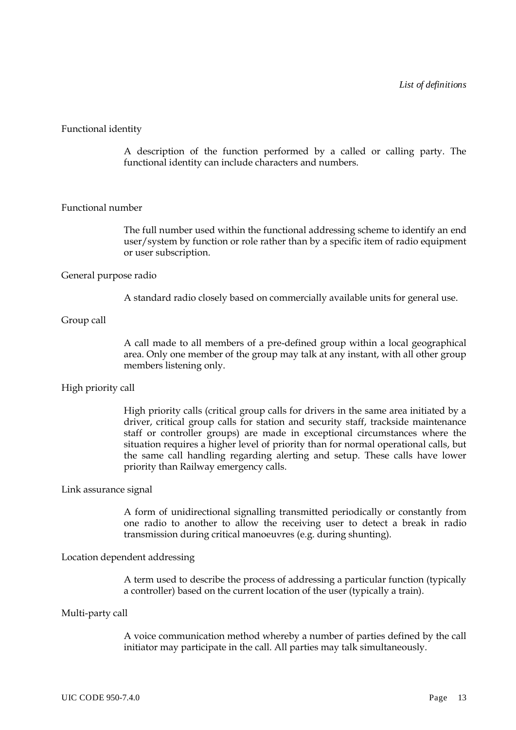Functional identity

A description of the function performed by a called or calling party. The functional identity can include characters and numbers.

Functional number

The full number used within the functional addressing scheme to identify an end user/system by function or role rather than by a specific item of radio equipment or user subscription.

General purpose radio

A standard radio closely based on commercially available units for general use.

Group call

A call made to all members of a pre-defined group within a local geographical area. Only one member of the group may talk at any instant, with all other group members listening only.

High priority call

High priority calls (critical group calls for drivers in the same area initiated by a driver, critical group calls for station and security staff, trackside maintenance staff or controller groups) are made in exceptional circumstances where the situation requires a higher level of priority than for normal operational calls, but the same call handling regarding alerting and setup. These calls have lower priority than Railway emergency calls.

Link assurance signal

A form of unidirectional signalling transmitted periodically or constantly from one radio to another to allow the receiving user to detect a break in radio transmission during critical manoeuvres (e.g. during shunting).

Location dependent addressing

A term used to describe the process of addressing a particular function (typically a controller) based on the current location of the user (typically a train).

Multi-party call

A voice communication method whereby a number of parties defined by the call initiator may participate in the call. All parties may talk simultaneously.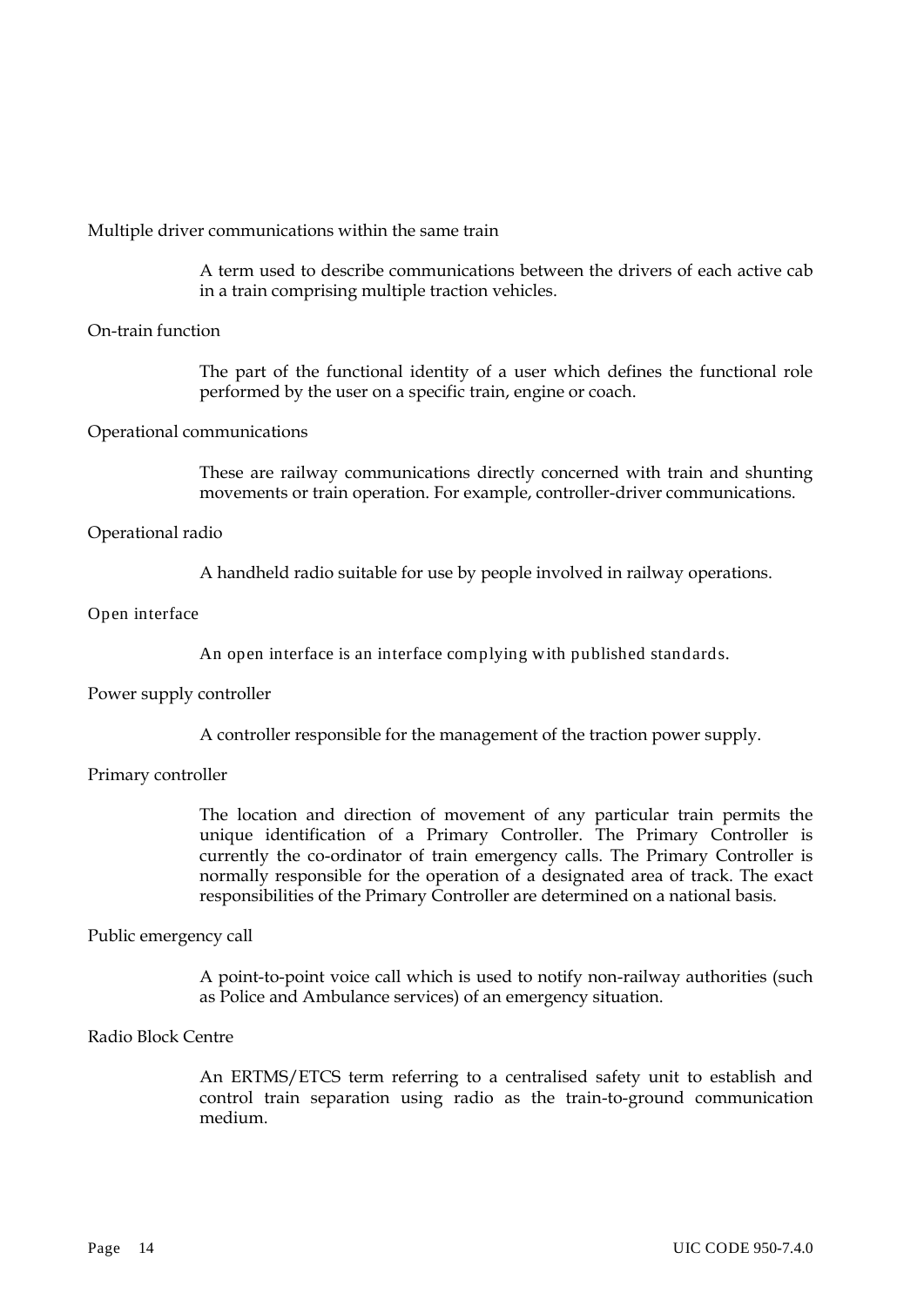Multiple driver communications within the same train

> A term used to describe communications between the drivers of each active cab in a train comprising multiple traction vehicles.

On-train function

> The part of the functional identity of a user which defines the functional role performed by the user on a specific train, engine or coach.

Operational communications

> These are railway communications directly concerned with train and shunting movements or train operation. For example, controller-driver communications.

Operational radio

> A handheld radio suitable for use by people involved in railway operations.

Open interface

> An open interface is an interface complying with published standards.

Power supply controller

> A controller responsible for the management of the traction power supply.

Primary controller

> The location and direction of movement of any particular train permits the unique identification of a Primary Controller. The Primary Controller is currently the co-ordinator of train emergency calls. The Primary Controller is normally responsible for the operation of a designated area of track. The exact responsibilities of the Primary Controller are determined on a national basis.

Public emergency call

> A point-to-point voice call which is used to notify non-railway authorities (such as Police and Ambulance services) of an emergency situation.

Radio Block Centre

> An ERTMS/ETCS term referring to a centralised safety unit to establish and control train separation using radio as the train-to-ground communication medium.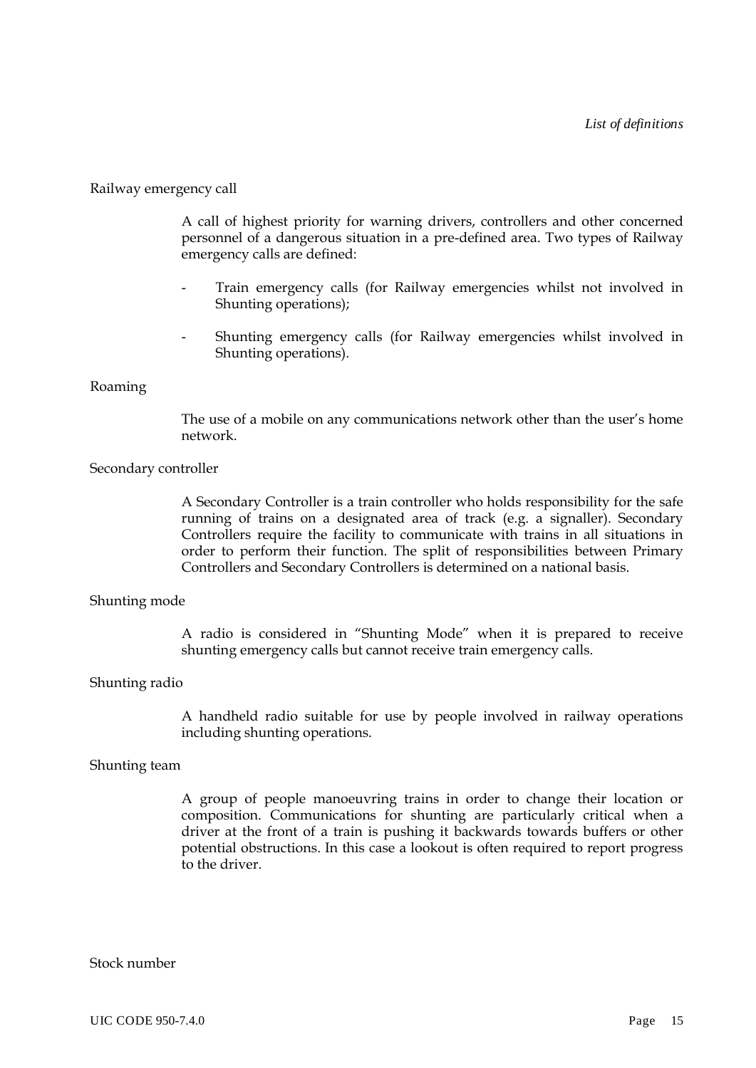Railway emergency call

A call of highest priority for warning drivers, controllers and other concerned personnel of a dangerous situation in a pre-defined area. Two types of Railway emergency calls are defined:

- Train emergency calls (for Railway emergencies whilst not involved in Shunting operations);
- Shunting emergency calls (for Railway emergencies whilst involved in Shunting operations).

Roaming

The use of a mobile on any communications network other than the user's home network.

Secondary controller

A Secondary Controller is a train controller who holds responsibility for the safe running of trains on a designated area of track (e.g. a signaller). Secondary Controllers require the facility to communicate with trains in all situations in order to perform their function. The split of responsibilities between Primary Controllers and Secondary Controllers is determined on a national basis.

Shunting mode

A radio is considered in "Shunting Mode" when it is prepared to receive shunting emergency calls but cannot receive train emergency calls.

Shunting radio

A handheld radio suitable for use by people involved in railway operations including shunting operations.

Shunting team

A group of people manoeuvring trains in order to change their location or composition. Communications for shunting are particularly critical when a driver at the front of a train is pushing it backwards towards buffers or other potential obstructions. In this case a lookout is often required to report progress to the driver.

Stock number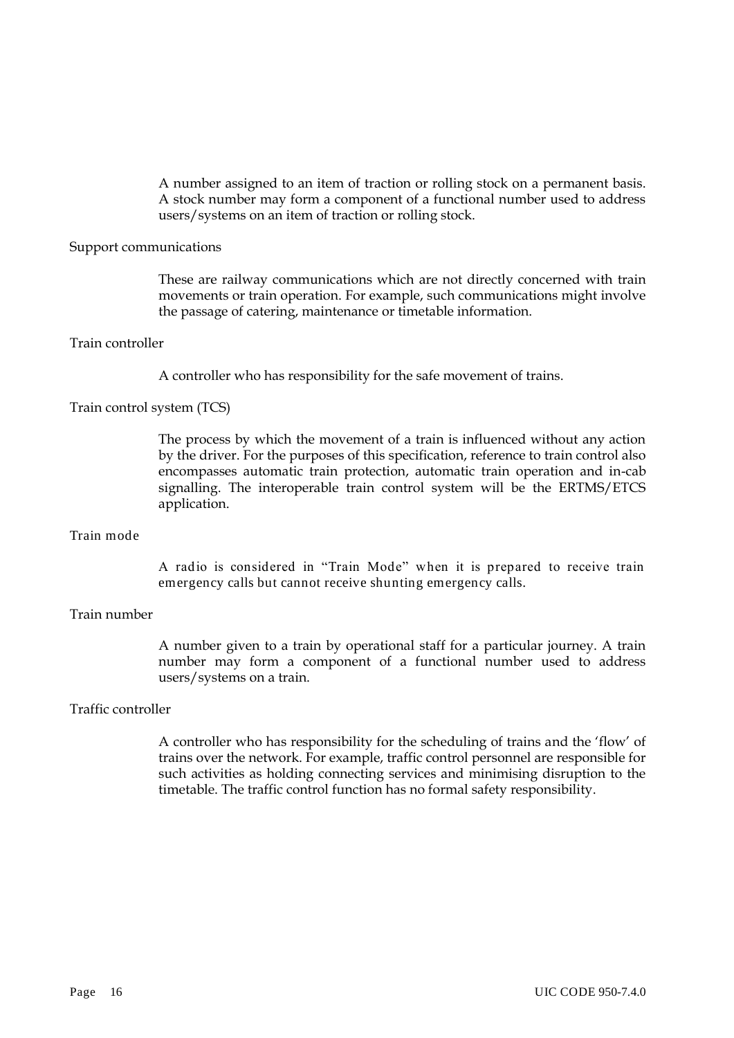A number assigned to an item of traction or rolling stock on a permanent basis. A stock number may form a component of a functional number used to address users/systems on an item of traction or rolling stock.

Support communications

These are railway communications which are not directly concerned with train movements or train operation. For example, such communications might involve the passage of catering, maintenance or timetable information.

Train controller

A controller who has responsibility for the safe movement of trains.

Train control system (TCS)

The process by which the movement of a train is influenced without any action by the driver. For the purposes of this specification, reference to train control also encompasses automatic train protection, automatic train operation and in-cab signalling. The interoperable train control system will be the ERTMS/ETCS application.

Train mode

A radio is considered in "Train Mode" when it is prepared to receive train emergency calls but cannot receive shunting emergency calls.

Train number

A number given to a train by operational staff for a particular journey. A train number may form a component of a functional number used to address users/systems on a train.

Traffic controller

A controller who has responsibility for the scheduling of trains and the 'flow' of trains over the network. For example, traffic control personnel are responsible for such activities as holding connecting services and minimising disruption to the timetable. The traffic control function has no formal safety responsibility.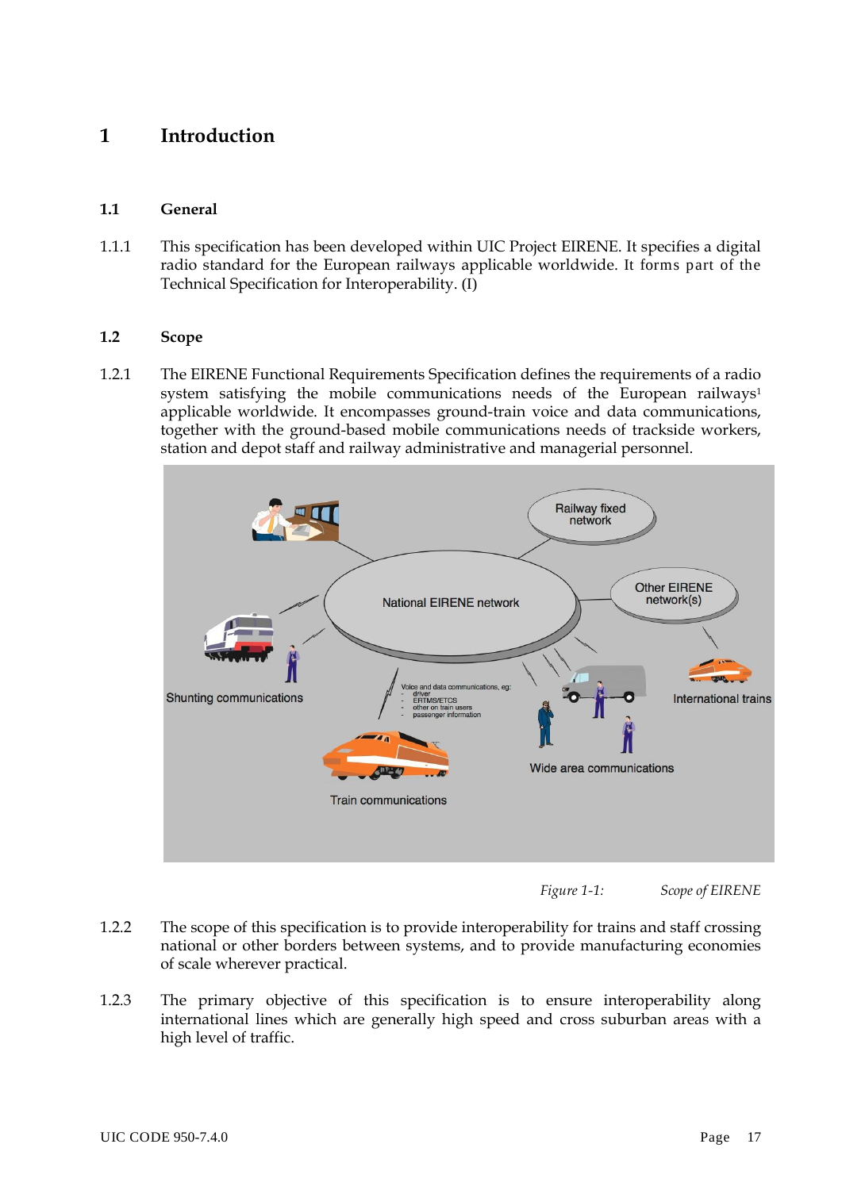# 1 Introduction

## 1.1 General

1.1.1 This specification has been developed within UIC Project EIRENE. It specifies a digital radio standard for the European railways applicable worldwide. It forms part of the Technical Specification for Interoperability. (I)

## 1.2 Scope

1.2.1 The EIRENE Functional Requirements Specification defines the requirements of a radio system satisfying the mobile communications needs of the European railways[1] applicable worldwide. It encompasses ground-train voice and data communications, together with the ground-based mobile communications needs of trackside workers, station and depot staff and railway administrative and managerial personnel.

*Figure 1-1: Scope of EIRENE*

1.2.2 The scope of this specification is to provide interoperability for trains and staff crossing national or other borders between systems, and to provide manufacturing economies of scale wherever practical.

1.2.3 The primary objective of this specification is to ensure interoperability along international lines which are generally high speed and cross suburban areas with a high level of traffic.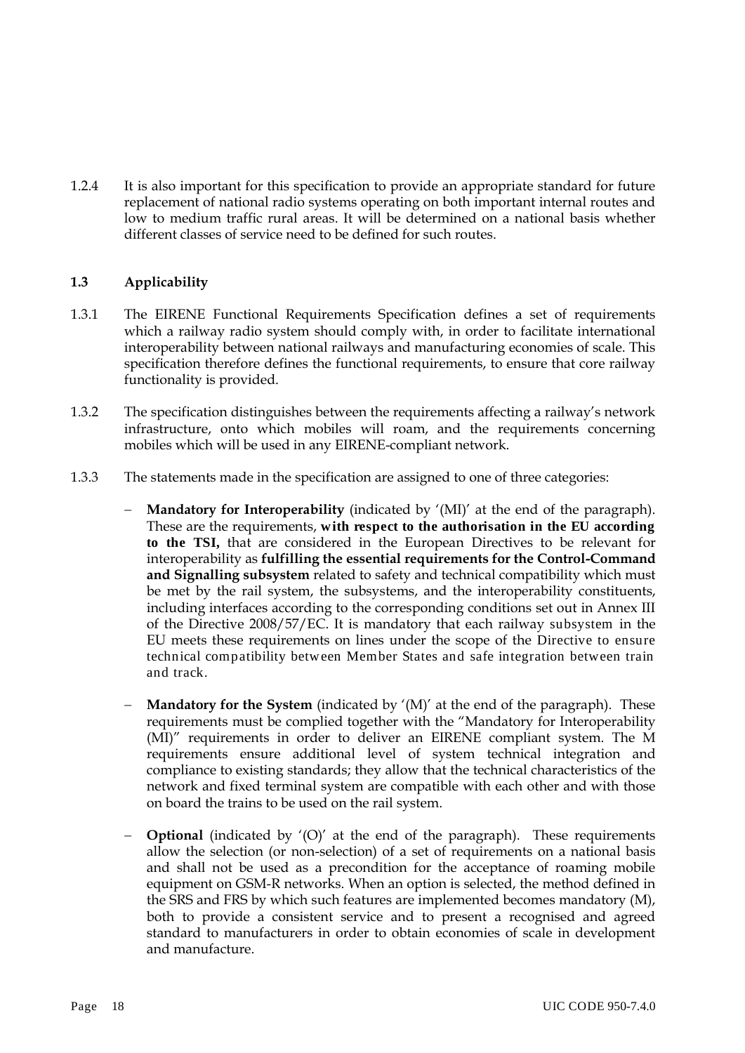1.2.4 It is also important for this specification to provide an appropriate standard for future replacement of national radio systems operating on both important internal routes and low to medium traffic rural areas. It will be determined on a national basis whether different classes of service need to be defined for such routes.

## 1.3 Applicability

1.3.1 The EIRENE Functional Requirements Specification defines a set of requirements which a railway radio system should comply with, in order to facilitate international interoperability between national railways and manufacturing economies of scale. This specification therefore defines the functional requirements, to ensure that core railway functionality is provided.

1.3.2 The specification distinguishes between the requirements affecting a railway's network infrastructure, onto which mobiles will roam, and the requirements concerning mobiles which will be used in any EIRENE-compliant network.

1.3.3 The statements made in the specification are assigned to one of three categories:

- **Mandatory for Interoperability** (indicated by '(MI)' at the end of the paragraph). These are the requirements, **with respect to the authorisation in the EU according to the TSI,** that are considered in the European Directives to be relevant for interoperability as **fulfilling the essential requirements for the Control-Command and Signalling subsystem** related to safety and technical compatibility which must be met by the rail system, the subsystems, and the interoperability constituents, including interfaces according to the corresponding conditions set out in Annex III of the Directive 2008/57/EC. It is mandatory that each railway subsystem in the EU meets these requirements on lines under the scope of the Directive to ensure technical compatibility between Member States and safe integration between train and track.

- **Mandatory for the System** (indicated by '(M)' at the end of the paragraph). These requirements must be complied together with the "Mandatory for Interoperability (MI)" requirements in order to deliver an EIRENE compliant system. The M requirements ensure additional level of system technical integration and compliance to existing standards; they allow that the technical characteristics of the network and fixed terminal system are compatible with each other and with those on board the trains to be used on the rail system.

- **Optional** (indicated by '(O)' at the end of the paragraph). These requirements allow the selection (or non-selection) of a set of requirements on a national basis and shall not be used as a precondition for the acceptance of roaming mobile equipment on GSM-R networks. When an option is selected, the method defined in the SRS and FRS by which such features are implemented becomes mandatory (M), both to provide a consistent service and to present a recognised and agreed standard to manufacturers in order to obtain economies of scale in development and manufacture.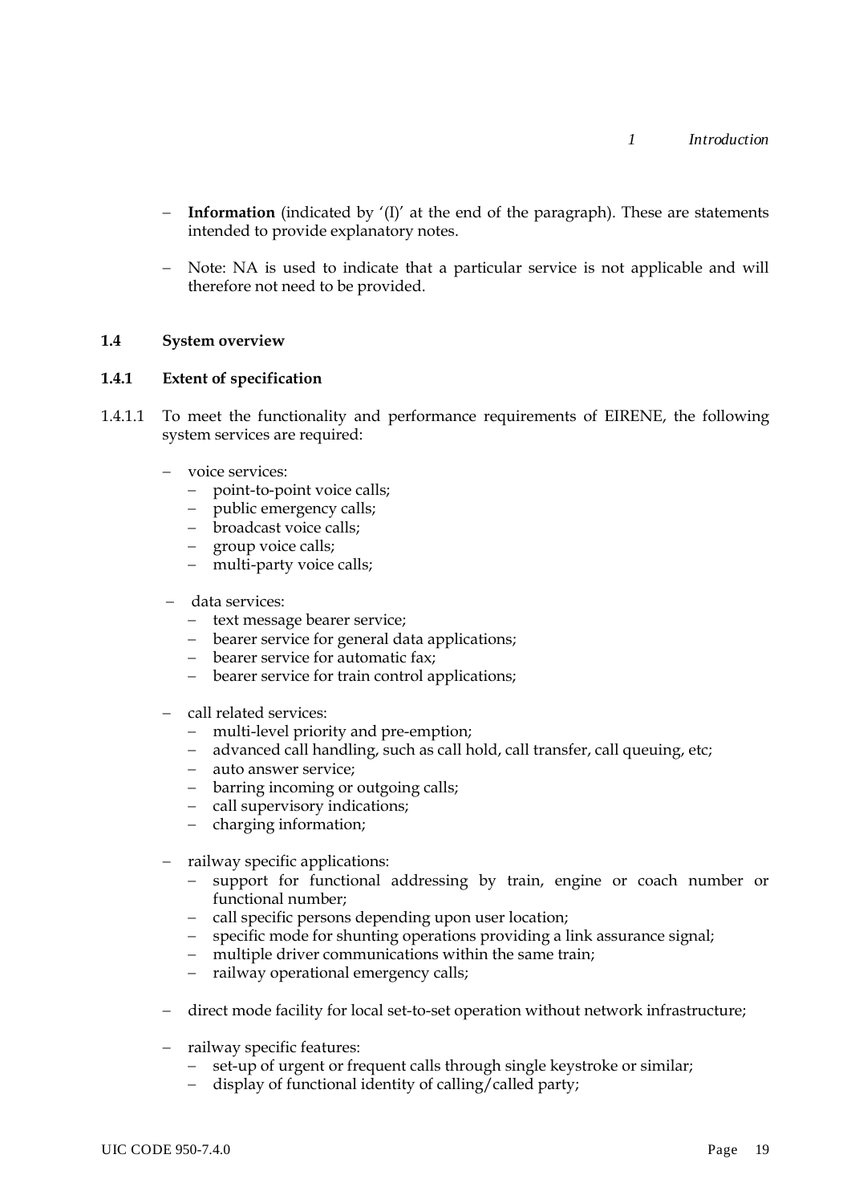- **Information** (indicated by '(I)' at the end of the paragraph). These are statements intended to provide explanatory notes.

- Note: NA is used to indicate that a particular service is not applicable and will therefore not need to be provided.

## 1.4 System overview

### 1.4.1 Extent of specification

1.4.1.1 To meet the functionality and performance requirements of EIRENE, the following system services are required:

- voice services:
  - point-to-point voice calls;
  - public emergency calls;
  - broadcast voice calls;
  - group voice calls;
  - multi-party voice calls;

- data services:
  - text message bearer service;
  - bearer service for general data applications;
  - bearer service for automatic fax;
  - bearer service for train control applications;

- call related services:
  - multi-level priority and pre-emption;
  - advanced call handling, such as call hold, call transfer, call queuing, etc;
  - auto answer service;
  - barring incoming or outgoing calls;
  - call supervisory indications;
  - charging information;

- railway specific applications:
  - support for functional addressing by train, engine or coach number or functional number;
  - call specific persons depending upon user location;
  - specific mode for shunting operations providing a link assurance signal;
  - multiple driver communications within the same train;
  - railway operational emergency calls;

- direct mode facility for local set-to-set operation without network infrastructure;

- railway specific features:
  - set-up of urgent or frequent calls through single keystroke or similar;
  - display of functional identity of calling/called party;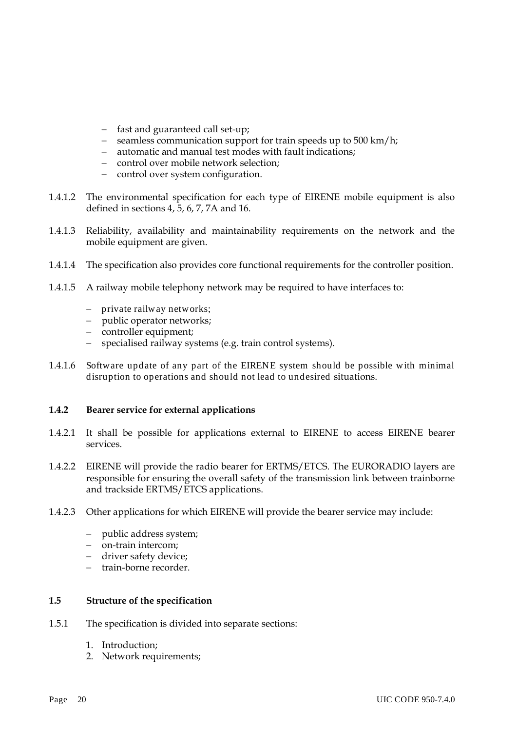- fast and guaranteed call set-up;
- seamless communication support for train speeds up to 500 km/h;
- automatic and manual test modes with fault indications;
- control over mobile network selection;
- control over system configuration.

1.4.1.2 The environmental specification for each type of EIRENE mobile equipment is also defined in sections 4, 5, 6, 7, 7A and 16.

1.4.1.3 Reliability, availability and maintainability requirements on the network and the mobile equipment are given.

1.4.1.4 The specification also provides core functional requirements for the controller position.

1.4.1.5 A railway mobile telephony network may be required to have interfaces to:

- private railway networks;
- public operator networks;
- controller equipment;
- specialised railway systems (e.g. train control systems).

1.4.1.6 Software update of any part of the EIRENE system should be possible with minimal disruption to operations and should not lead to undesired situations.

### 1.4.2 Bearer service for external applications

1.4.2.1 It shall be possible for applications external to EIRENE to access EIRENE bearer services.

1.4.2.2 EIRENE will provide the radio bearer for ERTMS/ETCS. The EURORADIO layers are responsible for ensuring the overall safety of the transmission link between trainborne and trackside ERTMS/ETCS applications.

1.4.2.3 Other applications for which EIRENE will provide the bearer service may include:

- public address system;
- on-train intercom;
- driver safety device;
- train-borne recorder.

## 1.5 Structure of the specification

1.5.1 The specification is divided into separate sections:

1. Introduction;
2. Network requirements;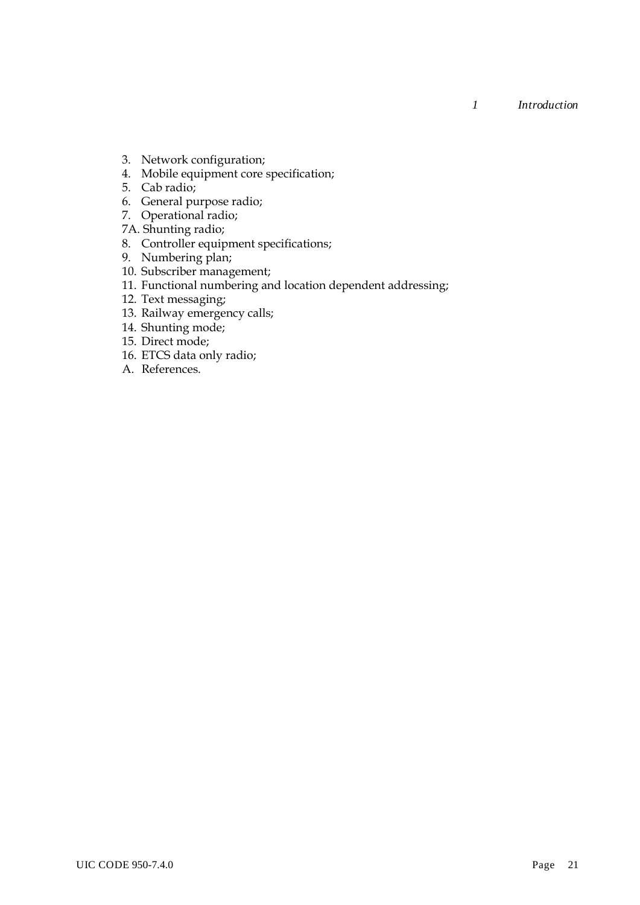3. Network configuration;
4. Mobile equipment core specification;
5. Cab radio;
6. General purpose radio;
7. Operational radio;

7A. Shunting radio;

8. Controller equipment specifications;
9. Numbering plan;
10. Subscriber management;
11. Functional numbering and location dependent addressing;
12. Text messaging;
13. Railway emergency calls;
14. Shunting mode;
15. Direct mode;
16. ETCS data only radio;

A. References.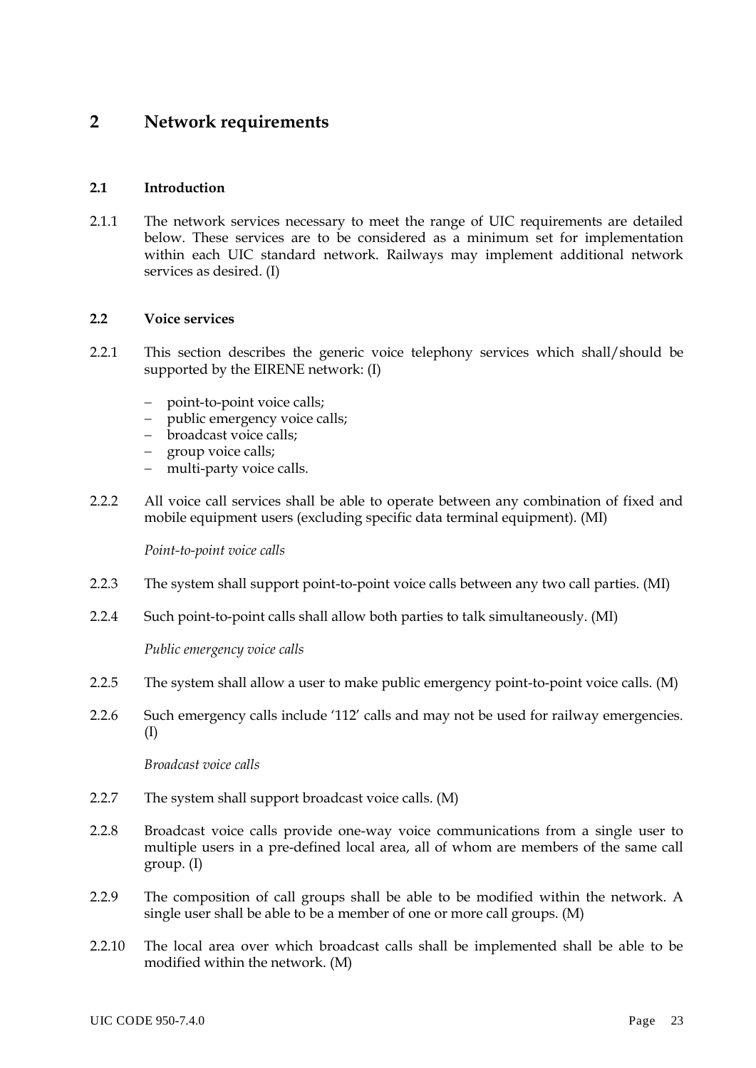# 2 Network requirements

## 2.1 Introduction

2.1.1 The network services necessary to meet the range of UIC requirements are detailed below. These services are to be considered as a minimum set for implementation within each UIC standard network. Railways may implement additional network services as desired. (I)

## 2.2 Voice services

2.2.1 This section describes the generic voice telephony services which shall/should be supported by the EIRENE network: (I)

- point-to-point voice calls;
- public emergency voice calls;
- broadcast voice calls;
- group voice calls;
- multi-party voice calls.

2.2.2 All voice call services shall be able to operate between any combination of fixed and mobile equipment users (excluding specific data terminal equipment). (MI)

*Point-to-point voice calls*

2.2.3 The system shall support point-to-point voice calls between any two call parties. (MI)

2.2.4 Such point-to-point calls shall allow both parties to talk simultaneously. (MI)

*Public emergency voice calls*

2.2.5 The system shall allow a user to make public emergency point-to-point voice calls. (M)

2.2.6 Such emergency calls include '112' calls and may not be used for railway emergencies. (I)

*Broadcast voice calls*

2.2.7 The system shall support broadcast voice calls. (M)

2.2.8 Broadcast voice calls provide one-way voice communications from a single user to multiple users in a pre-defined local area, all of whom are members of the same call group. (I)

2.2.9 The composition of call groups shall be able to be modified within the network. A single user shall be able to be a member of one or more call groups. (M)

2.2.10 The local area over which broadcast calls shall be implemented shall be able to be modified within the network. (M)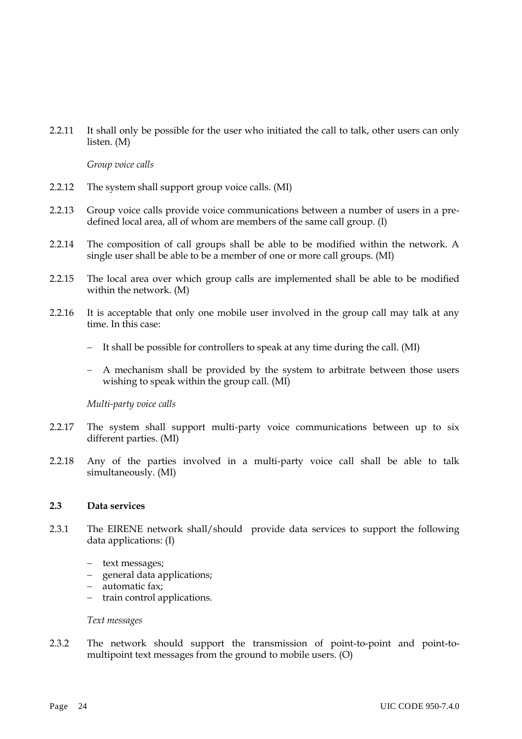2.2.11 It shall only be possible for the user who initiated the call to talk, other users can only listen. (M)

*Group voice calls*

2.2.12 The system shall support group voice calls. (MI)

2.2.13 Group voice calls provide voice communications between a number of users in a pre-defined local area, all of whom are members of the same call group. (I)

2.2.14 The composition of call groups shall be able to be modified within the network. A single user shall be able to be a member of one or more call groups. (MI)

2.2.15 The local area over which group calls are implemented shall be able to be modified within the network. (M)

2.2.16 It is acceptable that only one mobile user involved in the group call may talk at any time. In this case:

- It shall be possible for controllers to speak at any time during the call. (MI)
- A mechanism shall be provided by the system to arbitrate between those users wishing to speak within the group call. (MI)

*Multi-party voice calls*

2.2.17 The system shall support multi-party voice communications between up to six different parties. (MI)

2.2.18 Any of the parties involved in a multi-party voice call shall be able to talk simultaneously. (MI)

### 2.3 Data services

2.3.1 The EIRENE network shall/should provide data services to support the following data applications: (I)

- text messages;
- general data applications;
- automatic fax;
- train control applications.

*Text messages*

2.3.2 The network should support the transmission of point-to-point and point-to-multipoint text messages from the ground to mobile users. (O)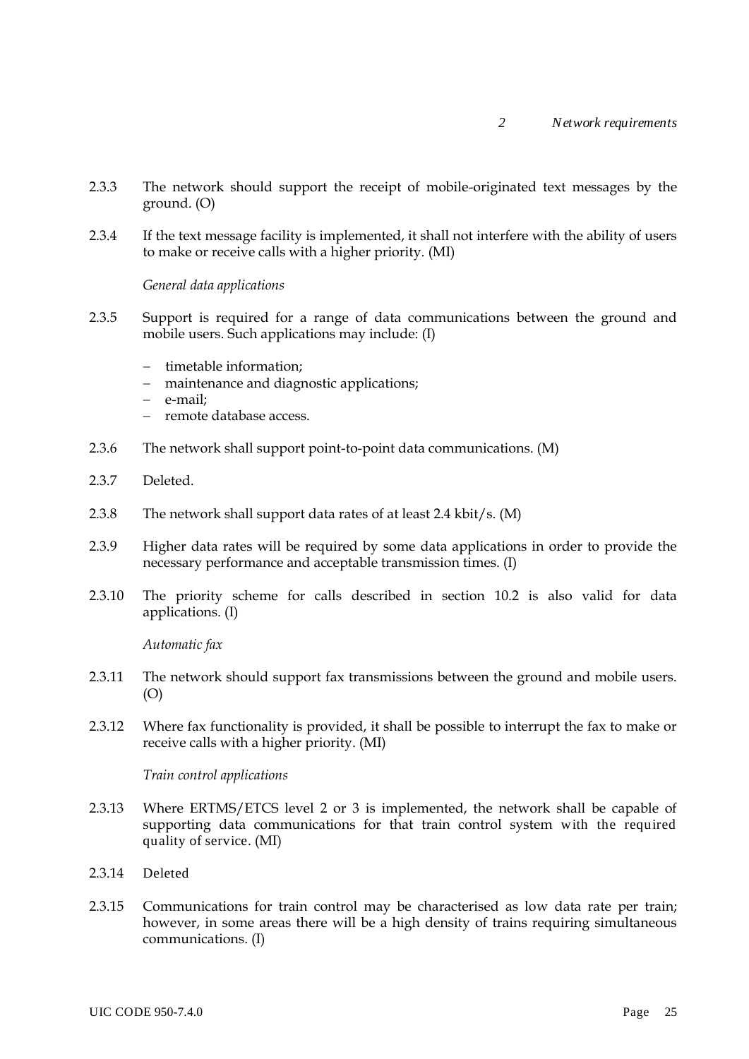2.3.3 The network should support the receipt of mobile-originated text messages by the ground. (O)

2.3.4 If the text message facility is implemented, it shall not interfere with the ability of users to make or receive calls with a higher priority. (MI)

*General data applications*

2.3.5 Support is required for a range of data communications between the ground and mobile users. Such applications may include: (I)

- timetable information;
- maintenance and diagnostic applications;
- e-mail;
- remote database access.

2.3.6 The network shall support point-to-point data communications. (M)

2.3.7 Deleted.

2.3.8 The network shall support data rates of at least 2.4 kbit/s. (M)

2.3.9 Higher data rates will be required by some data applications in order to provide the necessary performance and acceptable transmission times. (I)

2.3.10 The priority scheme for calls described in section 10.2 is also valid for data applications. (I)

*Automatic fax*

2.3.11 The network should support fax transmissions between the ground and mobile users. (O)

2.3.12 Where fax functionality is provided, it shall be possible to interrupt the fax to make or receive calls with a higher priority. (MI)

*Train control applications*

2.3.13 Where ERTMS/ETCS level 2 or 3 is implemented, the network shall be capable of supporting data communications for that train control system with the required quality of service. (MI)

2.3.14 Deleted

2.3.15 Communications for train control may be characterised as low data rate per train; however, in some areas there will be a high density of trains requiring simultaneous communications. (I)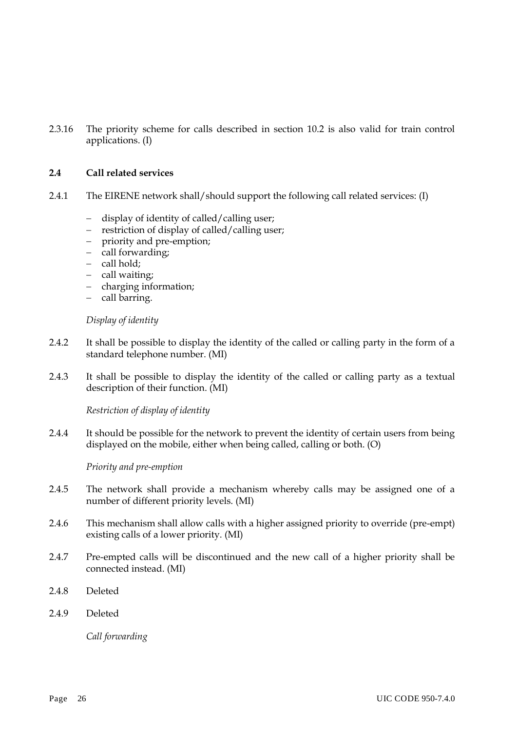2.3.16 The priority scheme for calls described in section 10.2 is also valid for train control applications. (I)

### 2.4 Call related services

2.4.1 The EIRENE network shall/should support the following call related services: (I)

- display of identity of called/calling user;
- restriction of display of called/calling user;
- priority and pre-emption;
- call forwarding;
- call hold;
- call waiting;
- charging information;
- call barring.

*Display of identity*

2.4.2 It shall be possible to display the identity of the called or calling party in the form of a standard telephone number. (MI)

2.4.3 It shall be possible to display the identity of the called or calling party as a textual description of their function. (MI)

*Restriction of display of identity*

2.4.4 It should be possible for the network to prevent the identity of certain users from being displayed on the mobile, either when being called, calling or both. (O)

*Priority and pre-emption*

2.4.5 The network shall provide a mechanism whereby calls may be assigned one of a number of different priority levels. (MI)

2.4.6 This mechanism shall allow calls with a higher assigned priority to override (pre-empt) existing calls of a lower priority. (MI)

2.4.7 Pre-empted calls will be discontinued and the new call of a higher priority shall be connected instead. (MI)

2.4.8 Deleted

2.4.9 Deleted

*Call forwarding*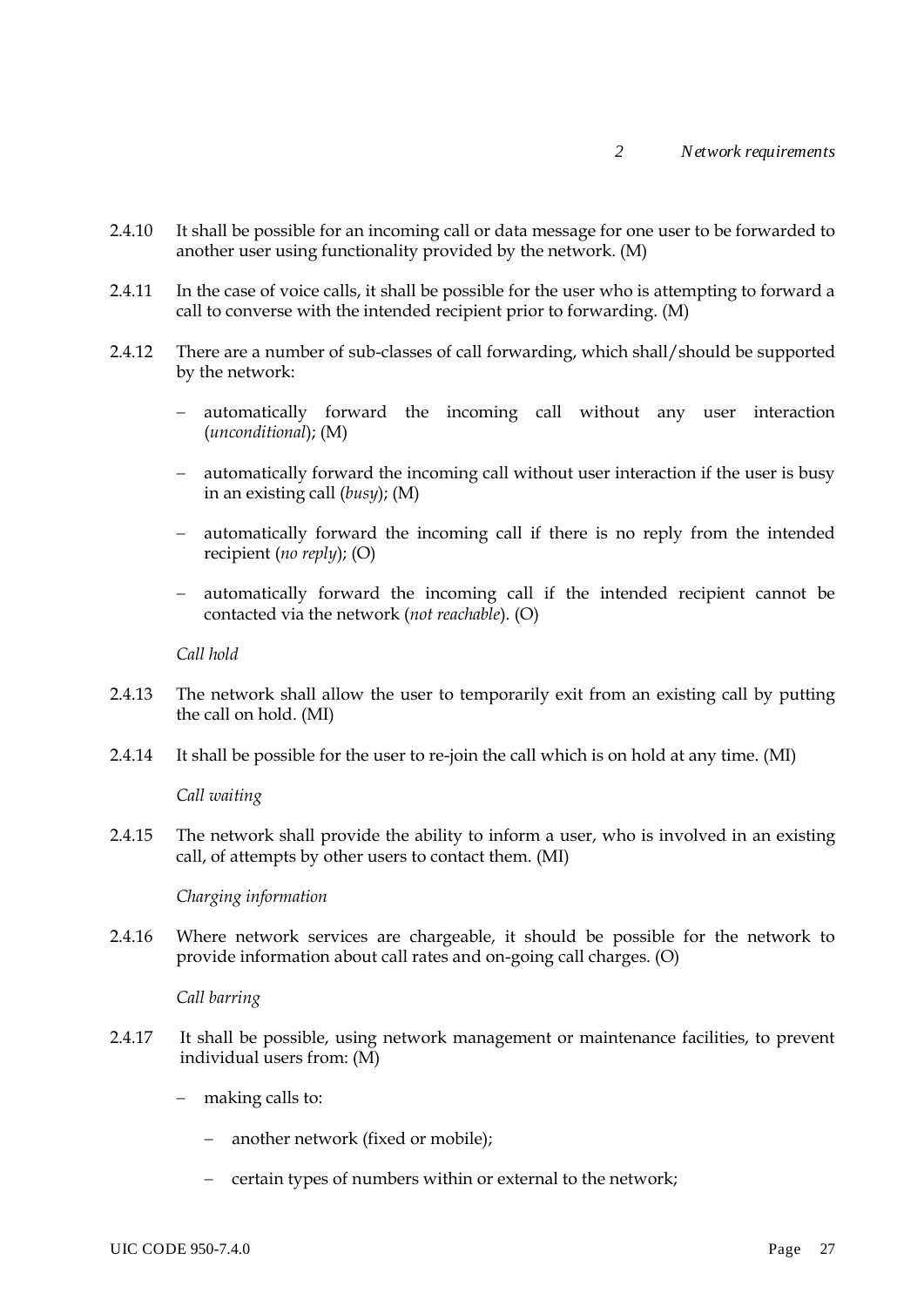2.4.10 It shall be possible for an incoming call or data message for one user to be forwarded to another user using functionality provided by the network. (M)

2.4.11 In the case of voice calls, it shall be possible for the user who is attempting to forward a call to converse with the intended recipient prior to forwarding. (M)

2.4.12 There are a number of sub-classes of call forwarding, which shall/should be supported by the network:

- automatically forward the incoming call without any user interaction (*unconditional*); (M)
- automatically forward the incoming call without user interaction if the user is busy in an existing call (*busy*); (M)
- automatically forward the incoming call if there is no reply from the intended recipient (*no reply*); (O)
- automatically forward the incoming call if the intended recipient cannot be contacted via the network (*not reachable*). (O)

*Call hold*

2.4.13 The network shall allow the user to temporarily exit from an existing call by putting the call on hold. (MI)

2.4.14 It shall be possible for the user to re-join the call which is on hold at any time. (MI)

*Call waiting*

2.4.15 The network shall provide the ability to inform a user, who is involved in an existing call, of attempts by other users to contact them. (MI)

*Charging information*

2.4.16 Where network services are chargeable, it should be possible for the network to provide information about call rates and on-going call charges. (O)

*Call barring*

2.4.17 It shall be possible, using network management or maintenance facilities, to prevent individual users from: (M)

- making calls to:
  - another network (fixed or mobile);
  - certain types of numbers within or external to the network;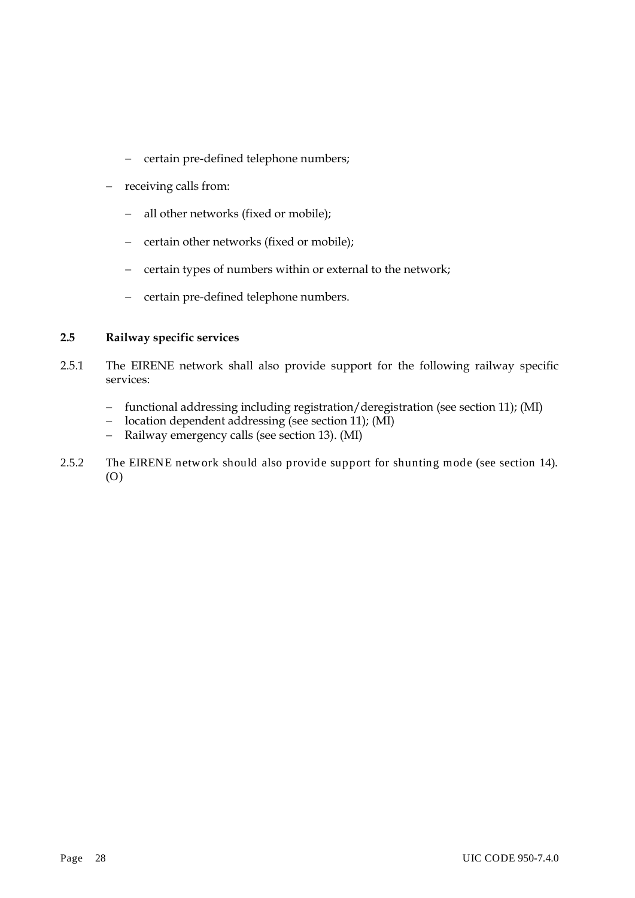- certain pre-defined telephone numbers;
- receiving calls from:
  - all other networks (fixed or mobile);
  - certain other networks (fixed or mobile);
  - certain types of numbers within or external to the network;
  - certain pre-defined telephone numbers.

### 2.5 Railway specific services

2.5.1 The EIRENE network shall also provide support for the following railway specific services:

- functional addressing including registration/deregistration (see section 11); (MI)
- location dependent addressing (see section 11); (MI)
- Railway emergency calls (see section 13). (MI)

2.5.2 The EIRENE network should also provide support for shunting mode (see section 14). (O)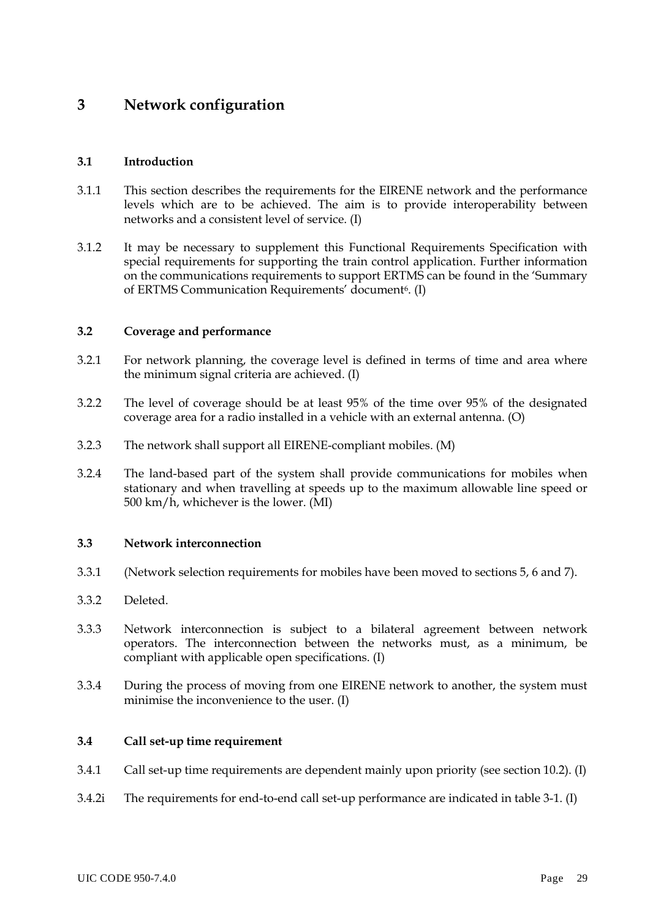# 3 Network configuration

## 3.1 Introduction

3.1.1 This section describes the requirements for the EIRENE network and the performance levels which are to be achieved. The aim is to provide interoperability between networks and a consistent level of service. (I)

3.1.2 It may be necessary to supplement this Functional Requirements Specification with special requirements for supporting the train control application. Further information on the communications requirements to support ERTMS can be found in the 'Summary of ERTMS Communication Requirements' document[6]. (I)

## 3.2 Coverage and performance

3.2.1 For network planning, the coverage level is defined in terms of time and area where the minimum signal criteria are achieved. (I)

3.2.2 The level of coverage should be at least 95% of the time over 95% of the designated coverage area for a radio installed in a vehicle with an external antenna. (O)

3.2.3 The network shall support all EIRENE-compliant mobiles. (M)

3.2.4 The land-based part of the system shall provide communications for mobiles when stationary and when travelling at speeds up to the maximum allowable line speed or 500 km/h, whichever is the lower. (MI)

## 3.3 Network interconnection

3.3.1 (Network selection requirements for mobiles have been moved to sections 5, 6 and 7).

3.3.2 Deleted.

3.3.3 Network interconnection is subject to a bilateral agreement between network operators. The interconnection between the networks must, as a minimum, be compliant with applicable open specifications. (I)

3.3.4 During the process of moving from one EIRENE network to another, the system must minimise the inconvenience to the user. (I)

## 3.4 Call set-up time requirement

3.4.1 Call set-up time requirements are dependent mainly upon priority (see section 10.2). (I)

3.4.2i The requirements for end-to-end call set-up performance are indicated in table 3-1. (I)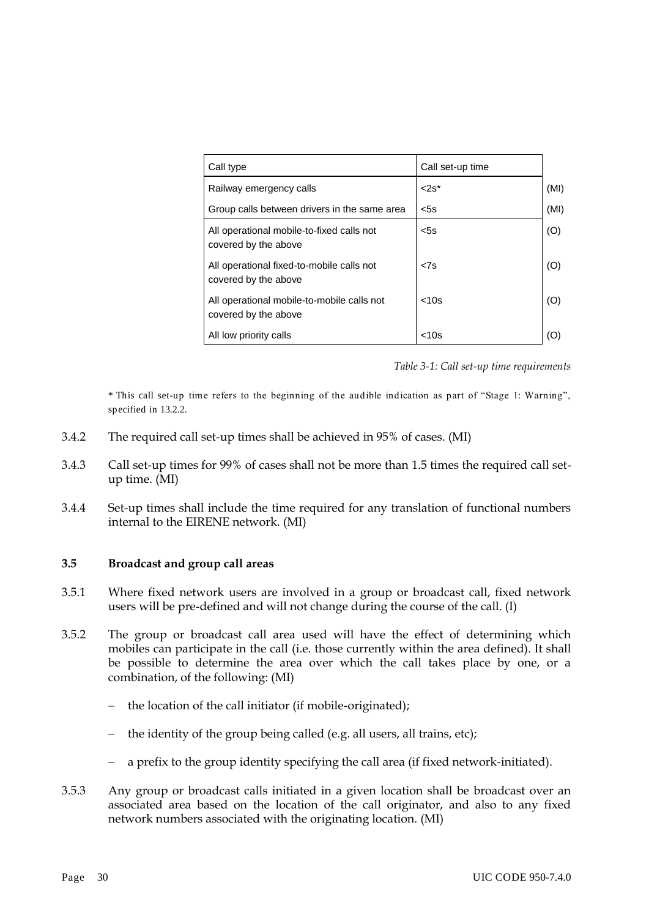| Call type | Call set-up time | |
|---|---|---|
| Railway emergency calls | <2s* | (MI) |
| Group calls between drivers in the same area | <5s | (MI) |
| All operational mobile-to-fixed calls not covered by the above | <5s | (O) |
| All operational fixed-to-mobile calls not covered by the above | <7s | (O) |
| All operational mobile-to-mobile calls not covered by the above | <10s | (O) |
| All low priority calls | <10s | (O) |

*Table 3-1: Call set-up time requirements*

* This call set-up time refers to the beginning of the audible indication as part of "Stage 1: Warning", specified in 13.2.2.

3.4.2 The required call set-up times shall be achieved in 95% of cases. (MI)

3.4.3 Call set-up times for 99% of cases shall not be more than 1.5 times the required call set-up time. (MI)

3.4.4 Set-up times shall include the time required for any translation of functional numbers internal to the EIRENE network. (MI)

### 3.5 Broadcast and group call areas

3.5.1 Where fixed network users are involved in a group or broadcast call, fixed network users will be pre-defined and will not change during the course of the call. (I)

3.5.2 The group or broadcast call area used will have the effect of determining which mobiles can participate in the call (i.e. those currently within the area defined). It shall be possible to determine the area over which the call takes place by one, or a combination, of the following: (MI)

- the location of the call initiator (if mobile-originated);
- the identity of the group being called (e.g. all users, all trains, etc);
- a prefix to the group identity specifying the call area (if fixed network-initiated).

3.5.3 Any group or broadcast calls initiated in a given location shall be broadcast over an associated area based on the location of the call originator, and also to any fixed network numbers associated with the originating location. (MI)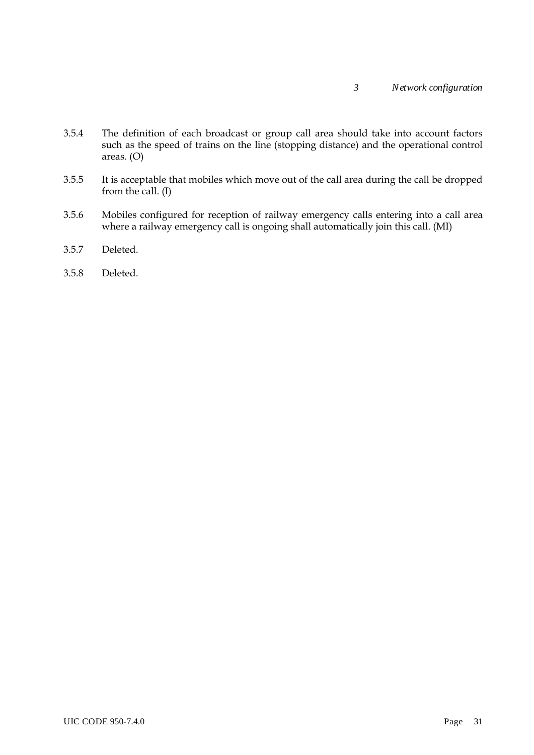3.5.4 The definition of each broadcast or group call area should take into account factors such as the speed of trains on the line (stopping distance) and the operational control areas. (O)

3.5.5 It is acceptable that mobiles which move out of the call area during the call be dropped from the call. (I)

3.5.6 Mobiles configured for reception of railway emergency calls entering into a call area where a railway emergency call is ongoing shall automatically join this call. (MI)

3.5.7 Deleted.

3.5.8 Deleted.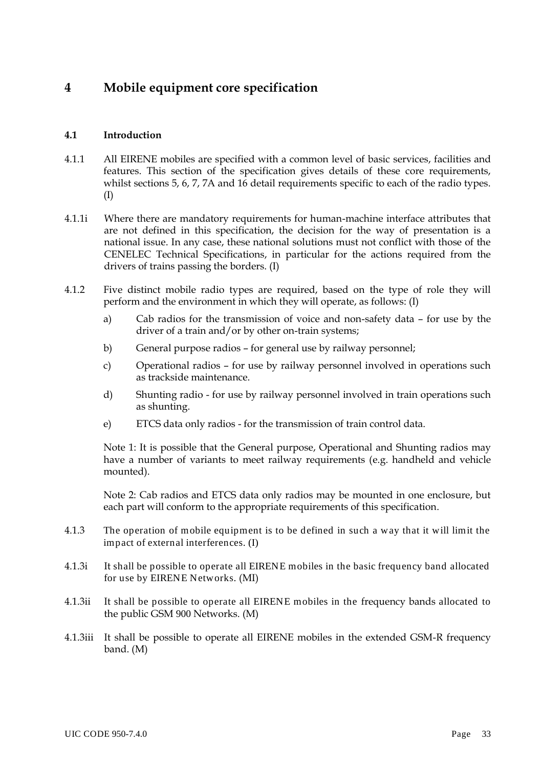# 4 Mobile equipment core specification

## 4.1 Introduction

4.1.1 All EIRENE mobiles are specified with a common level of basic services, facilities and features. This section of the specification gives details of these core requirements, whilst sections 5, 6, 7, 7A and 16 detail requirements specific to each of the radio types. (I)

4.1.1i Where there are mandatory requirements for human-machine interface attributes that are not defined in this specification, the decision for the way of presentation is a national issue. In any case, these national solutions must not conflict with those of the CENELEC Technical Specifications, in particular for the actions required from the drivers of trains passing the borders. (I)

4.1.2 Five distinct mobile radio types are required, based on the type of role they will perform and the environment in which they will operate, as follows: (I)

a) Cab radios for the transmission of voice and non-safety data – for use by the driver of a train and/or by other on-train systems;

b) General purpose radios – for general use by railway personnel;

c) Operational radios – for use by railway personnel involved in operations such as trackside maintenance.

d) Shunting radio - for use by railway personnel involved in train operations such as shunting.

e) ETCS data only radios - for the transmission of train control data.

Note 1: It is possible that the General purpose, Operational and Shunting radios may have a number of variants to meet railway requirements (e.g. handheld and vehicle mounted).

Note 2: Cab radios and ETCS data only radios may be mounted in one enclosure, but each part will conform to the appropriate requirements of this specification.

4.1.3 The operation of mobile equipment is to be defined in such a way that it will limit the impact of external interferences. (I)

4.1.3i It shall be possible to operate all EIRENE mobiles in the basic frequency band allocated for use by EIRENE Networks. (MI)

4.1.3ii It shall be possible to operate all EIRENE mobiles in the frequency bands allocated to the public GSM 900 Networks. (M)

4.1.3iii It shall be possible to operate all EIRENE mobiles in the extended GSM-R frequency band. (M)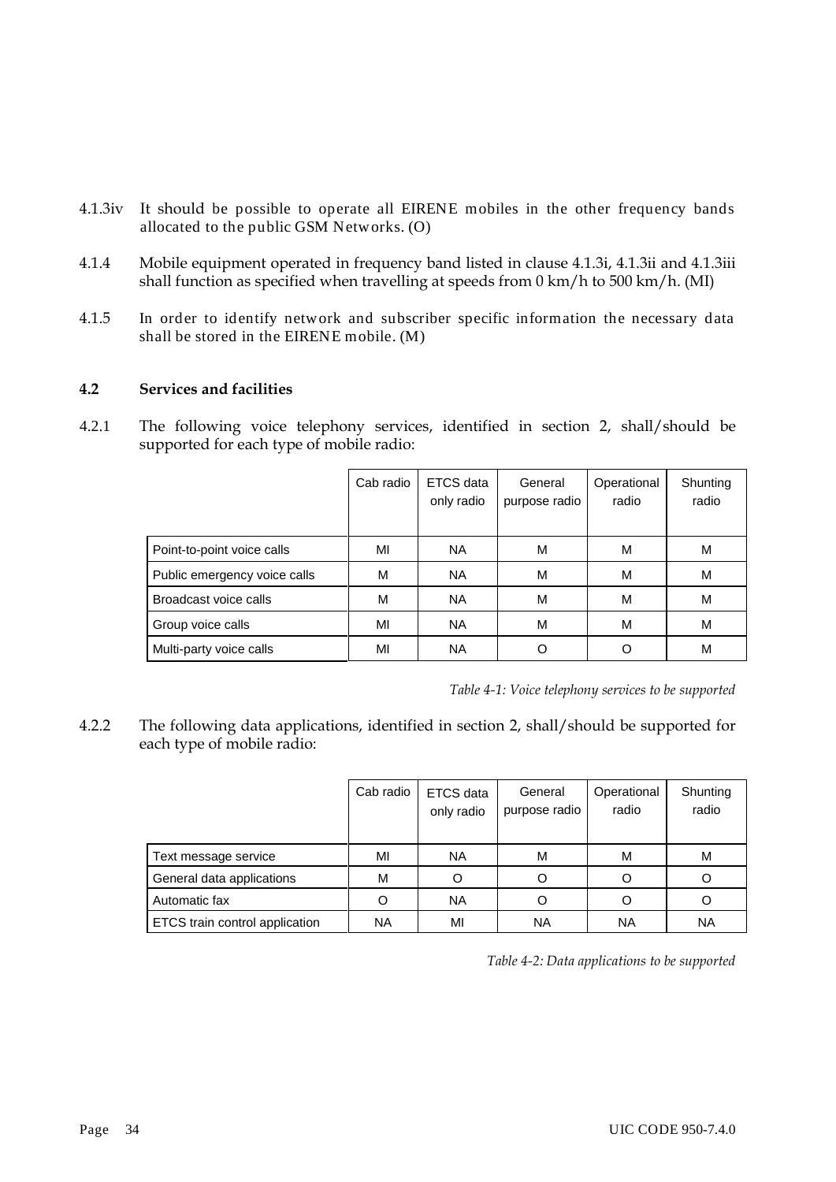4.1.3iv It should be possible to operate all EIRENE mobiles in the other frequency bands allocated to the public GSM Networks. (O)

4.1.4 Mobile equipment operated in frequency band listed in clause 4.1.3i, 4.1.3ii and 4.1.3iii shall function as specified when travelling at speeds from 0 km/h to 500 km/h. (MI)

4.1.5 In order to identify network and subscriber specific information the necessary data shall be stored in the EIRENE mobile. (M)

## 4.2 Services and facilities

4.2.1 The following voice telephony services, identified in section 2, shall/should be supported for each type of mobile radio:

| | Cab radio | ETCS data only radio | General purpose radio | Operational radio | Shunting radio |
|---|---|---|---|---|---|
| Point-to-point voice calls | MI | NA | M | M | M |
| Public emergency voice calls | M | NA | M | M | M |
| Broadcast voice calls | M | NA | M | M | M |
| Group voice calls | MI | NA | M | M | M |
| Multi-party voice calls | MI | NA | O | O | M |

*Table 4-1: Voice telephony services to be supported*

4.2.2 The following data applications, identified in section 2, shall/should be supported for each type of mobile radio:

| | Cab radio | ETCS data only radio | General purpose radio | Operational radio | Shunting radio |
|---|---|---|---|---|---|
| Text message service | MI | NA | M | M | M |
| General data applications | M | O | O | O | O |
| Automatic fax | O | NA | O | O | O |
| ETCS train control application | NA | MI | NA | NA | NA |

*Table 4-2: Data applications to be supported*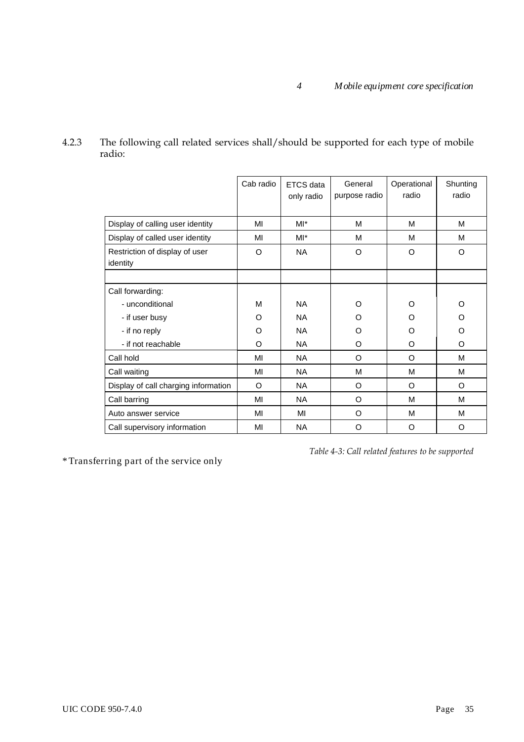4.2.3 The following call related services shall/should be supported for each type of mobile radio:

| | Cab radio | ETCS data only radio | General purpose radio | Operational radio | Shunting radio |
|---|---|---|---|---|---|
| Display of calling user identity | MI | MI* | M | M | M |
| Display of called user identity | MI | MI* | M | M | M |
| Restriction of display of user identity | O | NA | O | O | O |
| | | | | | |
| Call forwarding: | | | | | |
| - unconditional | M | NA | O | O | O |
| - if user busy | O | NA | O | O | O |
| - if no reply | O | NA | O | O | O |
| - if not reachable | O | NA | O | O | O |
| Call hold | MI | NA | O | O | M |
| Call waiting | MI | NA | M | M | M |
| Display of call charging information | O | NA | O | O | O |
| Call barring | MI | NA | O | M | M |
| Auto answer service | MI | MI | O | M | M |
| Call supervisory information | MI | NA | O | O | O |

*Table 4-3: Call related features to be supported*

* Transferring part of the service only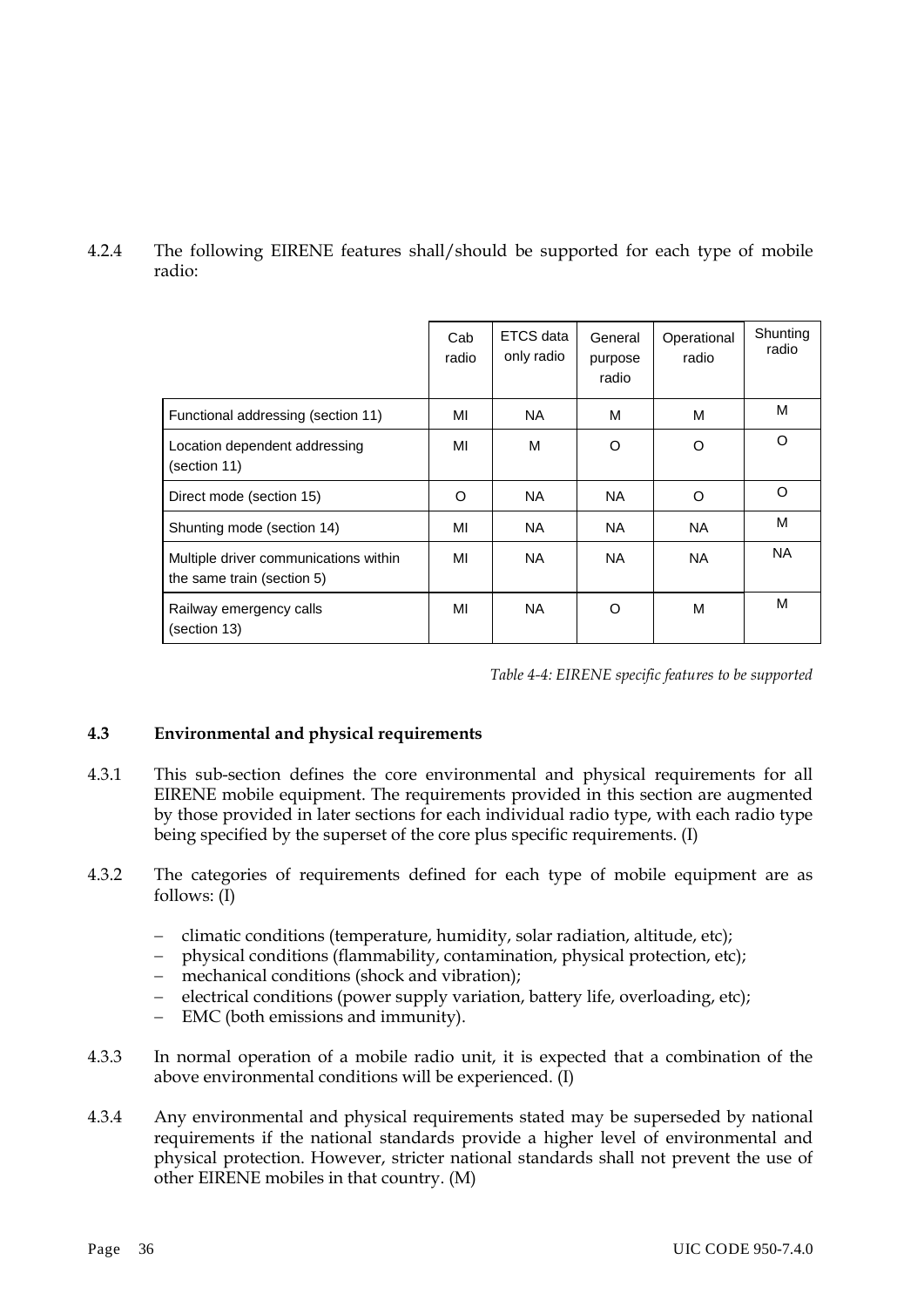4.2.4 The following EIRENE features shall/should be supported for each type of mobile radio:

| | Cab radio | ETCS data only radio | General purpose radio | Operational radio | Shunting radio |
|---|---|---|---|---|---|
| Functional addressing (section 11) | MI | NA | M | M | M |
| Location dependent addressing (section 11) | MI | M | O | O | O |
| Direct mode (section 15) | O | NA | NA | O | O |
| Shunting mode (section 14) | MI | NA | NA | NA | M |
| Multiple driver communications within the same train (section 5) | MI | NA | NA | NA | NA |
| Railway emergency calls (section 13) | MI | NA | O | M | M |

*Table 4-4: EIRENE specific features to be supported*

## 4.3 Environmental and physical requirements

4.3.1 This sub-section defines the core environmental and physical requirements for all EIRENE mobile equipment. The requirements provided in this section are augmented by those provided in later sections for each individual radio type, with each radio type being specified by the superset of the core plus specific requirements. (I)

4.3.2 The categories of requirements defined for each type of mobile equipment are as follows: (I)

- climatic conditions (temperature, humidity, solar radiation, altitude, etc);
- physical conditions (flammability, contamination, physical protection, etc);
- mechanical conditions (shock and vibration);
- electrical conditions (power supply variation, battery life, overloading, etc);
- EMC (both emissions and immunity).

4.3.3 In normal operation of a mobile radio unit, it is expected that a combination of the above environmental conditions will be experienced. (I)

4.3.4 Any environmental and physical requirements stated may be superseded by national requirements if the national standards provide a higher level of environmental and physical protection. However, stricter national standards shall not prevent the use of other EIRENE mobiles in that country. (M)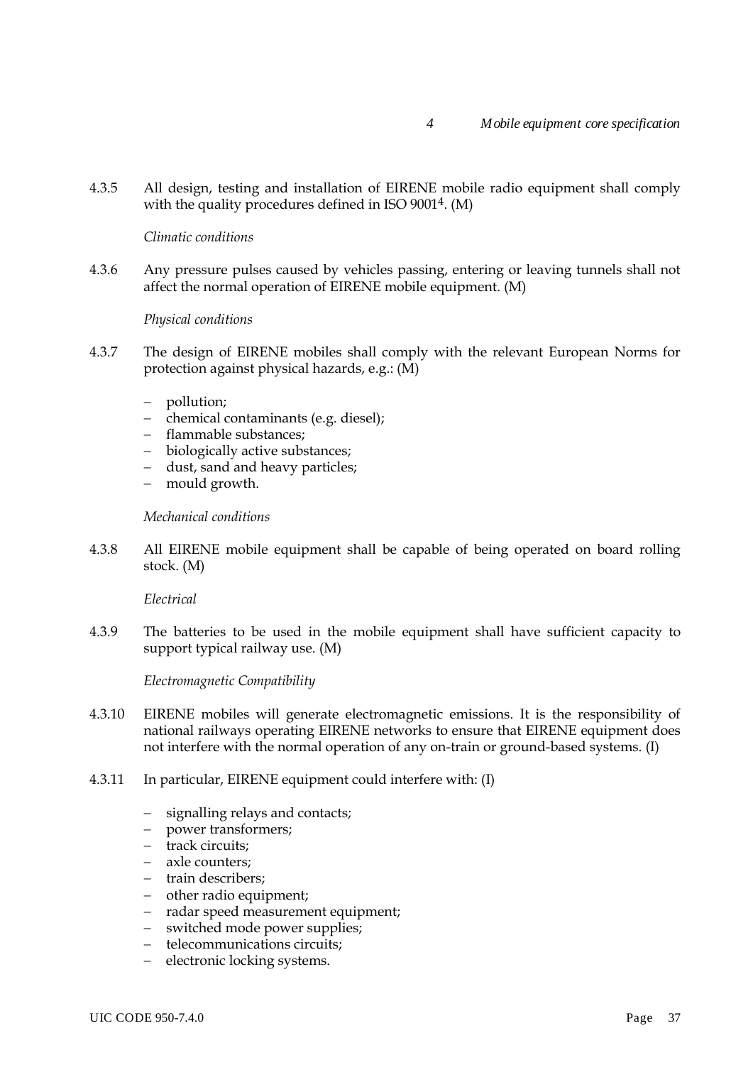4.3.5 All design, testing and installation of EIRENE mobile radio equipment shall comply with the quality procedures defined in ISO 9001[4]. (M)

*Climatic conditions*

4.3.6 Any pressure pulses caused by vehicles passing, entering or leaving tunnels shall not affect the normal operation of EIRENE mobile equipment. (M)

*Physical conditions*

4.3.7 The design of EIRENE mobiles shall comply with the relevant European Norms for protection against physical hazards, e.g.: (M)

- pollution;
- chemical contaminants (e.g. diesel);
- flammable substances;
- biologically active substances;
- dust, sand and heavy particles;
- mould growth.

*Mechanical conditions*

4.3.8 All EIRENE mobile equipment shall be capable of being operated on board rolling stock. (M)

*Electrical*

4.3.9 The batteries to be used in the mobile equipment shall have sufficient capacity to support typical railway use. (M)

*Electromagnetic Compatibility*

4.3.10 EIRENE mobiles will generate electromagnetic emissions. It is the responsibility of national railways operating EIRENE networks to ensure that EIRENE equipment does not interfere with the normal operation of any on-train or ground-based systems. (I)

4.3.11 In particular, EIRENE equipment could interfere with: (I)

- signalling relays and contacts;
- power transformers;
- track circuits;
- axle counters;
- train describers;
- other radio equipment;
- radar speed measurement equipment;
- switched mode power supplies;
- telecommunications circuits;
- electronic locking systems.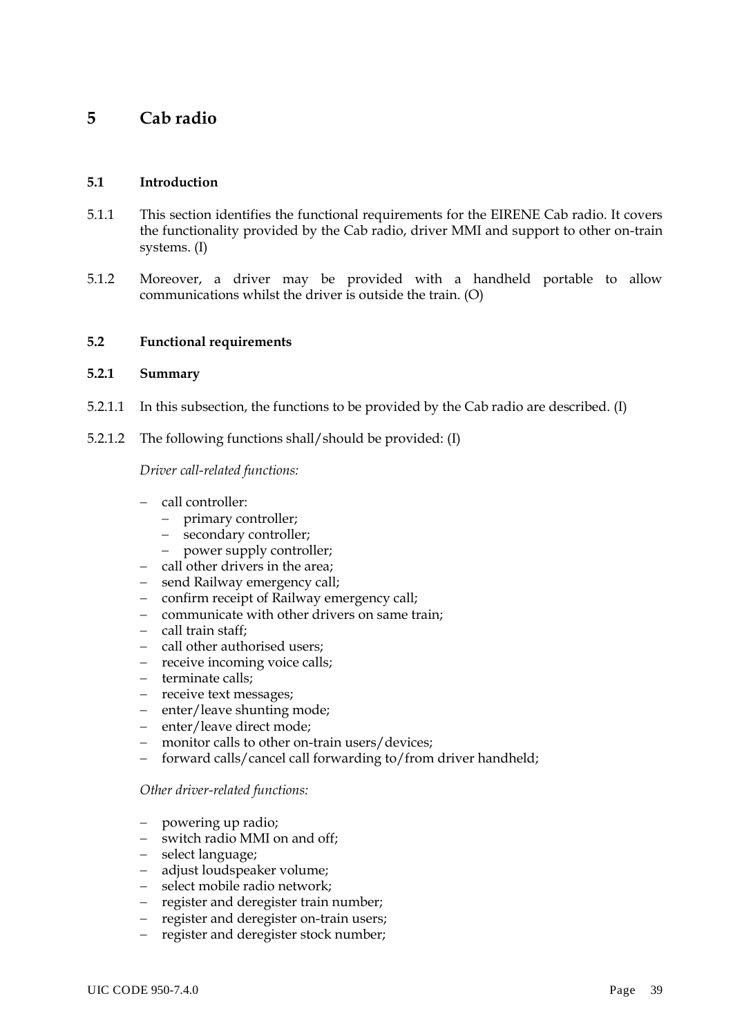# 5 Cab radio

## 5.1 Introduction

5.1.1 This section identifies the functional requirements for the EIRENE Cab radio. It covers the functionality provided by the Cab radio, driver MMI and support to other on-train systems. (I)

5.1.2 Moreover, a driver may be provided with a handheld portable to allow communications whilst the driver is outside the train. (O)

## 5.2 Functional requirements

### 5.2.1 Summary

5.2.1.1 In this subsection, the functions to be provided by the Cab radio are described. (I)

5.2.1.2 The following functions shall/should be provided: (I)

*Driver call-related functions:*

- call controller:
  - primary controller;
  - secondary controller;
  - power supply controller;
- call other drivers in the area;
- send Railway emergency call;
- confirm receipt of Railway emergency call;
- communicate with other drivers on same train;
- call train staff;
- call other authorised users;
- receive incoming voice calls;
- terminate calls;
- receive text messages;
- enter/leave shunting mode;
- enter/leave direct mode;
- monitor calls to other on-train users/devices;
- forward calls/cancel call forwarding to/from driver handheld;

*Other driver-related functions:*

- powering up radio;
- switch radio MMI on and off;
- select language;
- adjust loudspeaker volume;
- select mobile radio network;
- register and deregister train number;
- register and deregister on-train users;
- register and deregister stock number;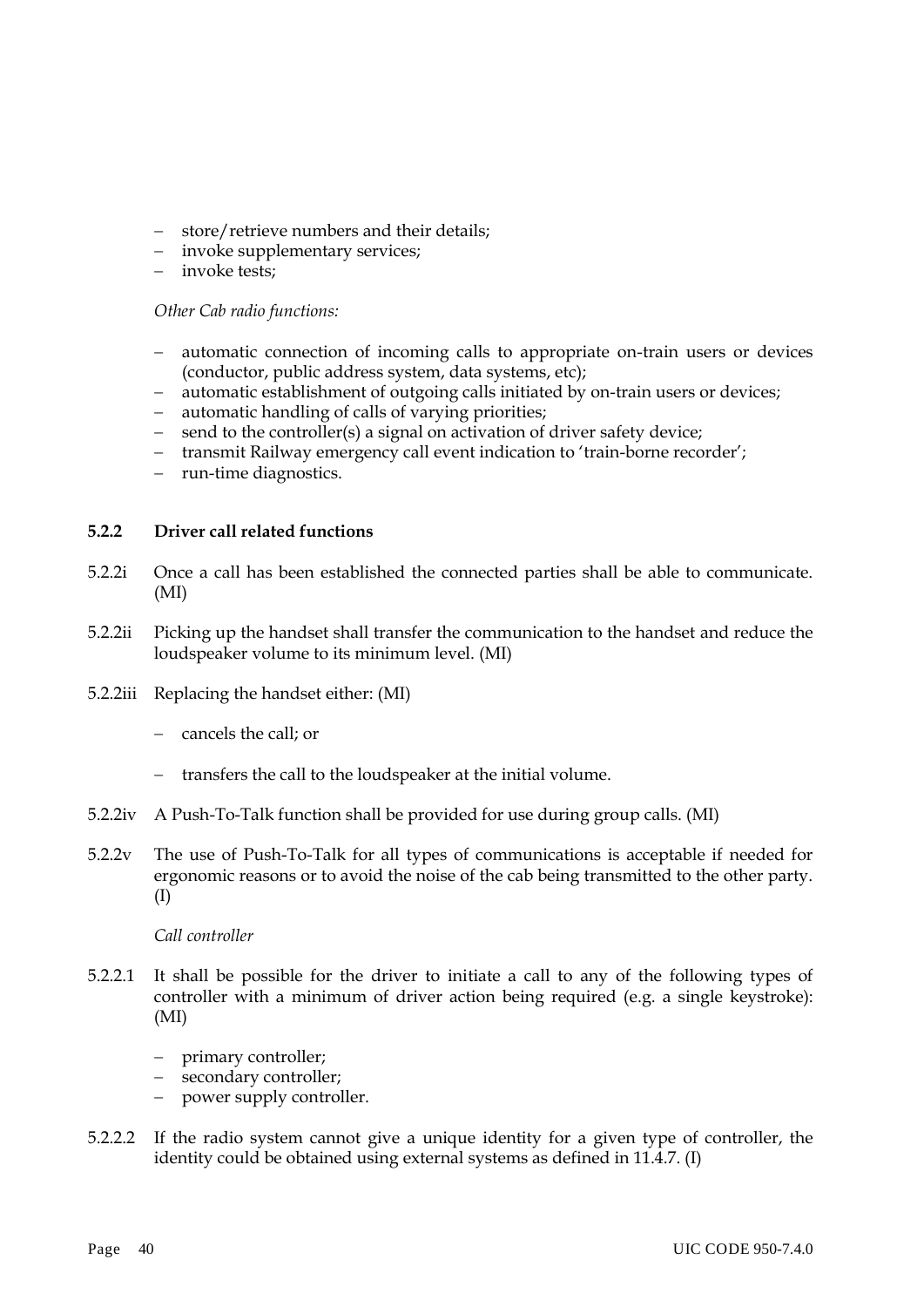- store/retrieve numbers and their details;
- invoke supplementary services;
- invoke tests;

*Other Cab radio functions:*

- automatic connection of incoming calls to appropriate on-train users or devices (conductor, public address system, data systems, etc);
- automatic establishment of outgoing calls initiated by on-train users or devices;
- automatic handling of calls of varying priorities;
- send to the controller(s) a signal on activation of driver safety device;
- transmit Railway emergency call event indication to 'train-borne recorder';
- run-time diagnostics.

### 5.2.2 Driver call related functions

5.2.2i Once a call has been established the connected parties shall be able to communicate. (MI)

5.2.2ii Picking up the handset shall transfer the communication to the handset and reduce the loudspeaker volume to its minimum level. (MI)

5.2.2iii Replacing the handset either: (MI)

- cancels the call; or
- transfers the call to the loudspeaker at the initial volume.

5.2.2iv A Push-To-Talk function shall be provided for use during group calls. (MI)

5.2.2v The use of Push-To-Talk for all types of communications is acceptable if needed for ergonomic reasons or to avoid the noise of the cab being transmitted to the other party. (I)

*Call controller*

5.2.2.1 It shall be possible for the driver to initiate a call to any of the following types of controller with a minimum of driver action being required (e.g. a single keystroke): (MI)

- primary controller;
- secondary controller;
- power supply controller.

5.2.2.2 If the radio system cannot give a unique identity for a given type of controller, the identity could be obtained using external systems as defined in 11.4.7. (I)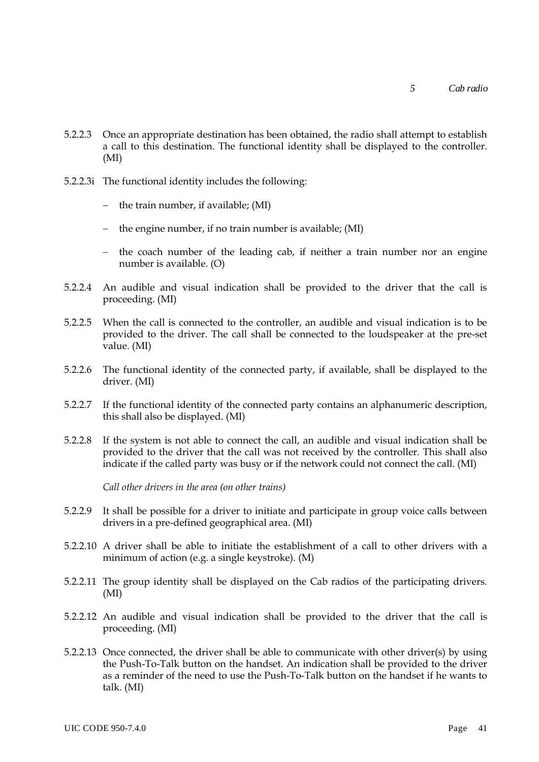5.2.2.3 Once an appropriate destination has been obtained, the radio shall attempt to establish a call to this destination. The functional identity shall be displayed to the controller. (MI)

5.2.2.3i The functional identity includes the following:

- the train number, if available; (MI)
- the engine number, if no train number is available; (MI)
- the coach number of the leading cab, if neither a train number nor an engine number is available. (O)

5.2.2.4 An audible and visual indication shall be provided to the driver that the call is proceeding. (MI)

5.2.2.5 When the call is connected to the controller, an audible and visual indication is to be provided to the driver. The call shall be connected to the loudspeaker at the pre-set value. (MI)

5.2.2.6 The functional identity of the connected party, if available, shall be displayed to the driver. (MI)

5.2.2.7 If the functional identity of the connected party contains an alphanumeric description, this shall also be displayed. (MI)

5.2.2.8 If the system is not able to connect the call, an audible and visual indication shall be provided to the driver that the call was not received by the controller. This shall also indicate if the called party was busy or if the network could not connect the call. (MI)

*Call other drivers in the area (on other trains)*

5.2.2.9 It shall be possible for a driver to initiate and participate in group voice calls between drivers in a pre-defined geographical area. (MI)

5.2.2.10 A driver shall be able to initiate the establishment of a call to other drivers with a minimum of action (e.g. a single keystroke). (M)

5.2.2.11 The group identity shall be displayed on the Cab radios of the participating drivers. (MI)

5.2.2.12 An audible and visual indication shall be provided to the driver that the call is proceeding. (MI)

5.2.2.13 Once connected, the driver shall be able to communicate with other driver(s) by using the Push-To-Talk button on the handset. An indication shall be provided to the driver as a reminder of the need to use the Push-To-Talk button on the handset if he wants to talk. (MI)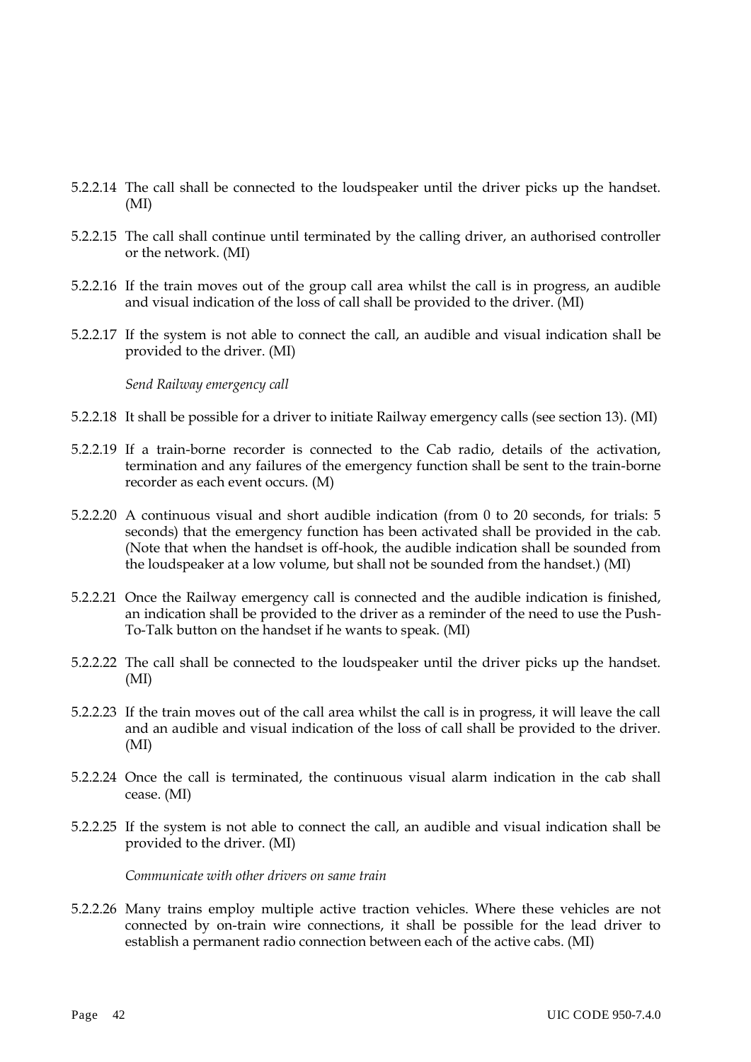5.2.2.14 The call shall be connected to the loudspeaker until the driver picks up the handset. (MI)

5.2.2.15 The call shall continue until terminated by the calling driver, an authorised controller or the network. (MI)

5.2.2.16 If the train moves out of the group call area whilst the call is in progress, an audible and visual indication of the loss of call shall be provided to the driver. (MI)

5.2.2.17 If the system is not able to connect the call, an audible and visual indication shall be provided to the driver. (MI)

*Send Railway emergency call*

5.2.2.18 It shall be possible for a driver to initiate Railway emergency calls (see section 13). (MI)

5.2.2.19 If a train-borne recorder is connected to the Cab radio, details of the activation, termination and any failures of the emergency function shall be sent to the train-borne recorder as each event occurs. (M)

5.2.2.20 A continuous visual and short audible indication (from 0 to 20 seconds, for trials: 5 seconds) that the emergency function has been activated shall be provided in the cab. (Note that when the handset is off-hook, the audible indication shall be sounded from the loudspeaker at a low volume, but shall not be sounded from the handset.) (MI)

5.2.2.21 Once the Railway emergency call is connected and the audible indication is finished, an indication shall be provided to the driver as a reminder of the need to use the Push-To-Talk button on the handset if he wants to speak. (MI)

5.2.2.22 The call shall be connected to the loudspeaker until the driver picks up the handset. (MI)

5.2.2.23 If the train moves out of the call area whilst the call is in progress, it will leave the call and an audible and visual indication of the loss of call shall be provided to the driver. (MI)

5.2.2.24 Once the call is terminated, the continuous visual alarm indication in the cab shall cease. (MI)

5.2.2.25 If the system is not able to connect the call, an audible and visual indication shall be provided to the driver. (MI)

*Communicate with other drivers on same train*

5.2.2.26 Many trains employ multiple active traction vehicles. Where these vehicles are not connected by on-train wire connections, it shall be possible for the lead driver to establish a permanent radio connection between each of the active cabs. (MI)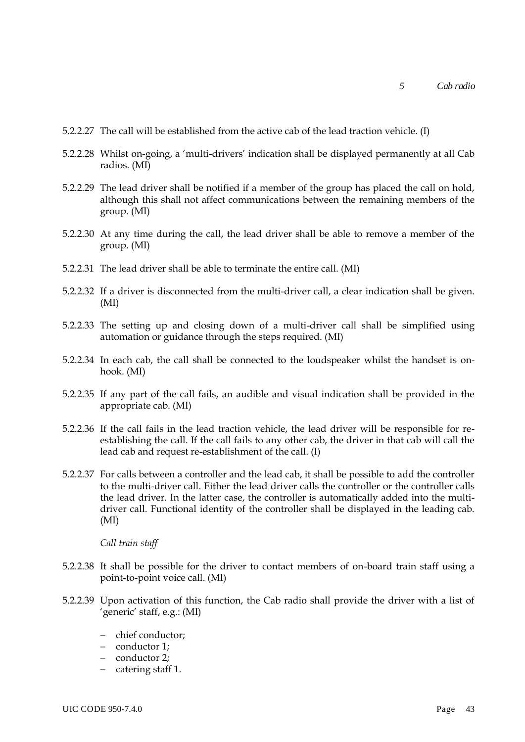5.2.2.27 The call will be established from the active cab of the lead traction vehicle. (I)

5.2.2.28 Whilst on-going, a 'multi-drivers' indication shall be displayed permanently at all Cab radios. (MI)

5.2.2.29 The lead driver shall be notified if a member of the group has placed the call on hold, although this shall not affect communications between the remaining members of the group. (MI)

5.2.2.30 At any time during the call, the lead driver shall be able to remove a member of the group. (MI)

5.2.2.31 The lead driver shall be able to terminate the entire call. (MI)

5.2.2.32 If a driver is disconnected from the multi-driver call, a clear indication shall be given. (MI)

5.2.2.33 The setting up and closing down of a multi-driver call shall be simplified using automation or guidance through the steps required. (MI)

5.2.2.34 In each cab, the call shall be connected to the loudspeaker whilst the handset is on-hook. (MI)

5.2.2.35 If any part of the call fails, an audible and visual indication shall be provided in the appropriate cab. (MI)

5.2.2.36 If the call fails in the lead traction vehicle, the lead driver will be responsible for re-establishing the call. If the call fails to any other cab, the driver in that cab will call the lead cab and request re-establishment of the call. (I)

5.2.2.37 For calls between a controller and the lead cab, it shall be possible to add the controller to the multi-driver call. Either the lead driver calls the controller or the controller calls the lead driver. In the latter case, the controller is automatically added into the multi-driver call. Functional identity of the controller shall be displayed in the leading cab. (MI)

*Call train staff*

5.2.2.38 It shall be possible for the driver to contact members of on-board train staff using a point-to-point voice call. (MI)

5.2.2.39 Upon activation of this function, the Cab radio shall provide the driver with a list of 'generic' staff, e.g.: (MI)

- chief conductor;
- conductor 1;
- conductor 2;
- catering staff 1.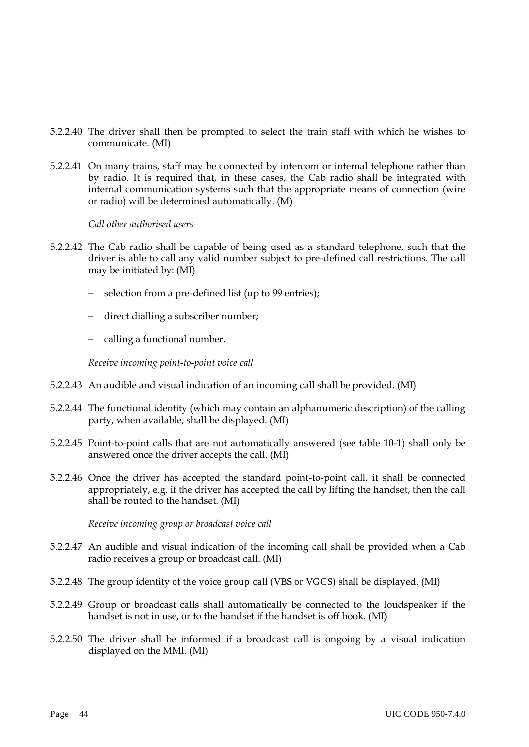5.2.2.40 The driver shall then be prompted to select the train staff with which he wishes to communicate. (MI)

5.2.2.41 On many trains, staff may be connected by intercom or internal telephone rather than by radio. It is required that, in these cases, the Cab radio shall be integrated with internal communication systems such that the appropriate means of connection (wire or radio) will be determined automatically. (M)

*Call other authorised users*

5.2.2.42 The Cab radio shall be capable of being used as a standard telephone, such that the driver is able to call any valid number subject to pre-defined call restrictions. The call may be initiated by: (MI)

- selection from a pre-defined list (up to 99 entries);
- direct dialling a subscriber number;
- calling a functional number.

*Receive incoming point-to-point voice call*

5.2.2.43 An audible and visual indication of an incoming call shall be provided. (MI)

5.2.2.44 The functional identity (which may contain an alphanumeric description) of the calling party, when available, shall be displayed. (MI)

5.2.2.45 Point-to-point calls that are not automatically answered (see table 10-1) shall only be answered once the driver accepts the call. (MI)

5.2.2.46 Once the driver has accepted the standard point-to-point call, it shall be connected appropriately, e.g. if the driver has accepted the call by lifting the handset, then the call shall be routed to the handset. (MI)

*Receive incoming group or broadcast voice call*

5.2.2.47 An audible and visual indication of the incoming call shall be provided when a Cab radio receives a group or broadcast call. (MI)

5.2.2.48 The group identity of the voice group call (VBS or VGCS) shall be displayed. (MI)

5.2.2.49 Group or broadcast calls shall automatically be connected to the loudspeaker if the handset is not in use, or to the handset if the handset is off hook. (MI)

5.2.2.50 The driver shall be informed if a broadcast call is ongoing by a visual indication displayed on the MMI. (MI)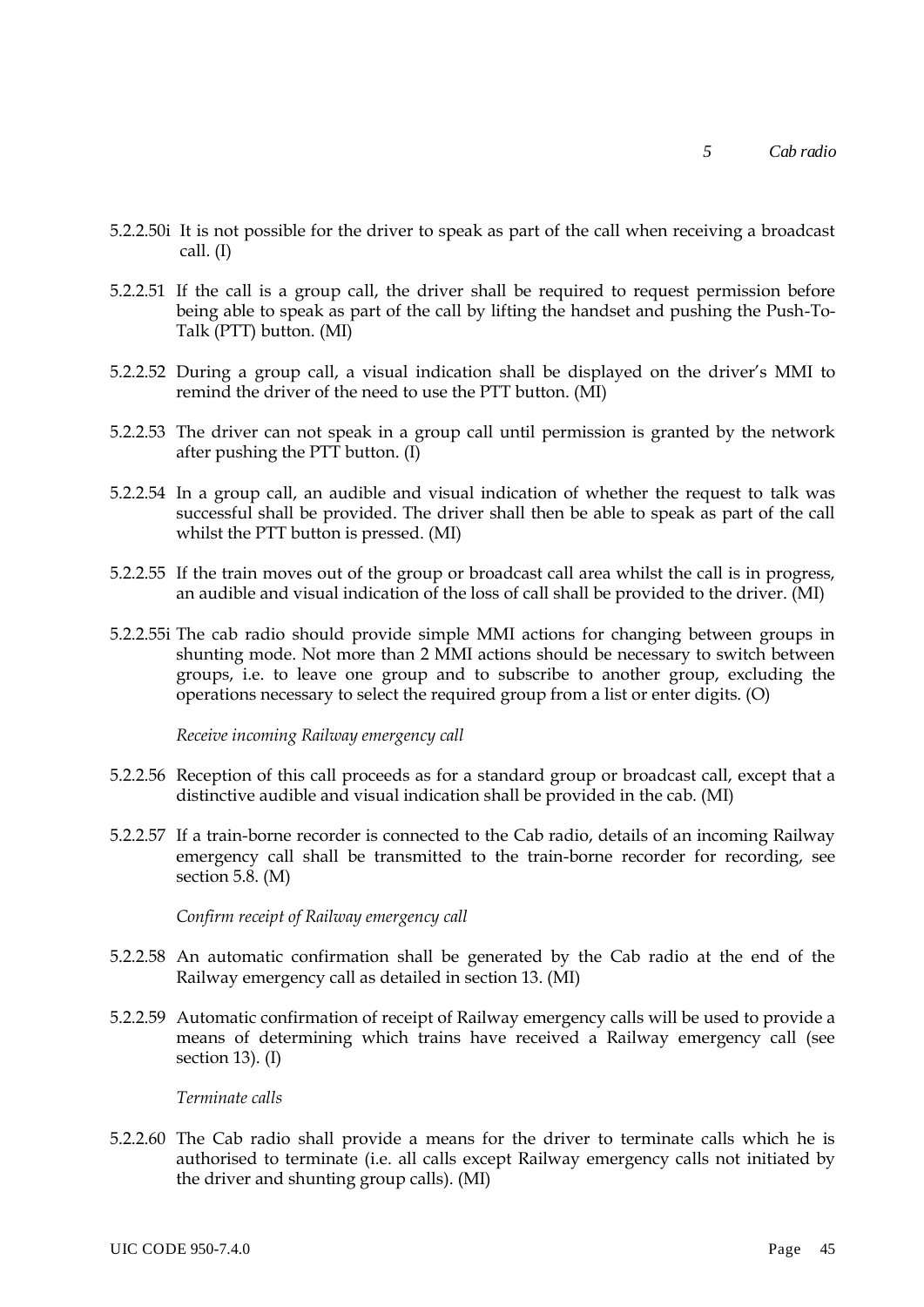5.2.2.50i It is not possible for the driver to speak as part of the call when receiving a broadcast call. (I)

5.2.2.51 If the call is a group call, the driver shall be required to request permission before being able to speak as part of the call by lifting the handset and pushing the Push-To-Talk (PTT) button. (MI)

5.2.2.52 During a group call, a visual indication shall be displayed on the driver's MMI to remind the driver of the need to use the PTT button. (MI)

5.2.2.53 The driver can not speak in a group call until permission is granted by the network after pushing the PTT button. (I)

5.2.2.54 In a group call, an audible and visual indication of whether the request to talk was successful shall be provided. The driver shall then be able to speak as part of the call whilst the PTT button is pressed. (MI)

5.2.2.55 If the train moves out of the group or broadcast call area whilst the call is in progress, an audible and visual indication of the loss of call shall be provided to the driver. (MI)

5.2.2.55i The cab radio should provide simple MMI actions for changing between groups in shunting mode. Not more than 2 MMI actions should be necessary to switch between groups, i.e. to leave one group and to subscribe to another group, excluding the operations necessary to select the required group from a list or enter digits. (O)

*Receive incoming Railway emergency call*

5.2.2.56 Reception of this call proceeds as for a standard group or broadcast call, except that a distinctive audible and visual indication shall be provided in the cab. (MI)

5.2.2.57 If a train-borne recorder is connected to the Cab radio, details of an incoming Railway emergency call shall be transmitted to the train-borne recorder for recording, see section 5.8. (M)

*Confirm receipt of Railway emergency call*

5.2.2.58 An automatic confirmation shall be generated by the Cab radio at the end of the Railway emergency call as detailed in section 13. (MI)

5.2.2.59 Automatic confirmation of receipt of Railway emergency calls will be used to provide a means of determining which trains have received a Railway emergency call (see section 13). (I)

*Terminate calls*

5.2.2.60 The Cab radio shall provide a means for the driver to terminate calls which he is authorised to terminate (i.e. all calls except Railway emergency calls not initiated by the driver and shunting group calls). (MI)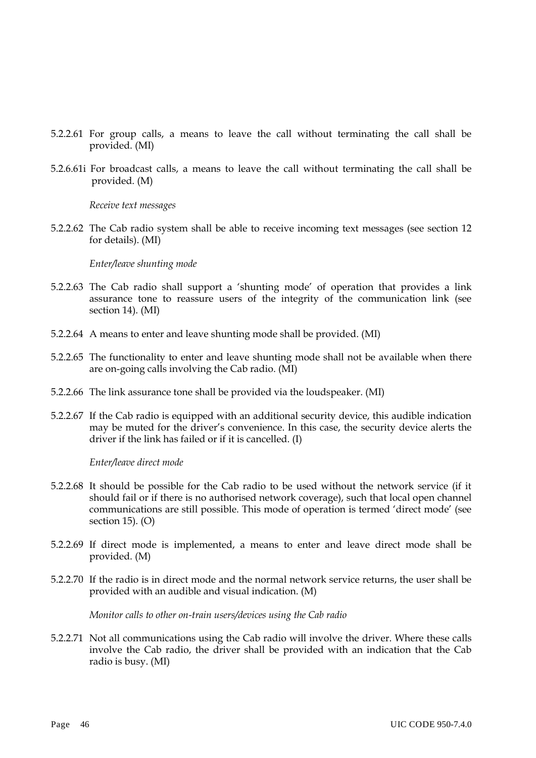5.2.2.61 For group calls, a means to leave the call without terminating the call shall be provided. (MI)

5.2.6.61i For broadcast calls, a means to leave the call without terminating the call shall be provided. (M)

*Receive text messages*

5.2.2.62 The Cab radio system shall be able to receive incoming text messages (see section 12 for details). (MI)

*Enter/leave shunting mode*

5.2.2.63 The Cab radio shall support a 'shunting mode' of operation that provides a link assurance tone to reassure users of the integrity of the communication link (see section 14). (MI)

5.2.2.64 A means to enter and leave shunting mode shall be provided. (MI)

5.2.2.65 The functionality to enter and leave shunting mode shall not be available when there are on-going calls involving the Cab radio. (MI)

5.2.2.66 The link assurance tone shall be provided via the loudspeaker. (MI)

5.2.2.67 If the Cab radio is equipped with an additional security device, this audible indication may be muted for the driver's convenience. In this case, the security device alerts the driver if the link has failed or if it is cancelled. (I)

*Enter/leave direct mode*

5.2.2.68 It should be possible for the Cab radio to be used without the network service (if it should fail or if there is no authorised network coverage), such that local open channel communications are still possible. This mode of operation is termed 'direct mode' (see section 15). (O)

5.2.2.69 If direct mode is implemented, a means to enter and leave direct mode shall be provided. (M)

5.2.2.70 If the radio is in direct mode and the normal network service returns, the user shall be provided with an audible and visual indication. (M)

*Monitor calls to other on-train users/devices using the Cab radio*

5.2.2.71 Not all communications using the Cab radio will involve the driver. Where these calls involve the Cab radio, the driver shall be provided with an indication that the Cab radio is busy. (MI)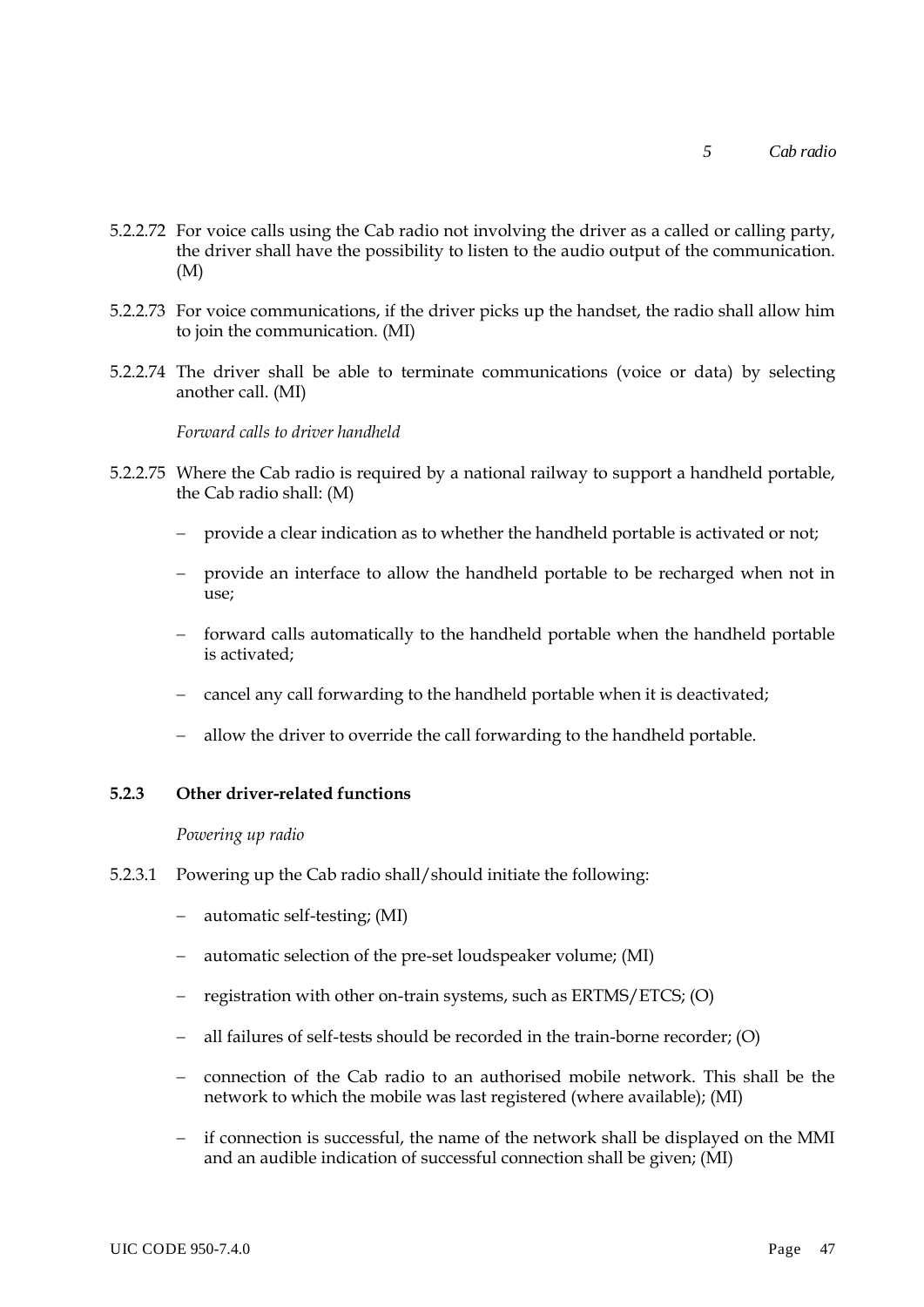5.2.2.72 For voice calls using the Cab radio not involving the driver as a called or calling party, the driver shall have the possibility to listen to the audio output of the communication. (M)

5.2.2.73 For voice communications, if the driver picks up the handset, the radio shall allow him to join the communication. (MI)

5.2.2.74 The driver shall be able to terminate communications (voice or data) by selecting another call. (MI)

*Forward calls to driver handheld*

5.2.2.75 Where the Cab radio is required by a national railway to support a handheld portable, the Cab radio shall: (M)

- provide a clear indication as to whether the handheld portable is activated or not;
- provide an interface to allow the handheld portable to be recharged when not in use;
- forward calls automatically to the handheld portable when the handheld portable is activated;
- cancel any call forwarding to the handheld portable when it is deactivated;
- allow the driver to override the call forwarding to the handheld portable.

### 5.2.3 Other driver-related functions

*Powering up radio*

5.2.3.1 Powering up the Cab radio shall/should initiate the following:

- automatic self-testing; (MI)
- automatic selection of the pre-set loudspeaker volume; (MI)
- registration with other on-train systems, such as ERTMS/ETCS; (O)
- all failures of self-tests should be recorded in the train-borne recorder; (O)
- connection of the Cab radio to an authorised mobile network. This shall be the network to which the mobile was last registered (where available); (MI)
- if connection is successful, the name of the network shall be displayed on the MMI and an audible indication of successful connection shall be given; (MI)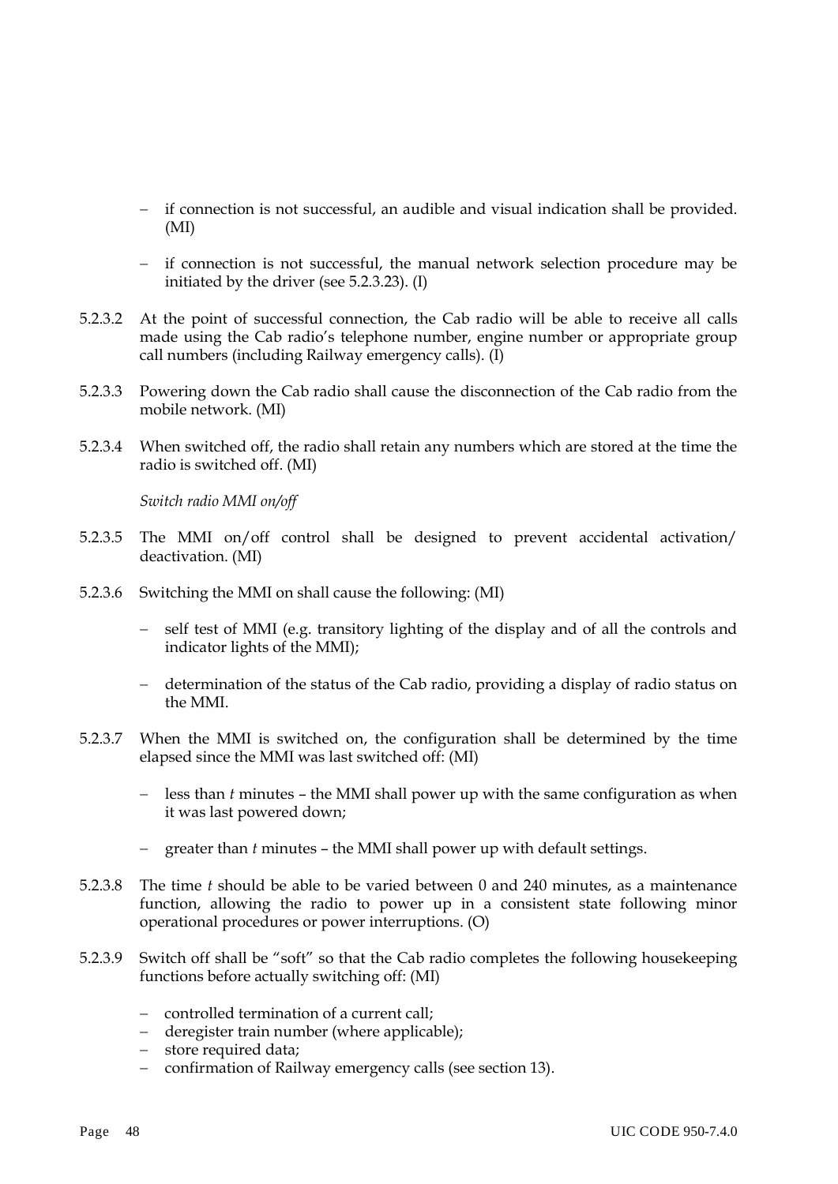- if connection is not successful, an audible and visual indication shall be provided. (MI)
- if connection is not successful, the manual network selection procedure may be initiated by the driver (see 5.2.3.23). (I)

5.2.3.2 At the point of successful connection, the Cab radio will be able to receive all calls made using the Cab radio's telephone number, engine number or appropriate group call numbers (including Railway emergency calls). (I)

5.2.3.3 Powering down the Cab radio shall cause the disconnection of the Cab radio from the mobile network. (MI)

5.2.3.4 When switched off, the radio shall retain any numbers which are stored at the time the radio is switched off. (MI)

*Switch radio MMI on/off*

5.2.3.5 The MMI on/off control shall be designed to prevent accidental activation/ deactivation. (MI)

5.2.3.6 Switching the MMI on shall cause the following: (MI)

- self test of MMI (e.g. transitory lighting of the display and of all the controls and indicator lights of the MMI);
- determination of the status of the Cab radio, providing a display of radio status on the MMI.

5.2.3.7 When the MMI is switched on, the configuration shall be determined by the time elapsed since the MMI was last switched off: (MI)

- less than *t* minutes – the MMI shall power up with the same configuration as when it was last powered down;
- greater than *t* minutes – the MMI shall power up with default settings.

5.2.3.8 The time *t* should be able to be varied between 0 and 240 minutes, as a maintenance function, allowing the radio to power up in a consistent state following minor operational procedures or power interruptions. (O)

5.2.3.9 Switch off shall be "soft" so that the Cab radio completes the following housekeeping functions before actually switching off: (MI)

- controlled termination of a current call;
- deregister train number (where applicable);
- store required data;
- confirmation of Railway emergency calls (see section 13).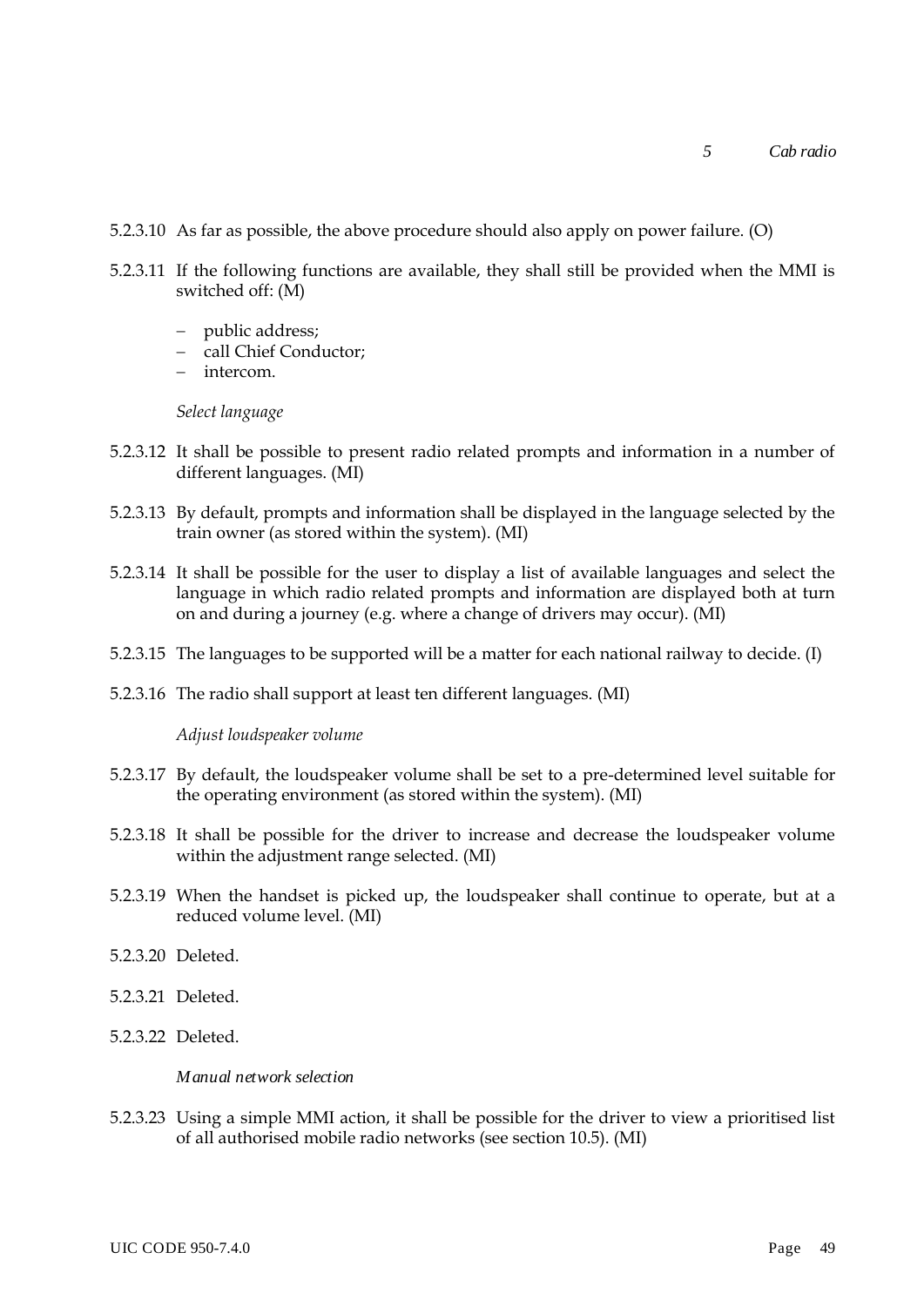5.2.3.10 As far as possible, the above procedure should also apply on power failure. (O)

5.2.3.11 If the following functions are available, they shall still be provided when the MMI is switched off: (M)

- public address;
- call Chief Conductor;
- intercom.

*Select language*

5.2.3.12 It shall be possible to present radio related prompts and information in a number of different languages. (MI)

5.2.3.13 By default, prompts and information shall be displayed in the language selected by the train owner (as stored within the system). (MI)

5.2.3.14 It shall be possible for the user to display a list of available languages and select the language in which radio related prompts and information are displayed both at turn on and during a journey (e.g. where a change of drivers may occur). (MI)

5.2.3.15 The languages to be supported will be a matter for each national railway to decide. (I)

5.2.3.16 The radio shall support at least ten different languages. (MI)

*Adjust loudspeaker volume*

5.2.3.17 By default, the loudspeaker volume shall be set to a pre-determined level suitable for the operating environment (as stored within the system). (MI)

5.2.3.18 It shall be possible for the driver to increase and decrease the loudspeaker volume within the adjustment range selected. (MI)

5.2.3.19 When the handset is picked up, the loudspeaker shall continue to operate, but at a reduced volume level. (MI)

5.2.3.20 Deleted.

5.2.3.21 Deleted.

5.2.3.22 Deleted.

*Manual network selection*

5.2.3.23 Using a simple MMI action, it shall be possible for the driver to view a prioritised list of all authorised mobile radio networks (see section 10.5). (MI)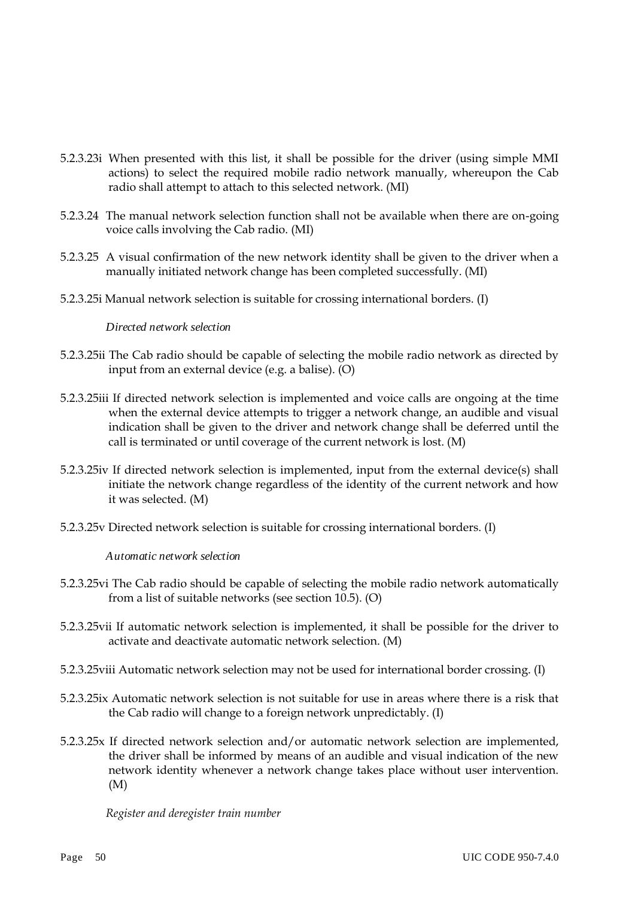5.2.3.23i When presented with this list, it shall be possible for the driver (using simple MMI actions) to select the required mobile radio network manually, whereupon the Cab radio shall attempt to attach to this selected network. (MI)

5.2.3.24 The manual network selection function shall not be available when there are on-going voice calls involving the Cab radio. (MI)

5.2.3.25 A visual confirmation of the new network identity shall be given to the driver when a manually initiated network change has been completed successfully. (MI)

5.2.3.25i Manual network selection is suitable for crossing international borders. (I)

*Directed network selection*

5.2.3.25ii The Cab radio should be capable of selecting the mobile radio network as directed by input from an external device (e.g. a balise). (O)

5.2.3.25iii If directed network selection is implemented and voice calls are ongoing at the time when the external device attempts to trigger a network change, an audible and visual indication shall be given to the driver and network change shall be deferred until the call is terminated or until coverage of the current network is lost. (M)

5.2.3.25iv If directed network selection is implemented, input from the external device(s) shall initiate the network change regardless of the identity of the current network and how it was selected. (M)

5.2.3.25v Directed network selection is suitable for crossing international borders. (I)

*Automatic network selection*

5.2.3.25vi The Cab radio should be capable of selecting the mobile radio network automatically from a list of suitable networks (see section 10.5). (O)

5.2.3.25vii If automatic network selection is implemented, it shall be possible for the driver to activate and deactivate automatic network selection. (M)

5.2.3.25viii Automatic network selection may not be used for international border crossing. (I)

5.2.3.25ix Automatic network selection is not suitable for use in areas where there is a risk that the Cab radio will change to a foreign network unpredictably. (I)

5.2.3.25x If directed network selection and/or automatic network selection are implemented, the driver shall be informed by means of an audible and visual indication of the new network identity whenever a network change takes place without user intervention. (M)

*Register and deregister train number*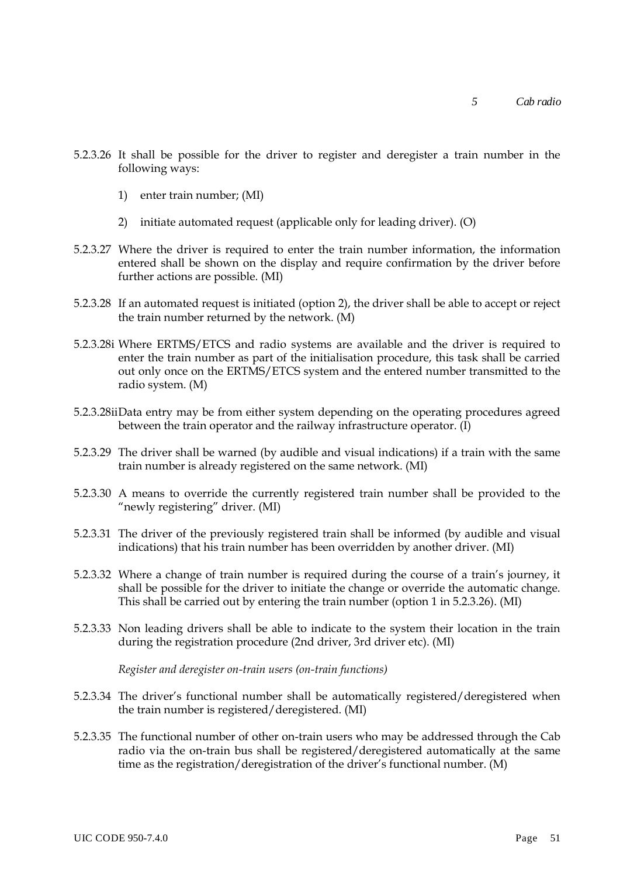5.2.3.26 It shall be possible for the driver to register and deregister a train number in the following ways:

1) enter train number; (MI)

2) initiate automated request (applicable only for leading driver). (O)

5.2.3.27 Where the driver is required to enter the train number information, the information entered shall be shown on the display and require confirmation by the driver before further actions are possible. (MI)

5.2.3.28 If an automated request is initiated (option 2), the driver shall be able to accept or reject the train number returned by the network. (M)

5.2.3.28i Where ERTMS/ETCS and radio systems are available and the driver is required to enter the train number as part of the initialisation procedure, this task shall be carried out only once on the ERTMS/ETCS system and the entered number transmitted to the radio system. (M)

5.2.3.28ii Data entry may be from either system depending on the operating procedures agreed between the train operator and the railway infrastructure operator. (I)

5.2.3.29 The driver shall be warned (by audible and visual indications) if a train with the same train number is already registered on the same network. (MI)

5.2.3.30 A means to override the currently registered train number shall be provided to the "newly registering" driver. (MI)

5.2.3.31 The driver of the previously registered train shall be informed (by audible and visual indications) that his train number has been overridden by another driver. (MI)

5.2.3.32 Where a change of train number is required during the course of a train's journey, it shall be possible for the driver to initiate the change or override the automatic change. This shall be carried out by entering the train number (option 1 in 5.2.3.26). (MI)

5.2.3.33 Non leading drivers shall be able to indicate to the system their location in the train during the registration procedure (2nd driver, 3rd driver etc). (MI)

*Register and deregister on-train users (on-train functions)*

5.2.3.34 The driver's functional number shall be automatically registered/deregistered when the train number is registered/deregistered. (MI)

5.2.3.35 The functional number of other on-train users who may be addressed through the Cab radio via the on-train bus shall be registered/deregistered automatically at the same time as the registration/deregistration of the driver's functional number. (M)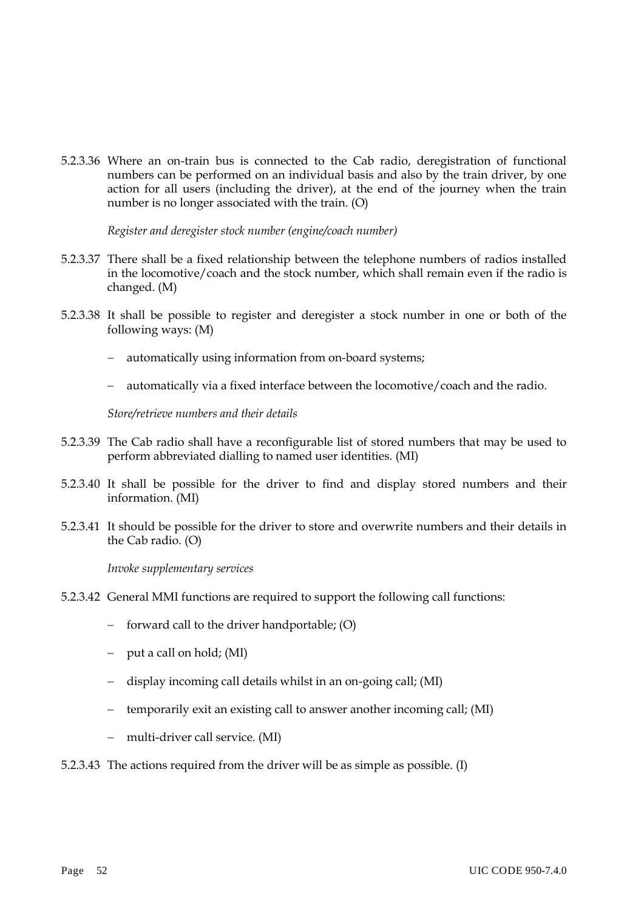5.2.3.36 Where an on-train bus is connected to the Cab radio, deregistration of functional numbers can be performed on an individual basis and also by the train driver, by one action for all users (including the driver), at the end of the journey when the train number is no longer associated with the train. (O)

*Register and deregister stock number (engine/coach number)*

5.2.3.37 There shall be a fixed relationship between the telephone numbers of radios installed in the locomotive/coach and the stock number, which shall remain even if the radio is changed. (M)

5.2.3.38 It shall be possible to register and deregister a stock number in one or both of the following ways: (M)

- automatically using information from on-board systems;
- automatically via a fixed interface between the locomotive/coach and the radio.

*Store/retrieve numbers and their details*

5.2.3.39 The Cab radio shall have a reconfigurable list of stored numbers that may be used to perform abbreviated dialling to named user identities. (MI)

5.2.3.40 It shall be possible for the driver to find and display stored numbers and their information. (MI)

5.2.3.41 It should be possible for the driver to store and overwrite numbers and their details in the Cab radio. (O)

*Invoke supplementary services*

5.2.3.42 General MMI functions are required to support the following call functions:

- forward call to the driver handportable; (O)
- put a call on hold; (MI)
- display incoming call details whilst in an on-going call; (MI)
- temporarily exit an existing call to answer another incoming call; (MI)
- multi-driver call service. (MI)

5.2.3.43 The actions required from the driver will be as simple as possible. (I)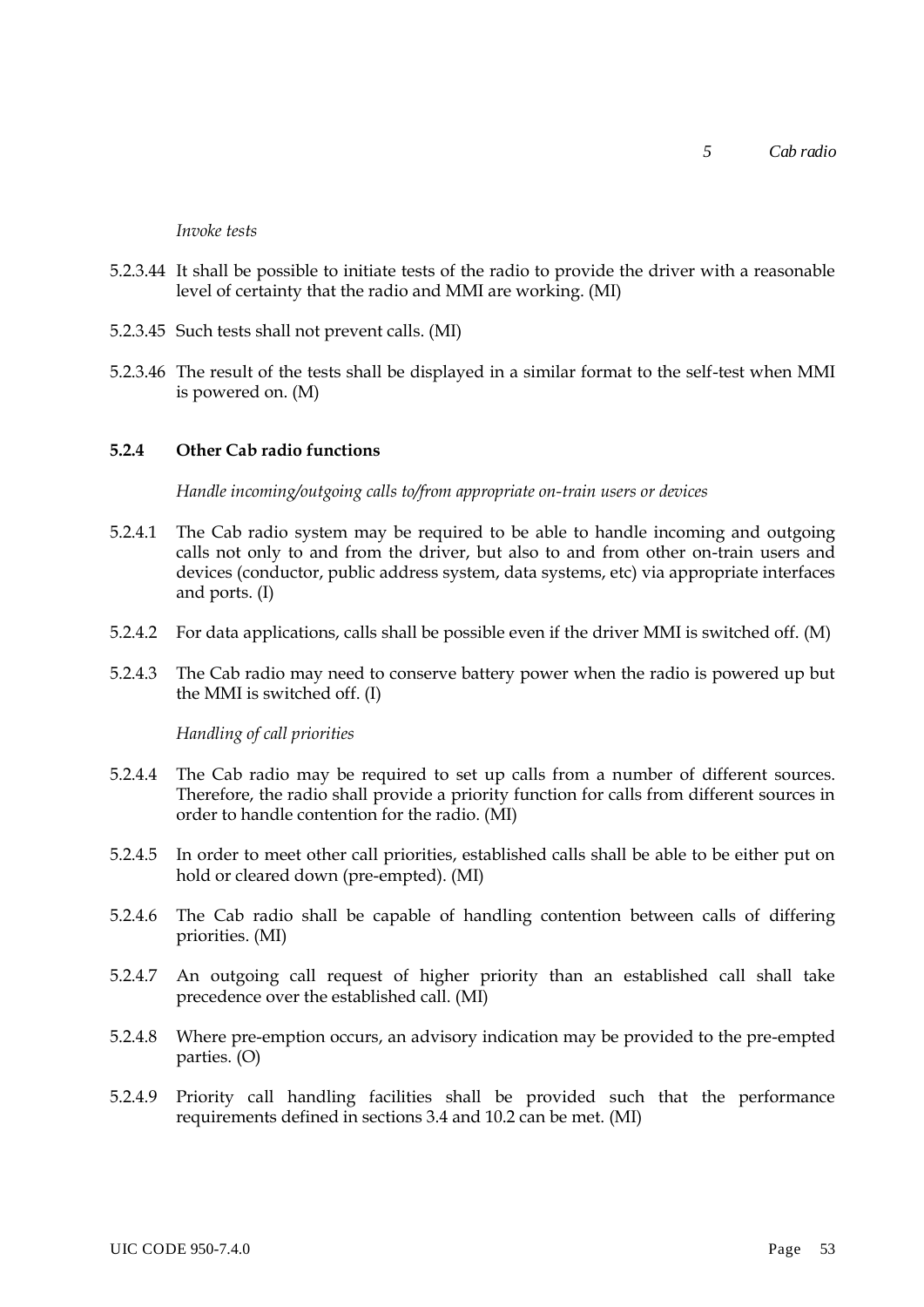*Invoke tests*

5.2.3.44 It shall be possible to initiate tests of the radio to provide the driver with a reasonable level of certainty that the radio and MMI are working. (MI)

5.2.3.45 Such tests shall not prevent calls. (MI)

5.2.3.46 The result of the tests shall be displayed in a similar format to the self-test when MMI is powered on. (M)

### 5.2.4 Other Cab radio functions

*Handle incoming/outgoing calls to/from appropriate on-train users or devices*

5.2.4.1 The Cab radio system may be required to be able to handle incoming and outgoing calls not only to and from the driver, but also to and from other on-train users and devices (conductor, public address system, data systems, etc) via appropriate interfaces and ports. (I)

5.2.4.2 For data applications, calls shall be possible even if the driver MMI is switched off. (M)

5.2.4.3 The Cab radio may need to conserve battery power when the radio is powered up but the MMI is switched off. (I)

*Handling of call priorities*

5.2.4.4 The Cab radio may be required to set up calls from a number of different sources. Therefore, the radio shall provide a priority function for calls from different sources in order to handle contention for the radio. (MI)

5.2.4.5 In order to meet other call priorities, established calls shall be able to be either put on hold or cleared down (pre-empted). (MI)

5.2.4.6 The Cab radio shall be capable of handling contention between calls of differing priorities. (MI)

5.2.4.7 An outgoing call request of higher priority than an established call shall take precedence over the established call. (MI)

5.2.4.8 Where pre-emption occurs, an advisory indication may be provided to the pre-empted parties. (O)

5.2.4.9 Priority call handling facilities shall be provided such that the performance requirements defined in sections 3.4 and 10.2 can be met. (MI)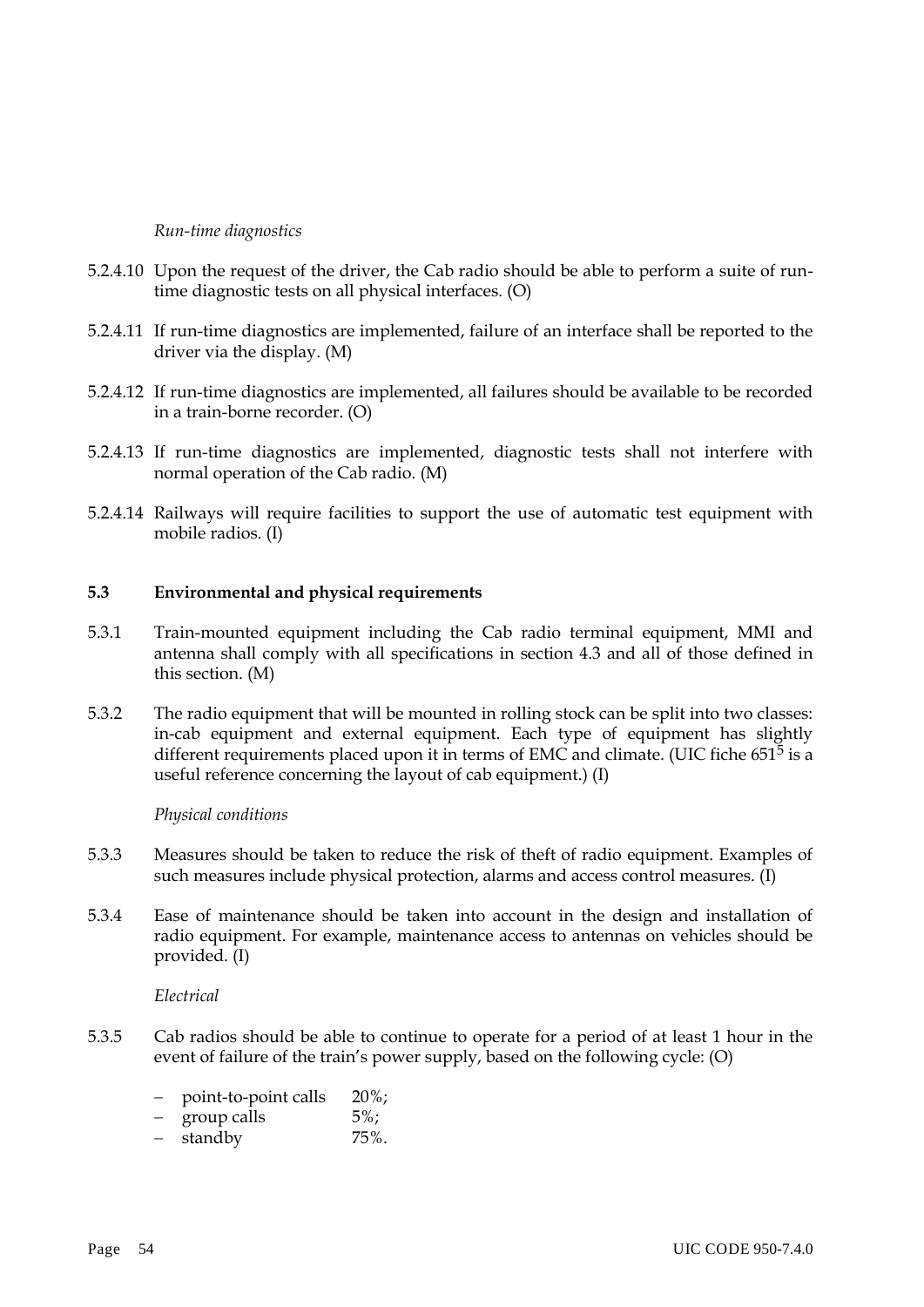*Run-time diagnostics*

5.2.4.10 Upon the request of the driver, the Cab radio should be able to perform a suite of run-time diagnostic tests on all physical interfaces. (O)

5.2.4.11 If run-time diagnostics are implemented, failure of an interface shall be reported to the driver via the display. (M)

5.2.4.12 If run-time diagnostics are implemented, all failures should be available to be recorded in a train-borne recorder. (O)

5.2.4.13 If run-time diagnostics are implemented, diagnostic tests shall not interfere with normal operation of the Cab radio. (M)

5.2.4.14 Railways will require facilities to support the use of automatic test equipment with mobile radios. (I)

### 5.3 Environmental and physical requirements

5.3.1 Train-mounted equipment including the Cab radio terminal equipment, MMI and antenna shall comply with all specifications in section 4.3 and all of those defined in this section. (M)

5.3.2 The radio equipment that will be mounted in rolling stock can be split into two classes: in-cab equipment and external equipment. Each type of equipment has slightly different requirements placed upon it in terms of EMC and climate. (UIC fiche 651[5] is a useful reference concerning the layout of cab equipment.) (I)

*Physical conditions*

5.3.3 Measures should be taken to reduce the risk of theft of radio equipment. Examples of such measures include physical protection, alarms and access control measures. (I)

5.3.4 Ease of maintenance should be taken into account in the design and installation of radio equipment. For example, maintenance access to antennas on vehicles should be provided. (I)

*Electrical*

5.3.5 Cab radios should be able to continue to operate for a period of at least 1 hour in the event of failure of the train's power supply, based on the following cycle: (O)

- point-to-point calls 20%;
- group calls 5%;
- standby 75%.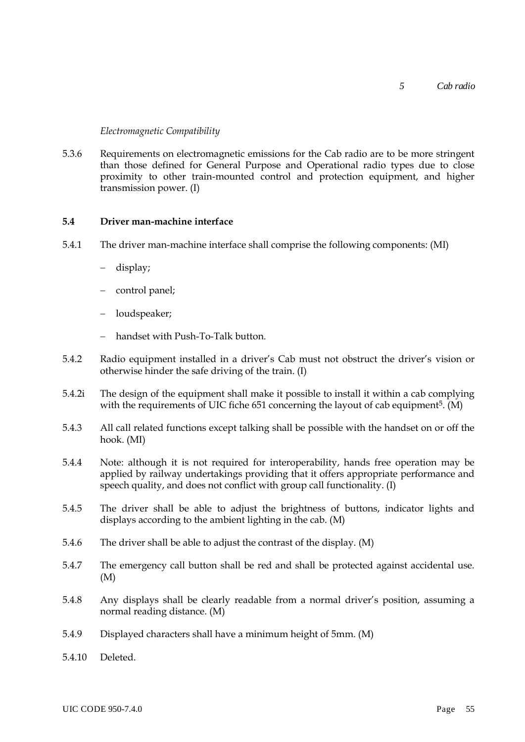*Electromagnetic Compatibility*

5.3.6 Requirements on electromagnetic emissions for the Cab radio are to be more stringent than those defined for General Purpose and Operational radio types due to close proximity to other train-mounted control and protection equipment, and higher transmission power. (I)

## 5.4 Driver man-machine interface

5.4.1 The driver man-machine interface shall comprise the following components: (MI)

- display;
- control panel;
- loudspeaker;
- handset with Push-To-Talk button.

5.4.2 Radio equipment installed in a driver's Cab must not obstruct the driver's vision or otherwise hinder the safe driving of the train. (I)

5.4.2i The design of the equipment shall make it possible to install it within a cab complying with the requirements of UIC fiche 651 concerning the layout of cab equipment[5]. (M)

5.4.3 All call related functions except talking shall be possible with the handset on or off the hook. (MI)

5.4.4 Note: although it is not required for interoperability, hands free operation may be applied by railway undertakings providing that it offers appropriate performance and speech quality, and does not conflict with group call functionality. (I)

5.4.5 The driver shall be able to adjust the brightness of buttons, indicator lights and displays according to the ambient lighting in the cab. (M)

5.4.6 The driver shall be able to adjust the contrast of the display. (M)

5.4.7 The emergency call button shall be red and shall be protected against accidental use. (M)

5.4.8 Any displays shall be clearly readable from a normal driver's position, assuming a normal reading distance. (M)

5.4.9 Displayed characters shall have a minimum height of 5mm. (M)

5.4.10 Deleted.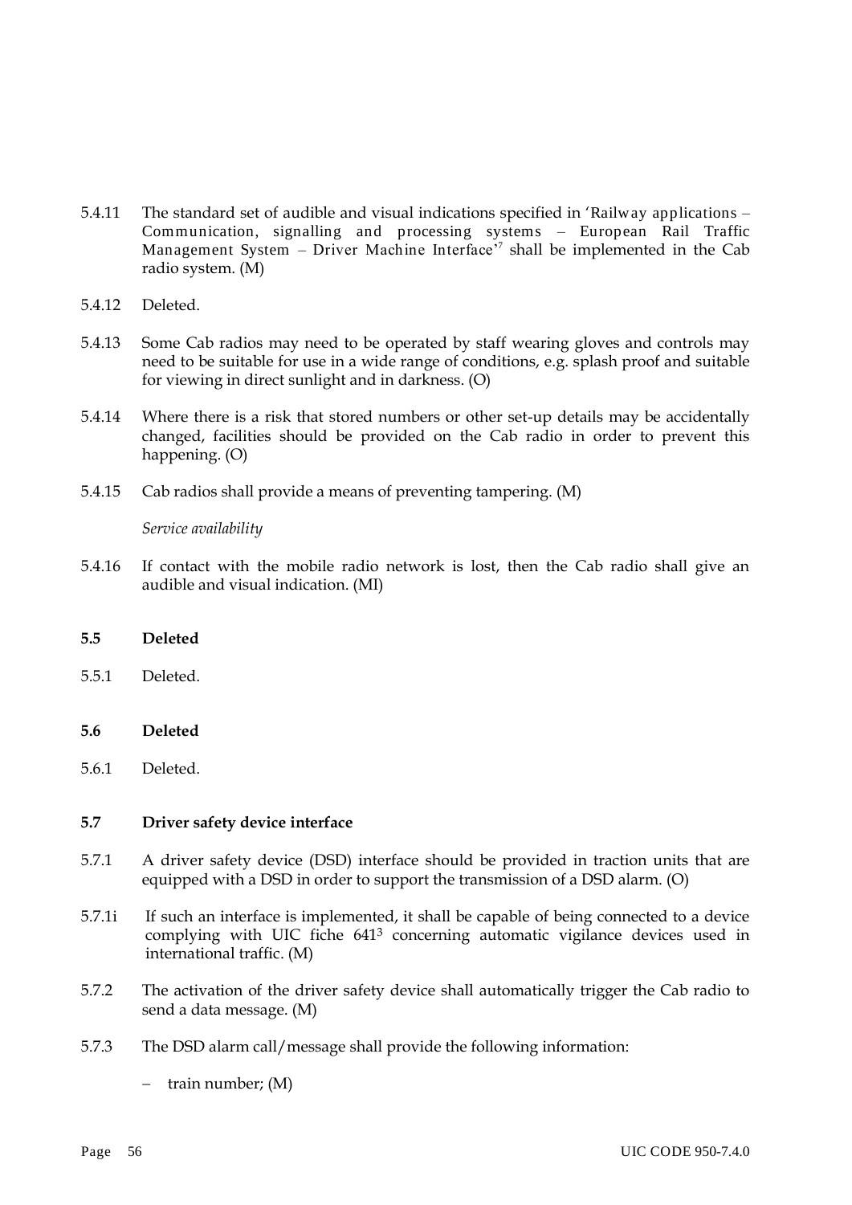5.4.11 The standard set of audible and visual indications specified in 'Railway applications – Communication, signalling and processing systems – European Rail Traffic Management System – Driver Machine Interface'[7] shall be implemented in the Cab radio system. (M)

5.4.12 Deleted.

5.4.13 Some Cab radios may need to be operated by staff wearing gloves and controls may need to be suitable for use in a wide range of conditions, e.g. splash proof and suitable for viewing in direct sunlight and in darkness. (O)

5.4.14 Where there is a risk that stored numbers or other set-up details may be accidentally changed, facilities should be provided on the Cab radio in order to prevent this happening. (O)

5.4.15 Cab radios shall provide a means of preventing tampering. (M)

*Service availability*

5.4.16 If contact with the mobile radio network is lost, then the Cab radio shall give an audible and visual indication. (MI)

**5.5 Deleted**

5.5.1 Deleted.

**5.6 Deleted**

5.6.1 Deleted.

**5.7 Driver safety device interface**

5.7.1 A driver safety device (DSD) interface should be provided in traction units that are equipped with a DSD in order to support the transmission of a DSD alarm. (O)

5.7.1i If such an interface is implemented, it shall be capable of being connected to a device complying with UIC fiche 641[3] concerning automatic vigilance devices used in international traffic. (M)

5.7.2 The activation of the driver safety device shall automatically trigger the Cab radio to send a data message. (M)

5.7.3 The DSD alarm call/message shall provide the following information:

- train number; (M)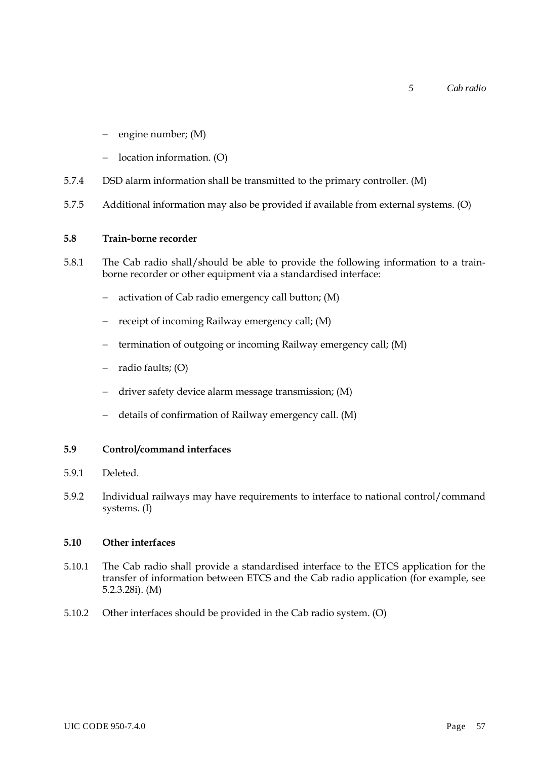- engine number; (M)
- location information. (O)

5.7.4 DSD alarm information shall be transmitted to the primary controller. (M)

5.7.5 Additional information may also be provided if available from external systems. (O)

### 5.8 Train-borne recorder

5.8.1 The Cab radio shall/should be able to provide the following information to a train-borne recorder or other equipment via a standardised interface:

- activation of Cab radio emergency call button; (M)
- receipt of incoming Railway emergency call; (M)
- termination of outgoing or incoming Railway emergency call; (M)
- radio faults; (O)
- driver safety device alarm message transmission; (M)
- details of confirmation of Railway emergency call. (M)

### 5.9 Control/command interfaces

5.9.1 Deleted.

5.9.2 Individual railways may have requirements to interface to national control/command systems. (I)

### 5.10 Other interfaces

5.10.1 The Cab radio shall provide a standardised interface to the ETCS application for the transfer of information between ETCS and the Cab radio application (for example, see 5.2.3.28i). (M)

5.10.2 Other interfaces should be provided in the Cab radio system. (O)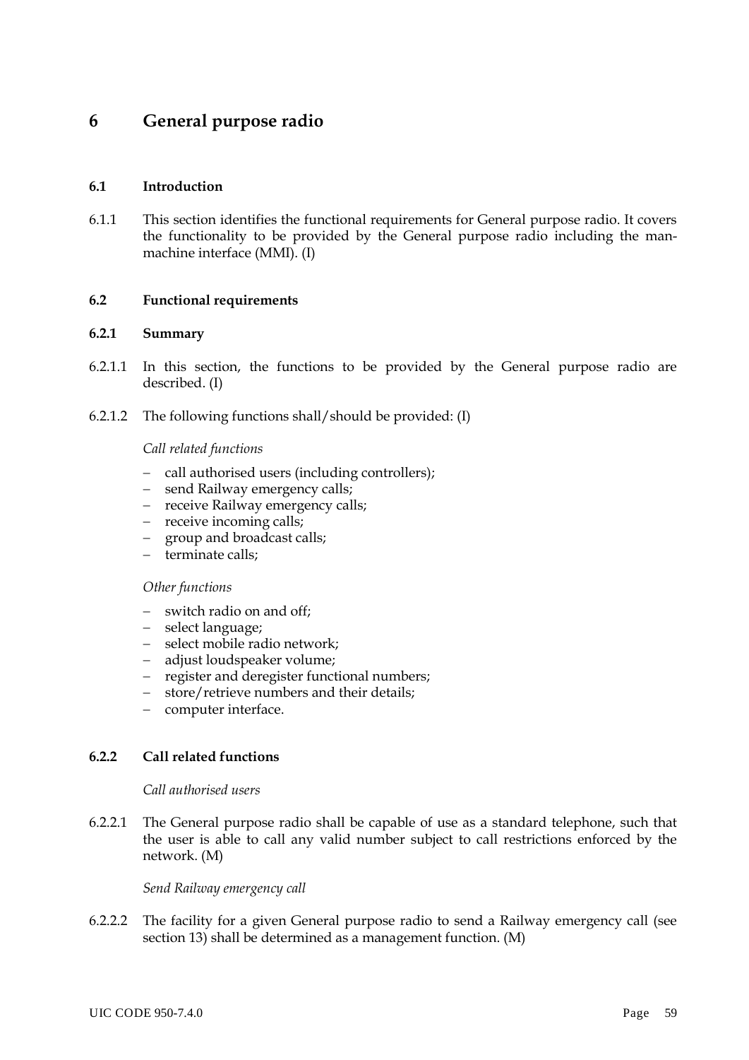# 6 General purpose radio

## 6.1 Introduction

6.1.1 This section identifies the functional requirements for General purpose radio. It covers the functionality to be provided by the General purpose radio including the man-machine interface (MMI). (I)

## 6.2 Functional requirements

### 6.2.1 Summary

6.2.1.1 In this section, the functions to be provided by the General purpose radio are described. (I)

6.2.1.2 The following functions shall/should be provided: (I)

*Call related functions*

- call authorised users (including controllers);
- send Railway emergency calls;
- receive Railway emergency calls;
- receive incoming calls;
- group and broadcast calls;
- terminate calls;

*Other functions*

- switch radio on and off;
- select language;
- select mobile radio network;
- adjust loudspeaker volume;
- register and deregister functional numbers;
- store/retrieve numbers and their details;
- computer interface.

### 6.2.2 Call related functions

*Call authorised users*

6.2.2.1 The General purpose radio shall be capable of use as a standard telephone, such that the user is able to call any valid number subject to call restrictions enforced by the network. (M)

*Send Railway emergency call*

6.2.2.2 The facility for a given General purpose radio to send a Railway emergency call (see section 13) shall be determined as a management function. (M)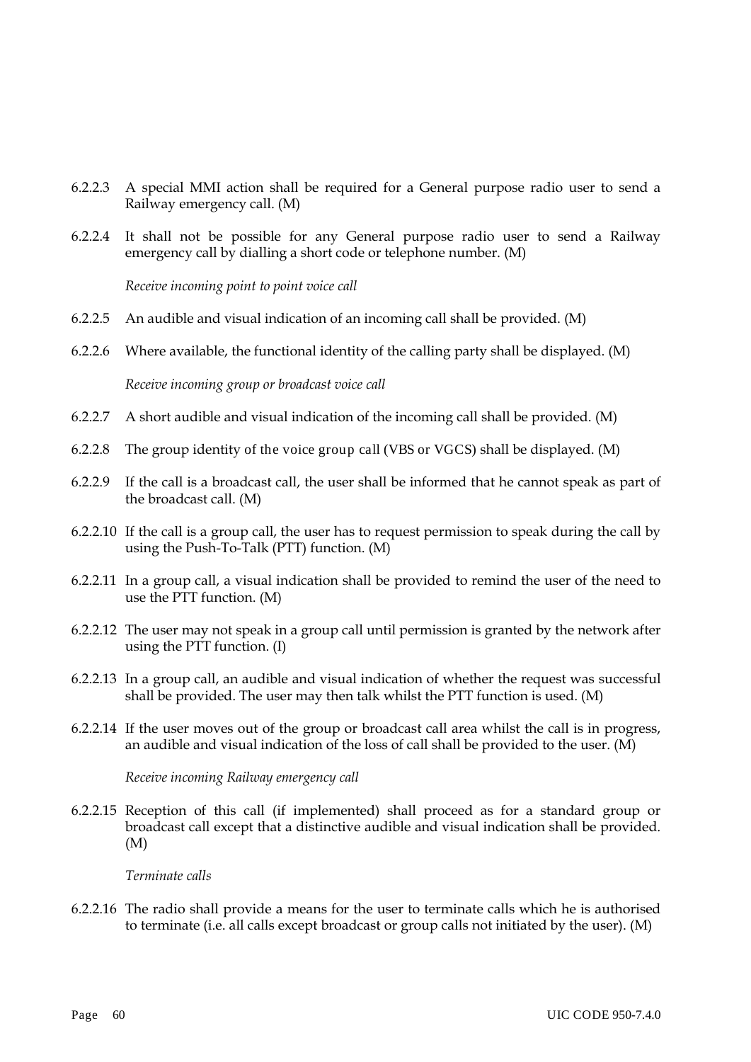6.2.2.3 A special MMI action shall be required for a General purpose radio user to send a Railway emergency call. (M)

6.2.2.4 It shall not be possible for any General purpose radio user to send a Railway emergency call by dialling a short code or telephone number. (M)

*Receive incoming point to point voice call*

6.2.2.5 An audible and visual indication of an incoming call shall be provided. (M)

6.2.2.6 Where available, the functional identity of the calling party shall be displayed. (M)

*Receive incoming group or broadcast voice call*

6.2.2.7 A short audible and visual indication of the incoming call shall be provided. (M)

6.2.2.8 The group identity of the voice group call (VBS or VGCS) shall be displayed. (M)

6.2.2.9 If the call is a broadcast call, the user shall be informed that he cannot speak as part of the broadcast call. (M)

6.2.2.10 If the call is a group call, the user has to request permission to speak during the call by using the Push-To-Talk (PTT) function. (M)

6.2.2.11 In a group call, a visual indication shall be provided to remind the user of the need to use the PTT function. (M)

6.2.2.12 The user may not speak in a group call until permission is granted by the network after using the PTT function. (I)

6.2.2.13 In a group call, an audible and visual indication of whether the request was successful shall be provided. The user may then talk whilst the PTT function is used. (M)

6.2.2.14 If the user moves out of the group or broadcast call area whilst the call is in progress, an audible and visual indication of the loss of call shall be provided to the user. (M)

*Receive incoming Railway emergency call*

6.2.2.15 Reception of this call (if implemented) shall proceed as for a standard group or broadcast call except that a distinctive audible and visual indication shall be provided. (M)

*Terminate calls*

6.2.2.16 The radio shall provide a means for the user to terminate calls which he is authorised to terminate (i.e. all calls except broadcast or group calls not initiated by the user). (M)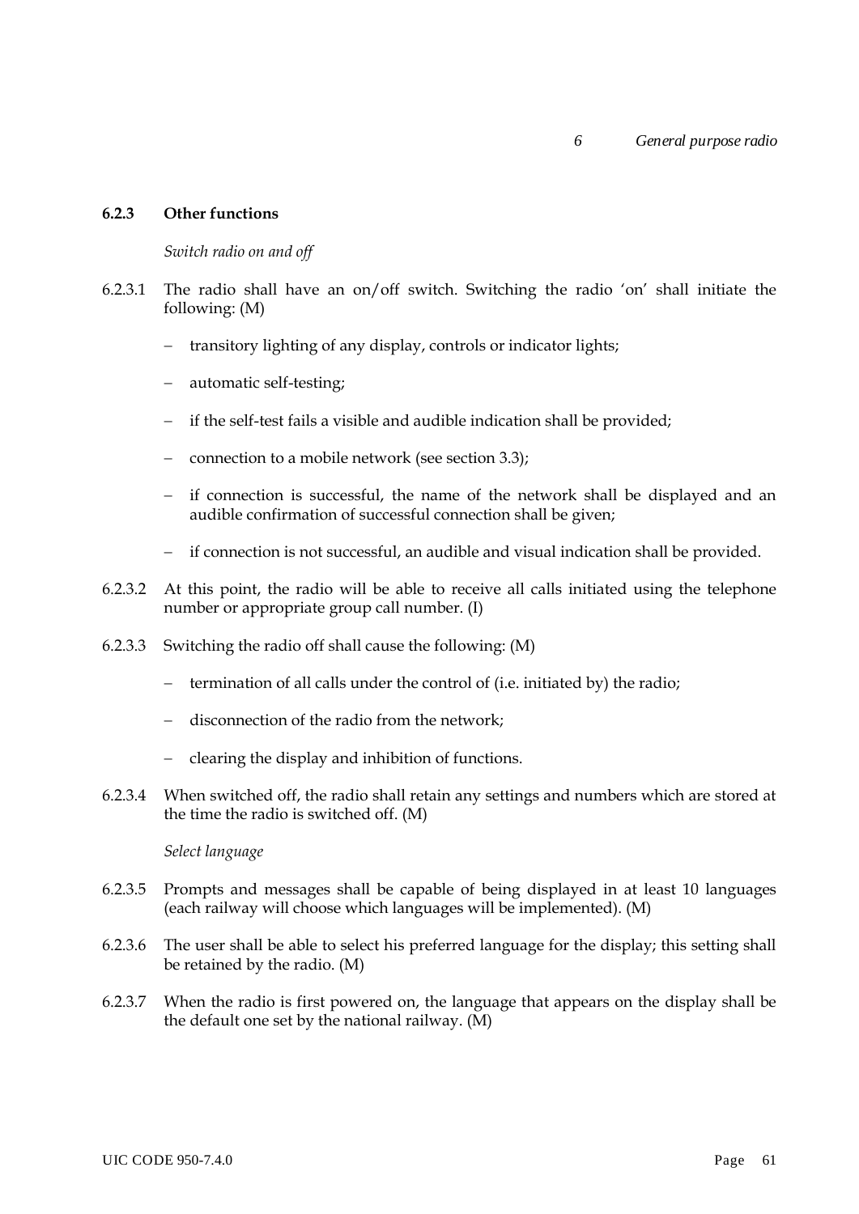### 6.2.3 Other functions

*Switch radio on and off*

6.2.3.1 The radio shall have an on/off switch. Switching the radio 'on' shall initiate the following: (M)

- transitory lighting of any display, controls or indicator lights;
- automatic self-testing;
- if the self-test fails a visible and audible indication shall be provided;
- connection to a mobile network (see section 3.3);
- if connection is successful, the name of the network shall be displayed and an audible confirmation of successful connection shall be given;
- if connection is not successful, an audible and visual indication shall be provided.

6.2.3.2 At this point, the radio will be able to receive all calls initiated using the telephone number or appropriate group call number. (I)

6.2.3.3 Switching the radio off shall cause the following: (M)

- termination of all calls under the control of (i.e. initiated by) the radio;
- disconnection of the radio from the network;
- clearing the display and inhibition of functions.

6.2.3.4 When switched off, the radio shall retain any settings and numbers which are stored at the time the radio is switched off. (M)

*Select language*

6.2.3.5 Prompts and messages shall be capable of being displayed in at least 10 languages (each railway will choose which languages will be implemented). (M)

6.2.3.6 The user shall be able to select his preferred language for the display; this setting shall be retained by the radio. (M)

6.2.3.7 When the radio is first powered on, the language that appears on the display shall be the default one set by the national railway. (M)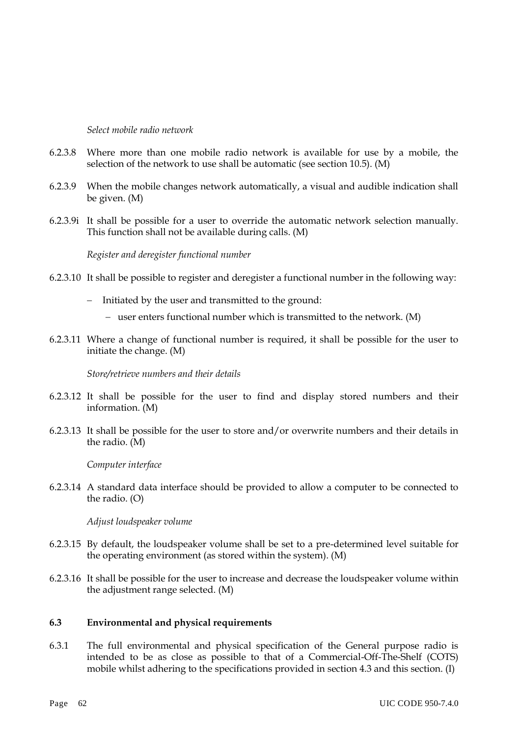*Select mobile radio network*

6.2.3.8 Where more than one mobile radio network is available for use by a mobile, the selection of the network to use shall be automatic (see section 10.5). (M)

6.2.3.9 When the mobile changes network automatically, a visual and audible indication shall be given. (M)

6.2.3.9i It shall be possible for a user to override the automatic network selection manually. This function shall not be available during calls. (M)

*Register and deregister functional number*

6.2.3.10 It shall be possible to register and deregister a functional number in the following way:

- Initiated by the user and transmitted to the ground:
  - user enters functional number which is transmitted to the network. (M)

6.2.3.11 Where a change of functional number is required, it shall be possible for the user to initiate the change. (M)

*Store/retrieve numbers and their details*

6.2.3.12 It shall be possible for the user to find and display stored numbers and their information. (M)

6.2.3.13 It shall be possible for the user to store and/or overwrite numbers and their details in the radio. (M)

*Computer interface*

6.2.3.14 A standard data interface should be provided to allow a computer to be connected to the radio. (O)

*Adjust loudspeaker volume*

6.2.3.15 By default, the loudspeaker volume shall be set to a pre-determined level suitable for the operating environment (as stored within the system). (M)

6.2.3.16 It shall be possible for the user to increase and decrease the loudspeaker volume within the adjustment range selected. (M)

### 6.3 Environmental and physical requirements

6.3.1 The full environmental and physical specification of the General purpose radio is intended to be as close as possible to that of a Commercial-Off-The-Shelf (COTS) mobile whilst adhering to the specifications provided in section 4.3 and this section. (I)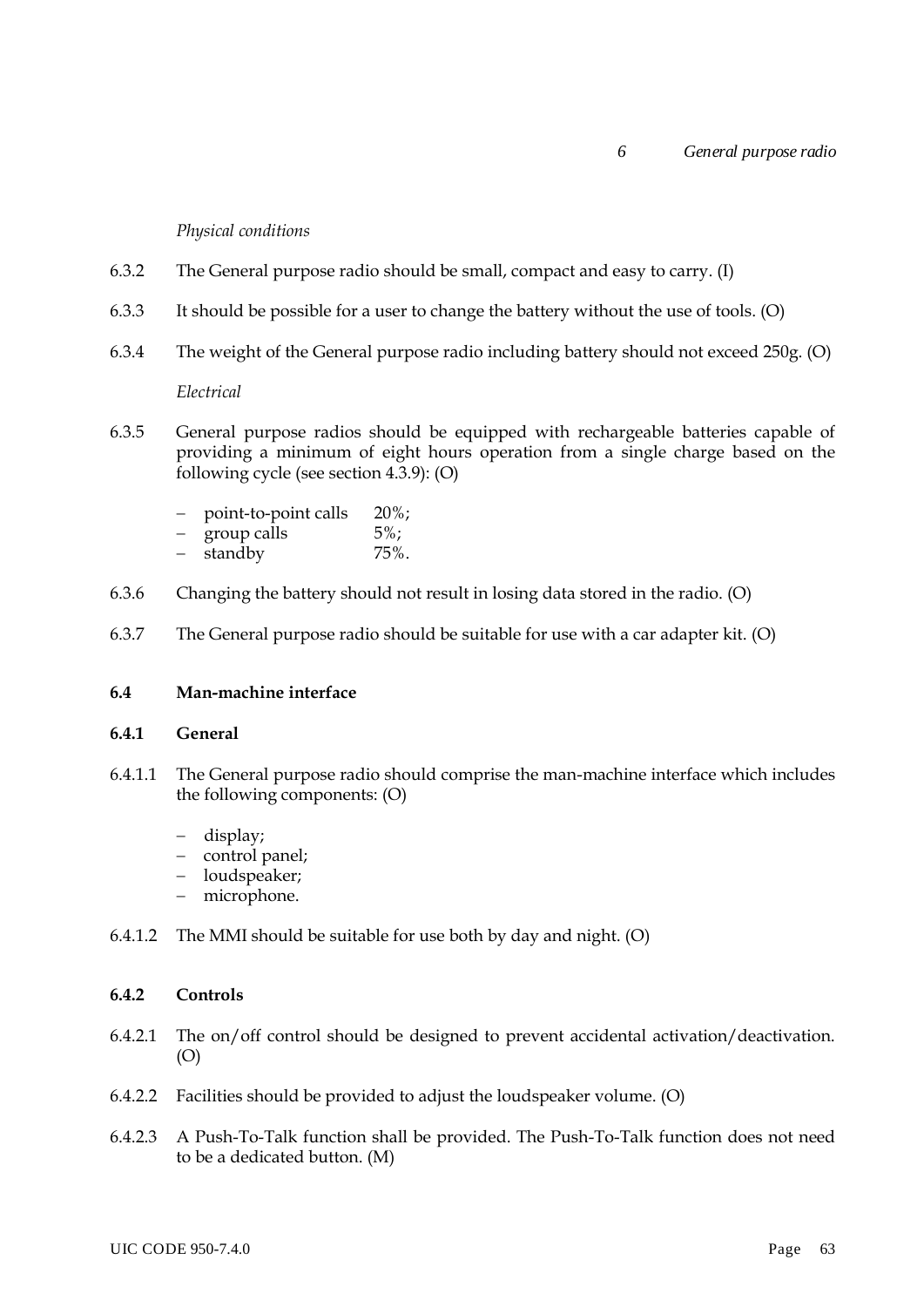*Physical conditions*

6.3.2 The General purpose radio should be small, compact and easy to carry. (I)

6.3.3 It should be possible for a user to change the battery without the use of tools. (O)

6.3.4 The weight of the General purpose radio including battery should not exceed 250g. (O)

*Electrical*

6.3.5 General purpose radios should be equipped with rechargeable batteries capable of providing a minimum of eight hours operation from a single charge based on the following cycle (see section 4.3.9): (O)

- point-to-point calls 20%;
- group calls 5%;
- standby 75%.

6.3.6 Changing the battery should not result in losing data stored in the radio. (O)

6.3.7 The General purpose radio should be suitable for use with a car adapter kit. (O)

## 6.4 Man-machine interface

### 6.4.1 General

6.4.1.1 The General purpose radio should comprise the man-machine interface which includes the following components: (O)

- display;
- control panel;
- loudspeaker;
- microphone.

6.4.1.2 The MMI should be suitable for use both by day and night. (O)

### 6.4.2 Controls

6.4.2.1 The on/off control should be designed to prevent accidental activation/deactivation. (O)

6.4.2.2 Facilities should be provided to adjust the loudspeaker volume. (O)

6.4.2.3 A Push-To-Talk function shall be provided. The Push-To-Talk function does not need to be a dedicated button. (M)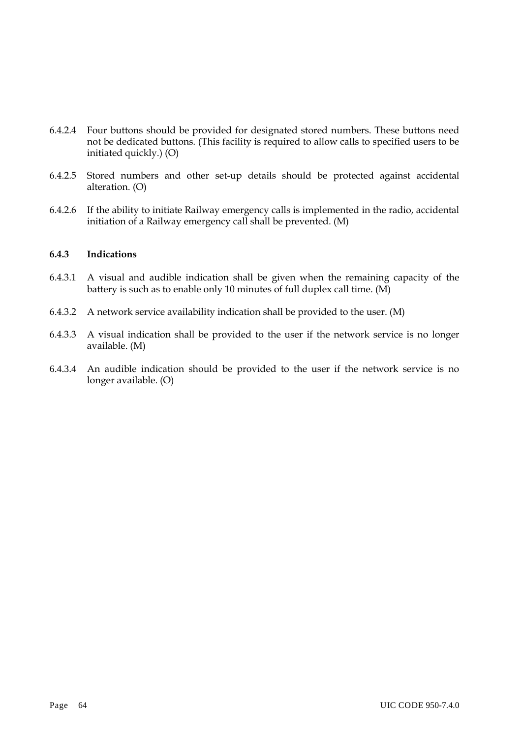6.4.2.4 Four buttons should be provided for designated stored numbers. These buttons need not be dedicated buttons. (This facility is required to allow calls to specified users to be initiated quickly.) (O)

6.4.2.5 Stored numbers and other set-up details should be protected against accidental alteration. (O)

6.4.2.6 If the ability to initiate Railway emergency calls is implemented in the radio, accidental initiation of a Railway emergency call shall be prevented. (M)

### 6.4.3 Indications

6.4.3.1 A visual and audible indication shall be given when the remaining capacity of the battery is such as to enable only 10 minutes of full duplex call time. (M)

6.4.3.2 A network service availability indication shall be provided to the user. (M)

6.4.3.3 A visual indication shall be provided to the user if the network service is no longer available. (M)

6.4.3.4 An audible indication should be provided to the user if the network service is no longer available. (O)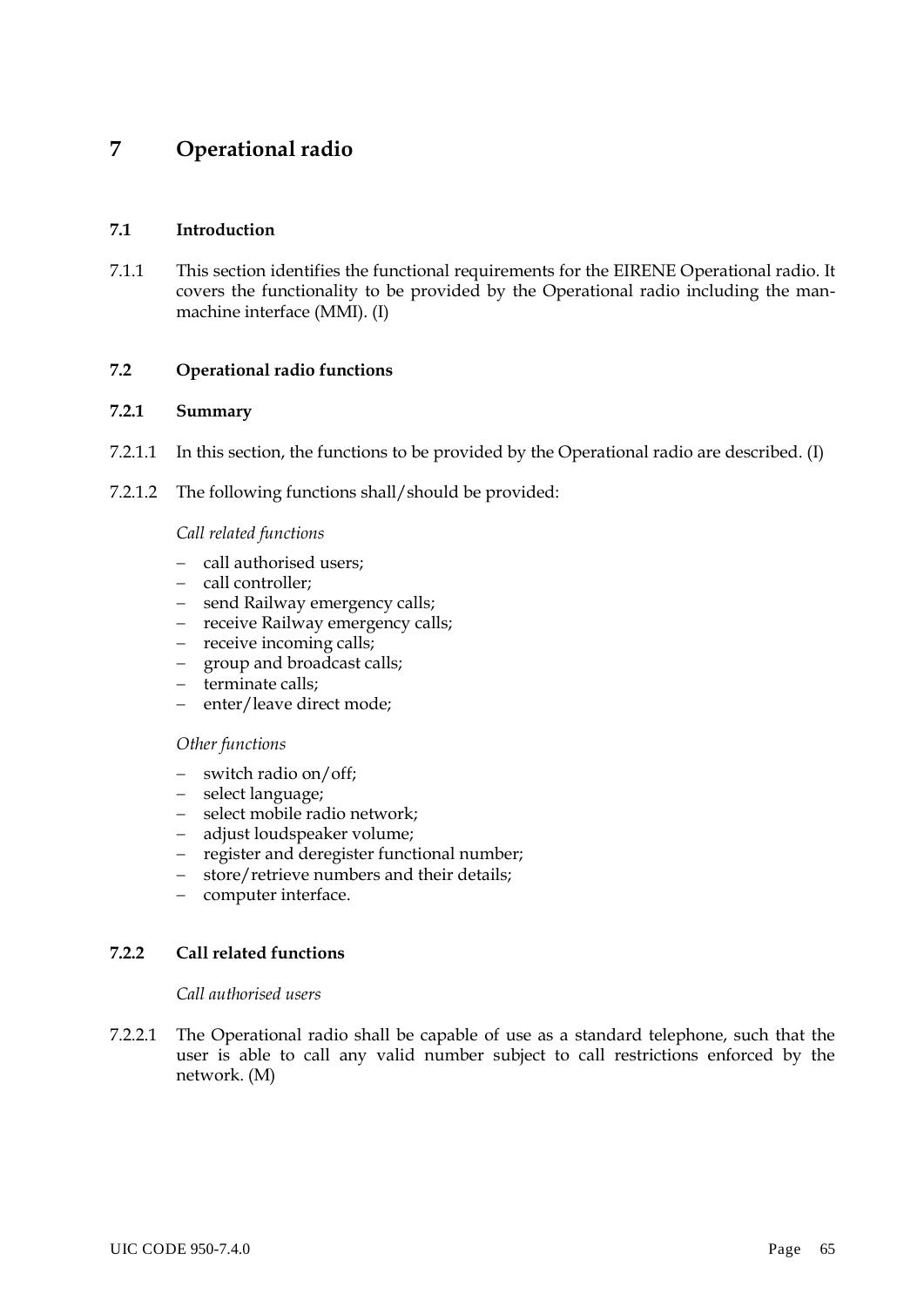# 7 Operational radio

### 7.1 Introduction

7.1.1 This section identifies the functional requirements for the EIRENE Operational radio. It covers the functionality to be provided by the Operational radio including the man-machine interface (MMI). (I)

### 7.2 Operational radio functions

#### 7.2.1 Summary

7.2.1.1 In this section, the functions to be provided by the Operational radio are described. (I)

7.2.1.2 The following functions shall/should be provided:

*Call related functions*

- call authorised users;
- call controller;
- send Railway emergency calls;
- receive Railway emergency calls;
- receive incoming calls;
- group and broadcast calls;
- terminate calls;
- enter/leave direct mode;

*Other functions*

- switch radio on/off;
- select language;
- select mobile radio network;
- adjust loudspeaker volume;
- register and deregister functional number;
- store/retrieve numbers and their details;
- computer interface.

#### 7.2.2 Call related functions

*Call authorised users*

7.2.2.1 The Operational radio shall be capable of use as a standard telephone, such that the user is able to call any valid number subject to call restrictions enforced by the network. (M)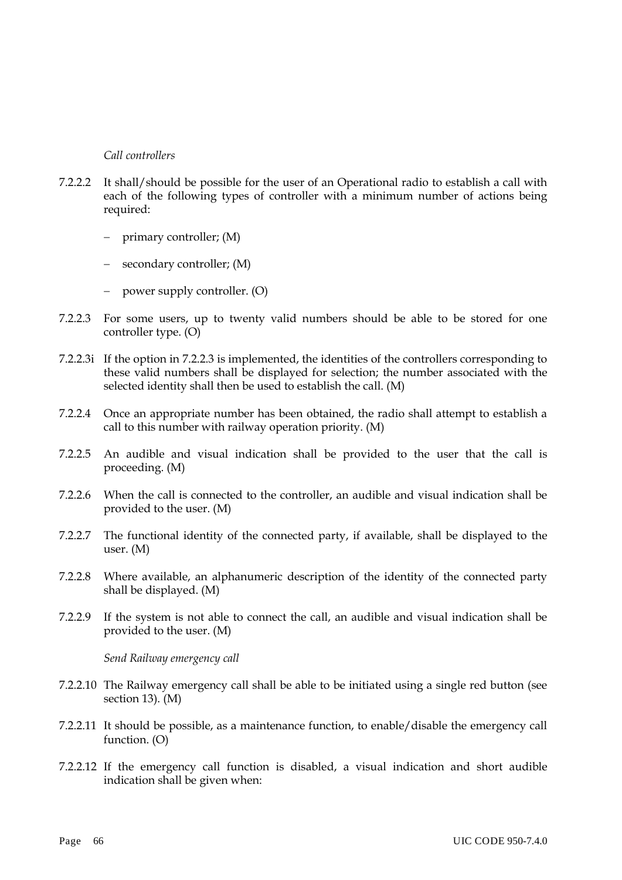*Call controllers*

7.2.2.2 It shall/should be possible for the user of an Operational radio to establish a call with each of the following types of controller with a minimum number of actions being required:

- primary controller; (M)
- secondary controller; (M)
- power supply controller. (O)

7.2.2.3 For some users, up to twenty valid numbers should be able to be stored for one controller type. (O)

7.2.2.3i If the option in 7.2.2.3 is implemented, the identities of the controllers corresponding to these valid numbers shall be displayed for selection; the number associated with the selected identity shall then be used to establish the call. (M)

7.2.2.4 Once an appropriate number has been obtained, the radio shall attempt to establish a call to this number with railway operation priority. (M)

7.2.2.5 An audible and visual indication shall be provided to the user that the call is proceeding. (M)

7.2.2.6 When the call is connected to the controller, an audible and visual indication shall be provided to the user. (M)

7.2.2.7 The functional identity of the connected party, if available, shall be displayed to the user. (M)

7.2.2.8 Where available, an alphanumeric description of the identity of the connected party shall be displayed. (M)

7.2.2.9 If the system is not able to connect the call, an audible and visual indication shall be provided to the user. (M)

*Send Railway emergency call*

7.2.2.10 The Railway emergency call shall be able to be initiated using a single red button (see section 13). (M)

7.2.2.11 It should be possible, as a maintenance function, to enable/disable the emergency call function. (O)

7.2.2.12 If the emergency call function is disabled, a visual indication and short audible indication shall be given when: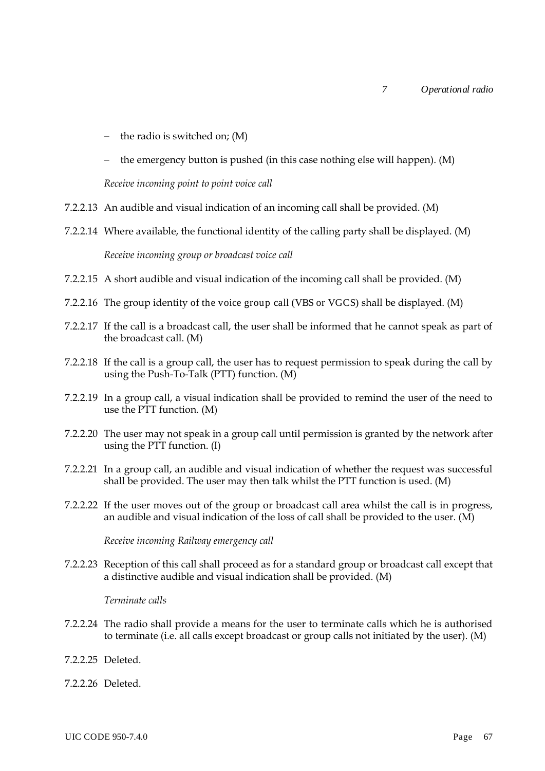- the radio is switched on; (M)
- the emergency button is pushed (in this case nothing else will happen). (M)

*Receive incoming point to point voice call*

7.2.2.13 An audible and visual indication of an incoming call shall be provided. (M)

7.2.2.14 Where available, the functional identity of the calling party shall be displayed. (M)

*Receive incoming group or broadcast voice call*

7.2.2.15 A short audible and visual indication of the incoming call shall be provided. (M)

7.2.2.16 The group identity of the voice group call (VBS or VGCS) shall be displayed. (M)

7.2.2.17 If the call is a broadcast call, the user shall be informed that he cannot speak as part of the broadcast call. (M)

7.2.2.18 If the call is a group call, the user has to request permission to speak during the call by using the Push-To-Talk (PTT) function. (M)

7.2.2.19 In a group call, a visual indication shall be provided to remind the user of the need to use the PTT function. (M)

7.2.2.20 The user may not speak in a group call until permission is granted by the network after using the PTT function. (I)

7.2.2.21 In a group call, an audible and visual indication of whether the request was successful shall be provided. The user may then talk whilst the PTT function is used. (M)

7.2.2.22 If the user moves out of the group or broadcast call area whilst the call is in progress, an audible and visual indication of the loss of call shall be provided to the user. (M)

*Receive incoming Railway emergency call*

7.2.2.23 Reception of this call shall proceed as for a standard group or broadcast call except that a distinctive audible and visual indication shall be provided. (M)

*Terminate calls*

7.2.2.24 The radio shall provide a means for the user to terminate calls which he is authorised to terminate (i.e. all calls except broadcast or group calls not initiated by the user). (M)

7.2.2.25 Deleted.

7.2.2.26 Deleted.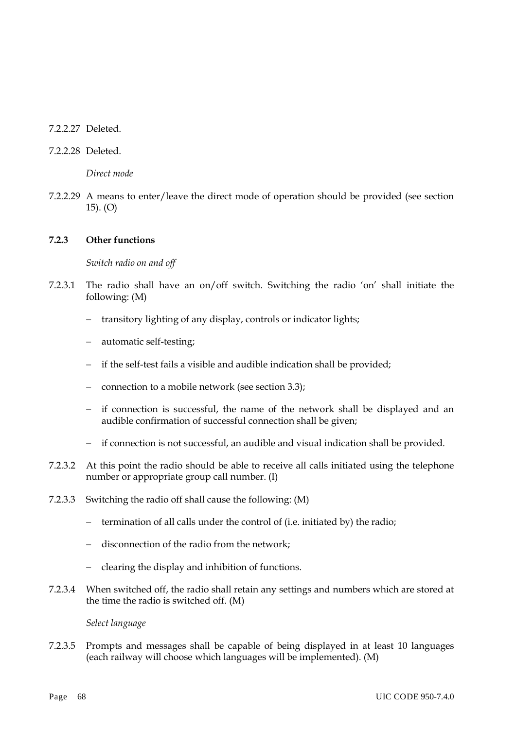7.2.2.27 Deleted.

7.2.2.28 Deleted.

*Direct mode*

7.2.2.29 A means to enter/leave the direct mode of operation should be provided (see section 15). (O)

### 7.2.3 Other functions

*Switch radio on and off*

7.2.3.1 The radio shall have an on/off switch. Switching the radio 'on' shall initiate the following: (M)

- transitory lighting of any display, controls or indicator lights;
- automatic self-testing;
- if the self-test fails a visible and audible indication shall be provided;
- connection to a mobile network (see section 3.3);
- if connection is successful, the name of the network shall be displayed and an audible confirmation of successful connection shall be given;
- if connection is not successful, an audible and visual indication shall be provided.

7.2.3.2 At this point the radio should be able to receive all calls initiated using the telephone number or appropriate group call number. (I)

7.2.3.3 Switching the radio off shall cause the following: (M)

- termination of all calls under the control of (i.e. initiated by) the radio;
- disconnection of the radio from the network;
- clearing the display and inhibition of functions.

7.2.3.4 When switched off, the radio shall retain any settings and numbers which are stored at the time the radio is switched off. (M)

*Select language*

7.2.3.5 Prompts and messages shall be capable of being displayed in at least 10 languages (each railway will choose which languages will be implemented). (M)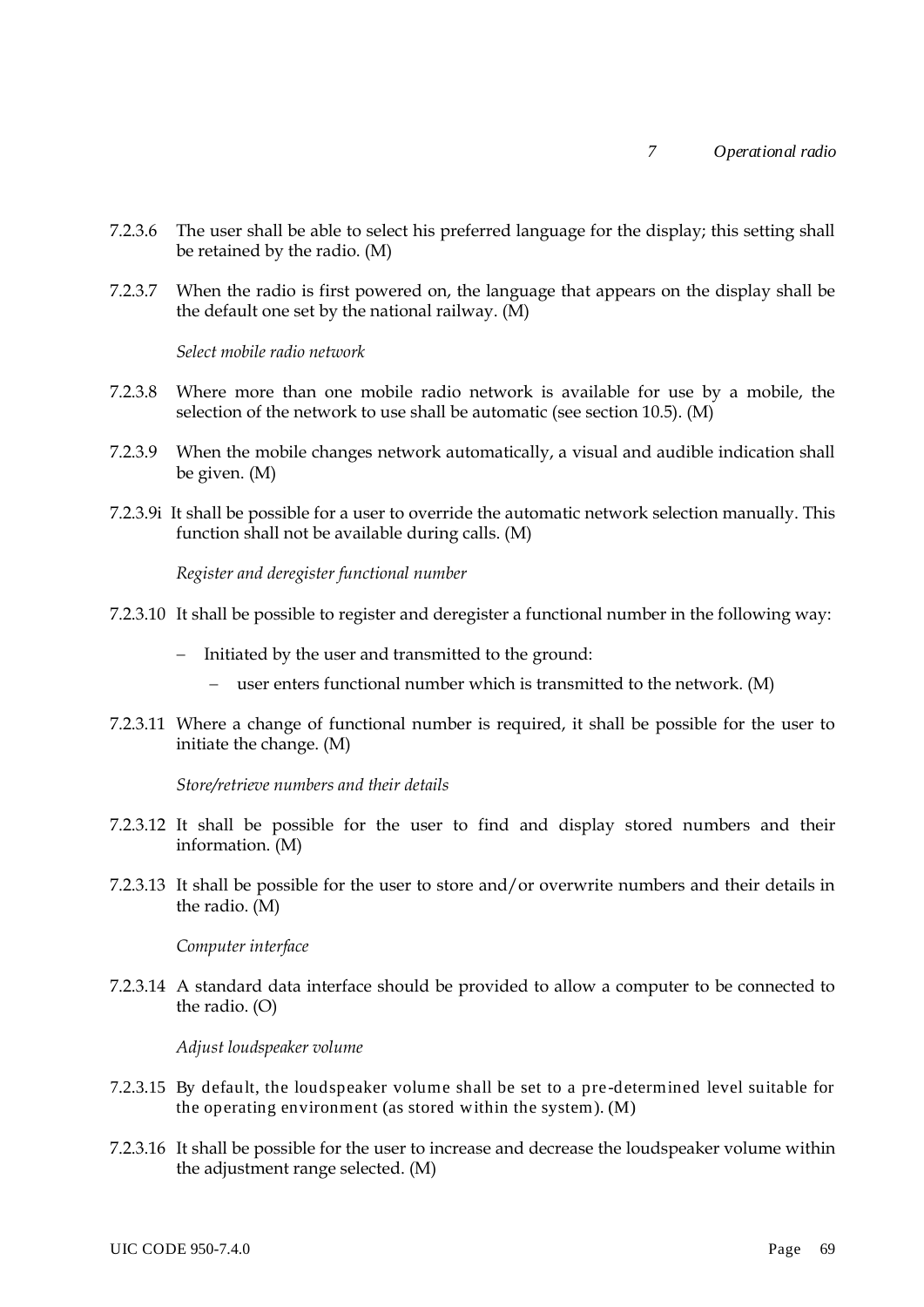7.2.3.6 The user shall be able to select his preferred language for the display; this setting shall be retained by the radio. (M)

7.2.3.7 When the radio is first powered on, the language that appears on the display shall be the default one set by the national railway. (M)

*Select mobile radio network*

7.2.3.8 Where more than one mobile radio network is available for use by a mobile, the selection of the network to use shall be automatic (see section 10.5). (M)

7.2.3.9 When the mobile changes network automatically, a visual and audible indication shall be given. (M)

7.2.3.9i It shall be possible for a user to override the automatic network selection manually. This function shall not be available during calls. (M)

*Register and deregister functional number*

7.2.3.10 It shall be possible to register and deregister a functional number in the following way:

- Initiated by the user and transmitted to the ground:
  - user enters functional number which is transmitted to the network. (M)

7.2.3.11 Where a change of functional number is required, it shall be possible for the user to initiate the change. (M)

*Store/retrieve numbers and their details*

7.2.3.12 It shall be possible for the user to find and display stored numbers and their information. (M)

7.2.3.13 It shall be possible for the user to store and/or overwrite numbers and their details in the radio. (M)

*Computer interface*

7.2.3.14 A standard data interface should be provided to allow a computer to be connected to the radio. (O)

*Adjust loudspeaker volume*

7.2.3.15 By default, the loudspeaker volume shall be set to a pre-determined level suitable for the operating environment (as stored within the system). (M)

7.2.3.16 It shall be possible for the user to increase and decrease the loudspeaker volume within the adjustment range selected. (M)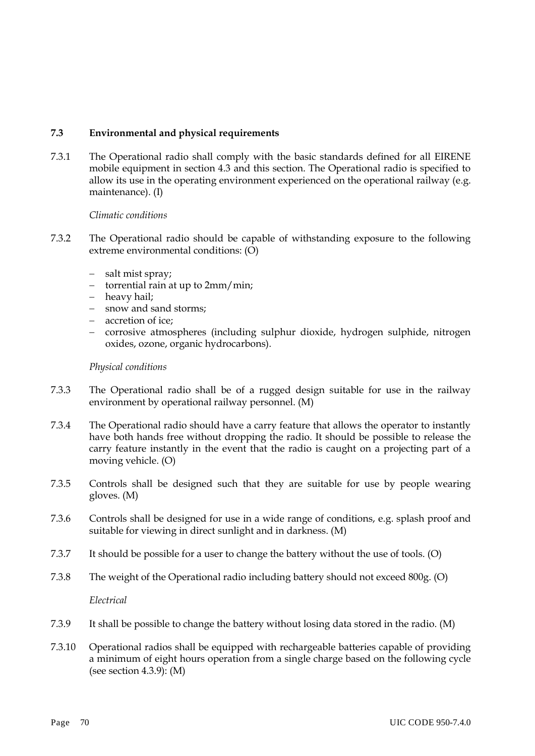### 7.3 Environmental and physical requirements

7.3.1 The Operational radio shall comply with the basic standards defined for all EIRENE mobile equipment in section 4.3 and this section. The Operational radio is specified to allow its use in the operating environment experienced on the operational railway (e.g. maintenance). (I)

*Climatic conditions*

7.3.2 The Operational radio should be capable of withstanding exposure to the following extreme environmental conditions: (O)

- salt mist spray;
- torrential rain at up to 2mm/min;
- heavy hail;
- snow and sand storms;
- accretion of ice;
- corrosive atmospheres (including sulphur dioxide, hydrogen sulphide, nitrogen oxides, ozone, organic hydrocarbons).

*Physical conditions*

7.3.3 The Operational radio shall be of a rugged design suitable for use in the railway environment by operational railway personnel. (M)

7.3.4 The Operational radio should have a carry feature that allows the operator to instantly have both hands free without dropping the radio. It should be possible to release the carry feature instantly in the event that the radio is caught on a projecting part of a moving vehicle. (O)

7.3.5 Controls shall be designed such that they are suitable for use by people wearing gloves. (M)

7.3.6 Controls shall be designed for use in a wide range of conditions, e.g. splash proof and suitable for viewing in direct sunlight and in darkness. (M)

7.3.7 It should be possible for a user to change the battery without the use of tools. (O)

7.3.8 The weight of the Operational radio including battery should not exceed 800g. (O)

*Electrical*

7.3.9 It shall be possible to change the battery without losing data stored in the radio. (M)

7.3.10 Operational radios shall be equipped with rechargeable batteries capable of providing a minimum of eight hours operation from a single charge based on the following cycle (see section 4.3.9): (M)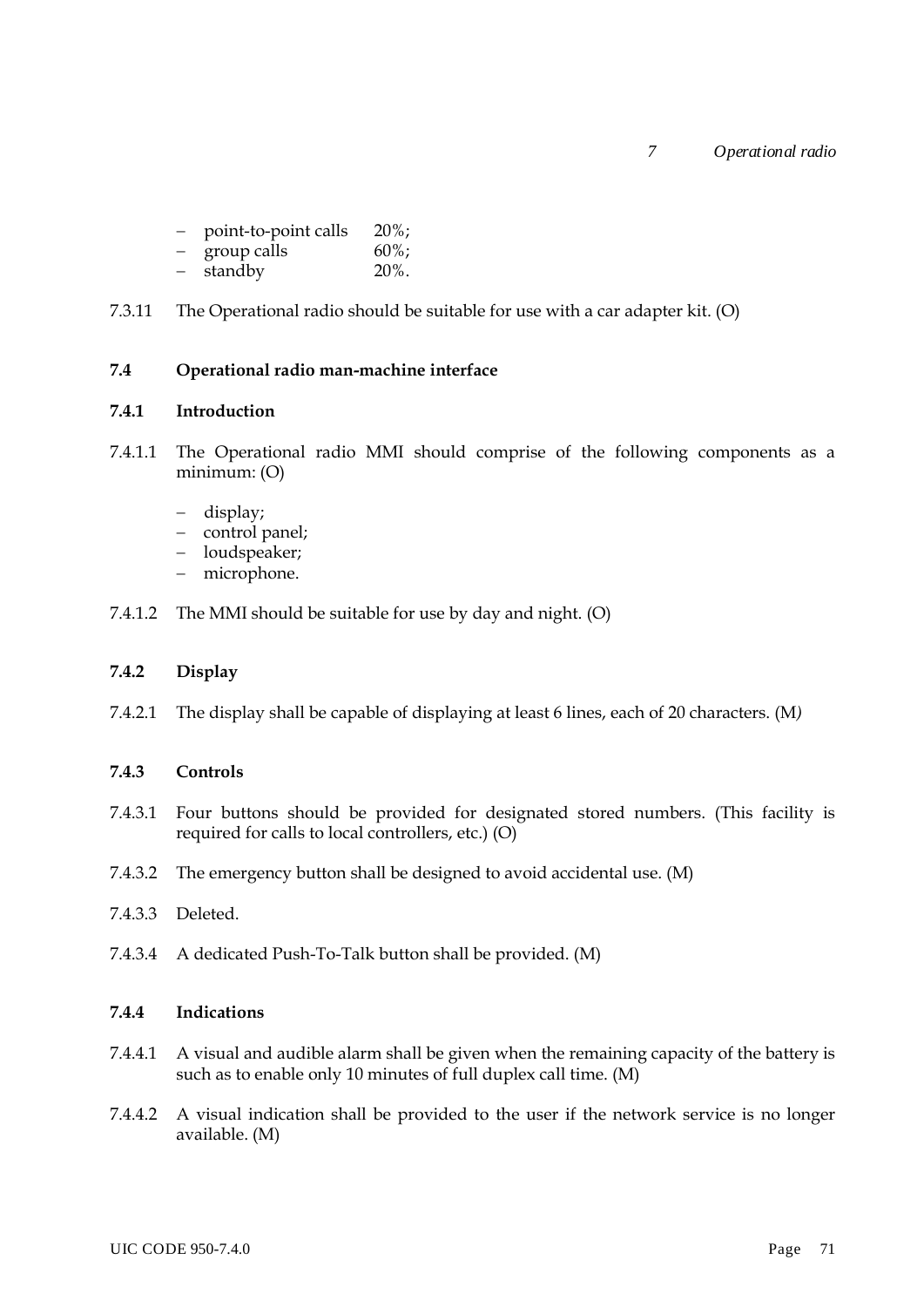- point-to-point calls 20%;
- group calls 60%;
- standby 20%.

7.3.11 The Operational radio should be suitable for use with a car adapter kit. (O)

## 7.4 Operational radio man-machine interface

### 7.4.1 Introduction

7.4.1.1 The Operational radio MMI should comprise of the following components as a minimum: (O)

- display;
- control panel;
- loudspeaker;
- microphone.

7.4.1.2 The MMI should be suitable for use by day and night. (O)

### 7.4.2 Display

7.4.2.1 The display shall be capable of displaying at least 6 lines, each of 20 characters. (M*)*

### 7.4.3 Controls

7.4.3.1 Four buttons should be provided for designated stored numbers. (This facility is required for calls to local controllers, etc.) (O)

7.4.3.2 The emergency button shall be designed to avoid accidental use. (M)

7.4.3.3 Deleted.

7.4.3.4 A dedicated Push-To-Talk button shall be provided. (M)

### 7.4.4 Indications

7.4.4.1 A visual and audible alarm shall be given when the remaining capacity of the battery is such as to enable only 10 minutes of full duplex call time. (M)

7.4.4.2 A visual indication shall be provided to the user if the network service is no longer available. (M)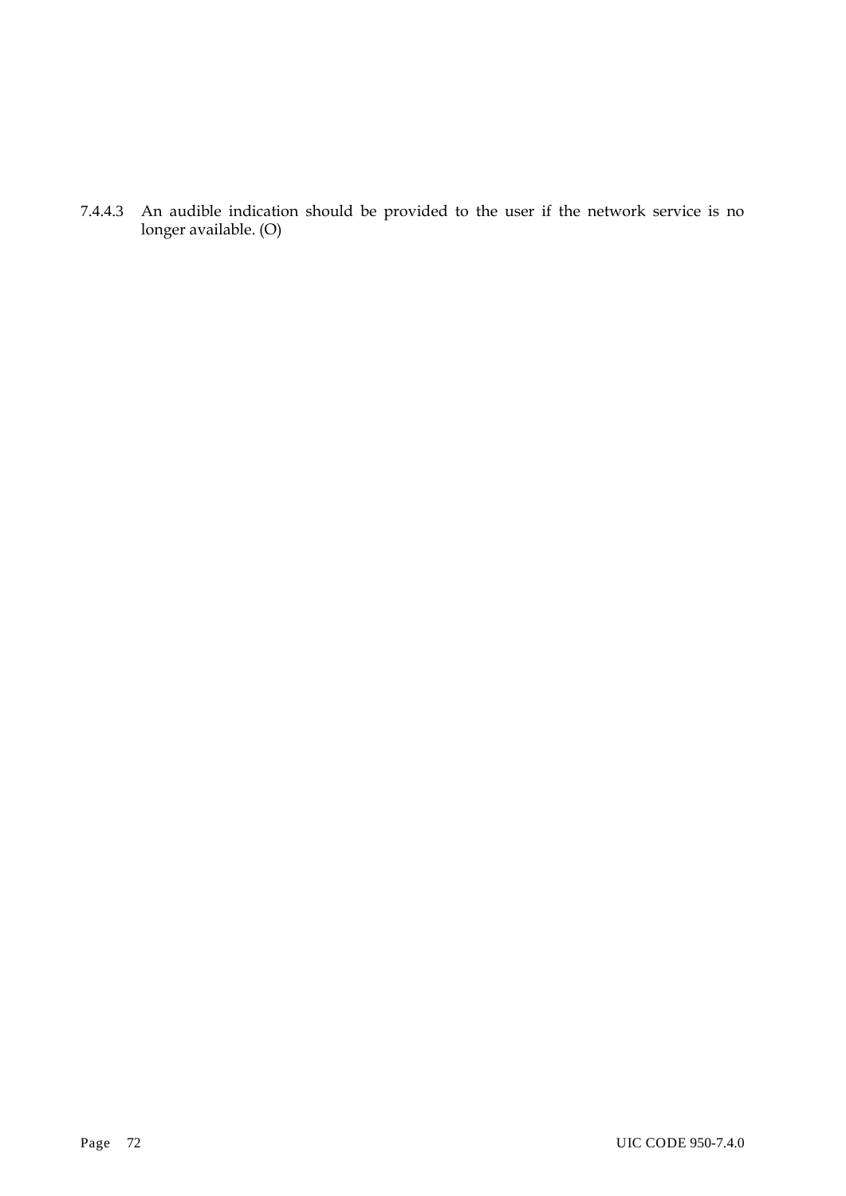7.4.4.3 An audible indication should be provided to the user if the network service is no longer available. (O)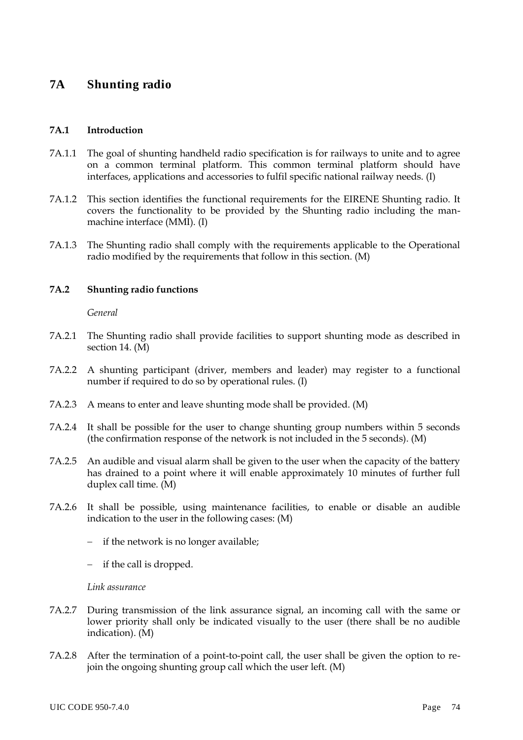# 7A Shunting radio

## 7A.1 Introduction

7A.1.1 The goal of shunting handheld radio specification is for railways to unite and to agree on a common terminal platform. This common terminal platform should have interfaces, applications and accessories to fulfil specific national railway needs. (I)

7A.1.2 This section identifies the functional requirements for the EIRENE Shunting radio. It covers the functionality to be provided by the Shunting radio including the man-machine interface (MMI). (I)

7A.1.3 The Shunting radio shall comply with the requirements applicable to the Operational radio modified by the requirements that follow in this section. (M)

## 7A.2 Shunting radio functions

*General*

7A.2.1 The Shunting radio shall provide facilities to support shunting mode as described in section 14. (M)

7A.2.2 A shunting participant (driver, members and leader) may register to a functional number if required to do so by operational rules. (I)

7A.2.3 A means to enter and leave shunting mode shall be provided. (M)

7A.2.4 It shall be possible for the user to change shunting group numbers within 5 seconds (the confirmation response of the network is not included in the 5 seconds). (M)

7A.2.5 An audible and visual alarm shall be given to the user when the capacity of the battery has drained to a point where it will enable approximately 10 minutes of further full duplex call time. (M)

7A.2.6 It shall be possible, using maintenance facilities, to enable or disable an audible indication to the user in the following cases: (M)

- if the network is no longer available;
- if the call is dropped.

*Link assurance*

7A.2.7 During transmission of the link assurance signal, an incoming call with the same or lower priority shall only be indicated visually to the user (there shall be no audible indication). (M)

7A.2.8 After the termination of a point-to-point call, the user shall be given the option to re-join the ongoing shunting group call which the user left. (M)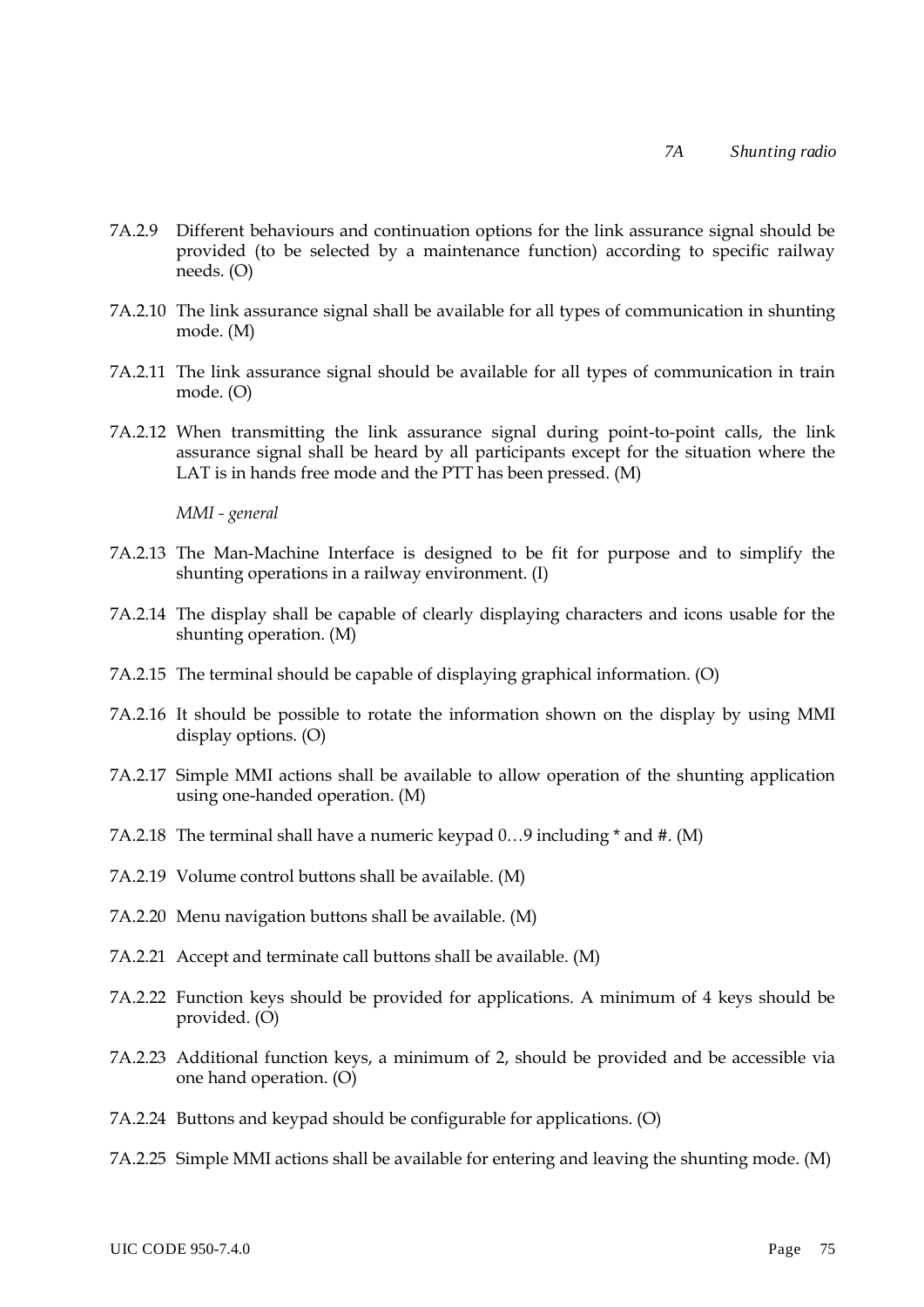7A.2.9 Different behaviours and continuation options for the link assurance signal should be provided (to be selected by a maintenance function) according to specific railway needs. (O)

7A.2.10 The link assurance signal shall be available for all types of communication in shunting mode. (M)

7A.2.11 The link assurance signal should be available for all types of communication in train mode. (O)

7A.2.12 When transmitting the link assurance signal during point-to-point calls, the link assurance signal shall be heard by all participants except for the situation where the LAT is in hands free mode and the PTT has been pressed. (M)

*MMI - general*

7A.2.13 The Man-Machine Interface is designed to be fit for purpose and to simplify the shunting operations in a railway environment. (I)

7A.2.14 The display shall be capable of clearly displaying characters and icons usable for the shunting operation. (M)

7A.2.15 The terminal should be capable of displaying graphical information. (O)

7A.2.16 It should be possible to rotate the information shown on the display by using MMI display options. (O)

7A.2.17 Simple MMI actions shall be available to allow operation of the shunting application using one-handed operation. (M)

7A.2.18 The terminal shall have a numeric keypad 0…9 including * and #. (M)

7A.2.19 Volume control buttons shall be available. (M)

7A.2.20 Menu navigation buttons shall be available. (M)

7A.2.21 Accept and terminate call buttons shall be available. (M)

7A.2.22 Function keys should be provided for applications. A minimum of 4 keys should be provided. (O)

7A.2.23 Additional function keys, a minimum of 2, should be provided and be accessible via one hand operation. (O)

7A.2.24 Buttons and keypad should be configurable for applications. (O)

7A.2.25 Simple MMI actions shall be available for entering and leaving the shunting mode. (M)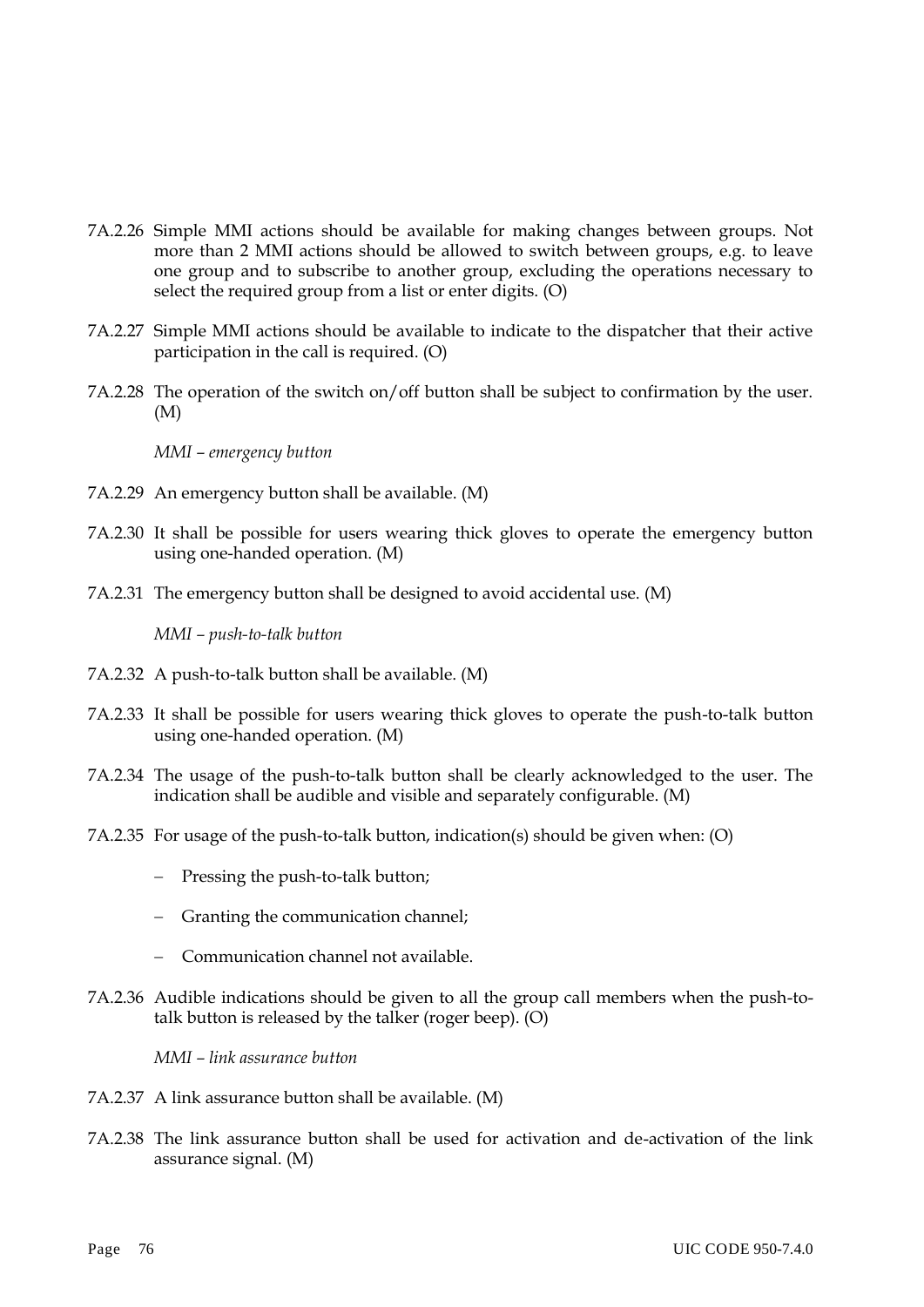7A.2.26 Simple MMI actions should be available for making changes between groups. Not more than 2 MMI actions should be allowed to switch between groups, e.g. to leave one group and to subscribe to another group, excluding the operations necessary to select the required group from a list or enter digits. (O)

7A.2.27 Simple MMI actions should be available to indicate to the dispatcher that their active participation in the call is required. (O)

7A.2.28 The operation of the switch on/off button shall be subject to confirmation by the user. (M)

*MMI – emergency button*

7A.2.29 An emergency button shall be available. (M)

7A.2.30 It shall be possible for users wearing thick gloves to operate the emergency button using one-handed operation. (M)

7A.2.31 The emergency button shall be designed to avoid accidental use. (M)

*MMI – push-to-talk button*

7A.2.32 A push-to-talk button shall be available. (M)

7A.2.33 It shall be possible for users wearing thick gloves to operate the push-to-talk button using one-handed operation. (M)

7A.2.34 The usage of the push-to-talk button shall be clearly acknowledged to the user. The indication shall be audible and visible and separately configurable. (M)

7A.2.35 For usage of the push-to-talk button, indication(s) should be given when: (O)

- Pressing the push-to-talk button;
- Granting the communication channel;
- Communication channel not available.

7A.2.36 Audible indications should be given to all the group call members when the push-to-talk button is released by the talker (roger beep). (O)

*MMI – link assurance button*

7A.2.37 A link assurance button shall be available. (M)

7A.2.38 The link assurance button shall be used for activation and de-activation of the link assurance signal. (M)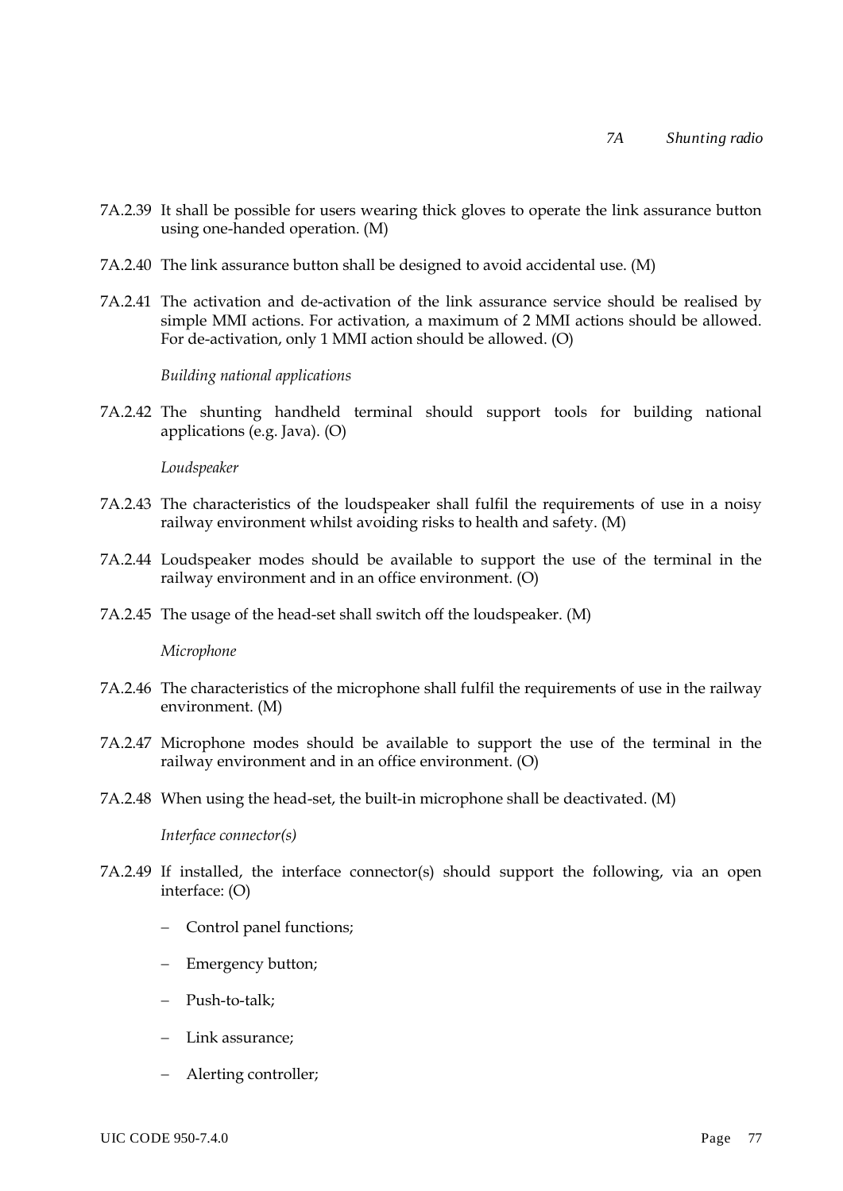7A.2.39 It shall be possible for users wearing thick gloves to operate the link assurance button using one-handed operation. (M)

7A.2.40 The link assurance button shall be designed to avoid accidental use. (M)

7A.2.41 The activation and de-activation of the link assurance service should be realised by simple MMI actions. For activation, a maximum of 2 MMI actions should be allowed. For de-activation, only 1 MMI action should be allowed. (O)

*Building national applications*

7A.2.42 The shunting handheld terminal should support tools for building national applications (e.g. Java). (O)

*Loudspeaker*

7A.2.43 The characteristics of the loudspeaker shall fulfil the requirements of use in a noisy railway environment whilst avoiding risks to health and safety. (M)

7A.2.44 Loudspeaker modes should be available to support the use of the terminal in the railway environment and in an office environment. (O)

7A.2.45 The usage of the head-set shall switch off the loudspeaker. (M)

*Microphone*

7A.2.46 The characteristics of the microphone shall fulfil the requirements of use in the railway environment. (M)

7A.2.47 Microphone modes should be available to support the use of the terminal in the railway environment and in an office environment. (O)

7A.2.48 When using the head-set, the built-in microphone shall be deactivated. (M)

*Interface connector(s)*

7A.2.49 If installed, the interface connector(s) should support the following, via an open interface: (O)

- Control panel functions;
- Emergency button;
- Push-to-talk;
- Link assurance;
- Alerting controller;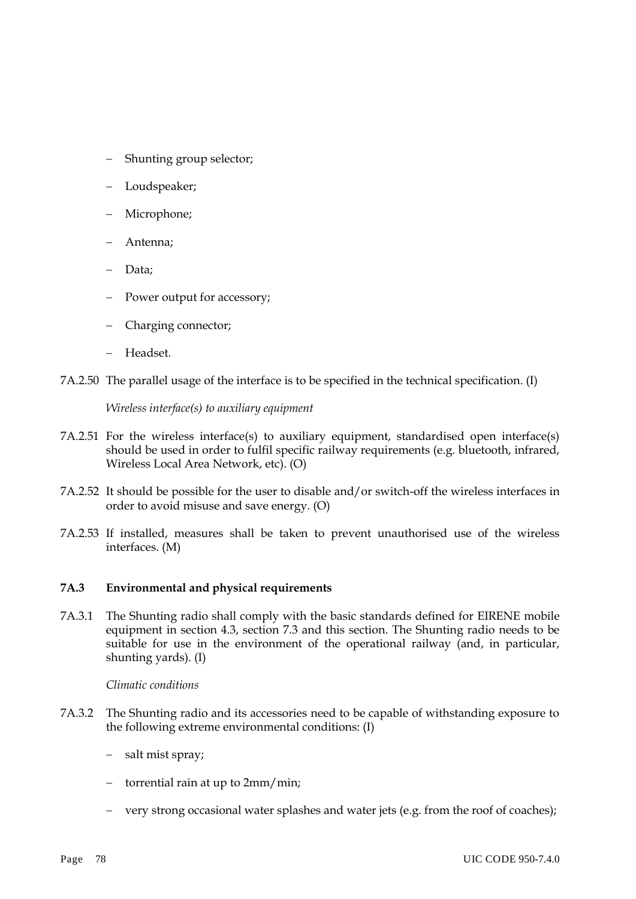- Shunting group selector;
- Loudspeaker;
- Microphone;
- Antenna;
- Data;
- Power output for accessory;
- Charging connector;
- Headset.

7A.2.50 The parallel usage of the interface is to be specified in the technical specification. (I)

*Wireless interface(s) to auxiliary equipment*

7A.2.51 For the wireless interface(s) to auxiliary equipment, standardised open interface(s) should be used in order to fulfil specific railway requirements (e.g. bluetooth, infrared, Wireless Local Area Network, etc). (O)

7A.2.52 It should be possible for the user to disable and/or switch-off the wireless interfaces in order to avoid misuse and save energy. (O)

7A.2.53 If installed, measures shall be taken to prevent unauthorised use of the wireless interfaces. (M)

### 7A.3 Environmental and physical requirements

7A.3.1 The Shunting radio shall comply with the basic standards defined for EIRENE mobile equipment in section 4.3, section 7.3 and this section. The Shunting radio needs to be suitable for use in the environment of the operational railway (and, in particular, shunting yards). (I)

*Climatic conditions*

7A.3.2 The Shunting radio and its accessories need to be capable of withstanding exposure to the following extreme environmental conditions: (I)

- salt mist spray;
- torrential rain at up to 2mm/min;
- very strong occasional water splashes and water jets (e.g. from the roof of coaches);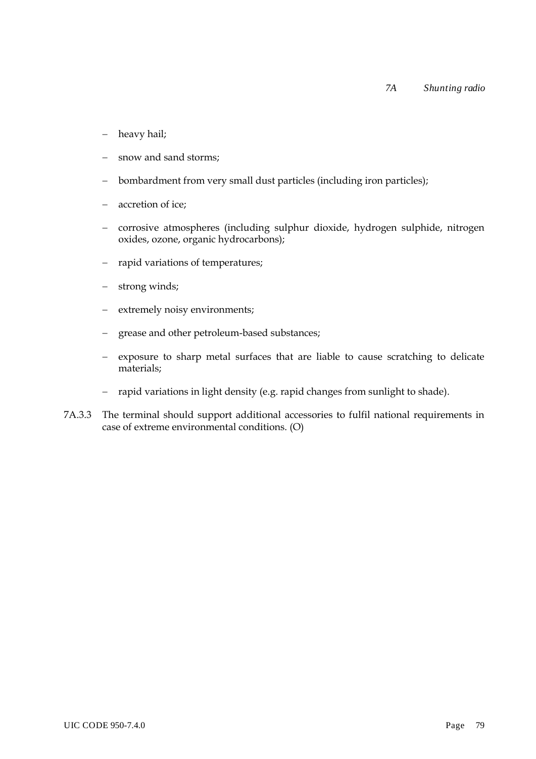- heavy hail;
- snow and sand storms;
- bombardment from very small dust particles (including iron particles);
- accretion of ice;
- corrosive atmospheres (including sulphur dioxide, hydrogen sulphide, nitrogen oxides, ozone, organic hydrocarbons);
- rapid variations of temperatures;
- strong winds;
- extremely noisy environments;
- grease and other petroleum-based substances;
- exposure to sharp metal surfaces that are liable to cause scratching to delicate materials;
- rapid variations in light density (e.g. rapid changes from sunlight to shade).

7A.3.3 The terminal should support additional accessories to fulfil national requirements in case of extreme environmental conditions. (O)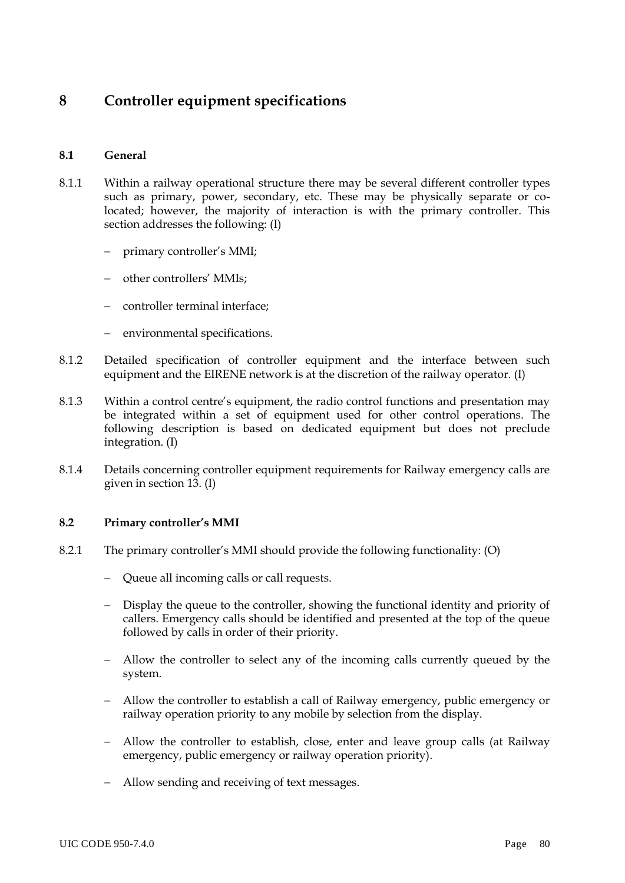# 8 Controller equipment specifications

## 8.1 General

8.1.1 Within a railway operational structure there may be several different controller types such as primary, power, secondary, etc. These may be physically separate or co-located; however, the majority of interaction is with the primary controller. This section addresses the following: (I)

- primary controller's MMI;
- other controllers' MMIs;
- controller terminal interface;
- environmental specifications.

8.1.2 Detailed specification of controller equipment and the interface between such equipment and the EIRENE network is at the discretion of the railway operator. (I)

8.1.3 Within a control centre's equipment, the radio control functions and presentation may be integrated within a set of equipment used for other control operations. The following description is based on dedicated equipment but does not preclude integration. (I)

8.1.4 Details concerning controller equipment requirements for Railway emergency calls are given in section 13. (I)

## 8.2 Primary controller's MMI

8.2.1 The primary controller's MMI should provide the following functionality: (O)

- Queue all incoming calls or call requests.
- Display the queue to the controller, showing the functional identity and priority of callers. Emergency calls should be identified and presented at the top of the queue followed by calls in order of their priority.
- Allow the controller to select any of the incoming calls currently queued by the system.
- Allow the controller to establish a call of Railway emergency, public emergency or railway operation priority to any mobile by selection from the display.
- Allow the controller to establish, close, enter and leave group calls (at Railway emergency, public emergency or railway operation priority).
- Allow sending and receiving of text messages.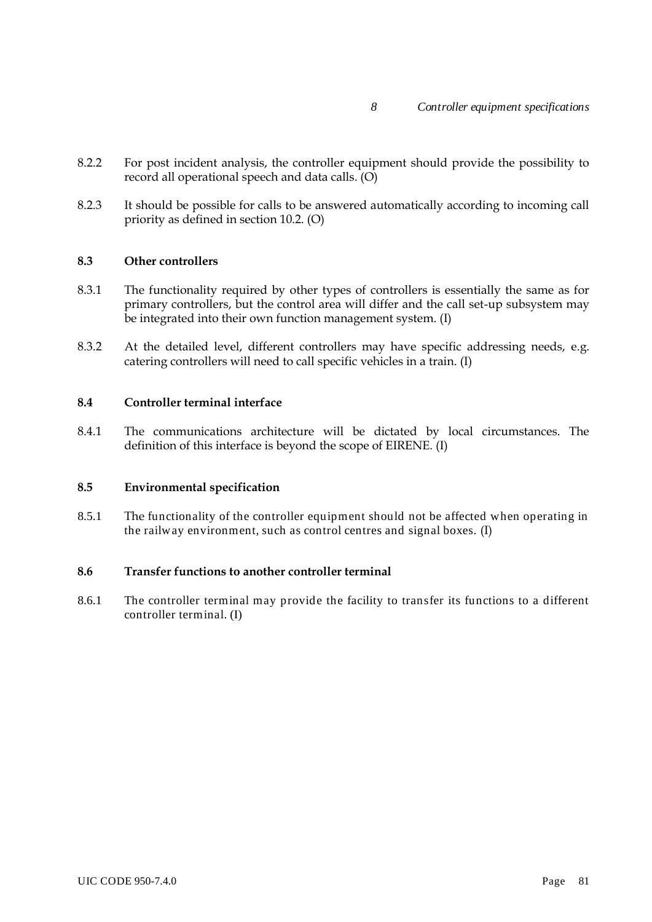8.2.2 For post incident analysis, the controller equipment should provide the possibility to record all operational speech and data calls. (O)

8.2.3 It should be possible for calls to be answered automatically according to incoming call priority as defined in section 10.2. (O)

### 8.3 Other controllers

8.3.1 The functionality required by other types of controllers is essentially the same as for primary controllers, but the control area will differ and the call set-up subsystem may be integrated into their own function management system. (I)

8.3.2 At the detailed level, different controllers may have specific addressing needs, e.g. catering controllers will need to call specific vehicles in a train. (I)

### 8.4 Controller terminal interface

8.4.1 The communications architecture will be dictated by local circumstances. The definition of this interface is beyond the scope of EIRENE. (I)

### 8.5 Environmental specification

8.5.1 The functionality of the controller equipment should not be affected when operating in the railway environment, such as control centres and signal boxes. (I)

### 8.6 Transfer functions to another controller terminal

8.6.1 The controller terminal may provide the facility to transfer its functions to a different controller terminal. (I)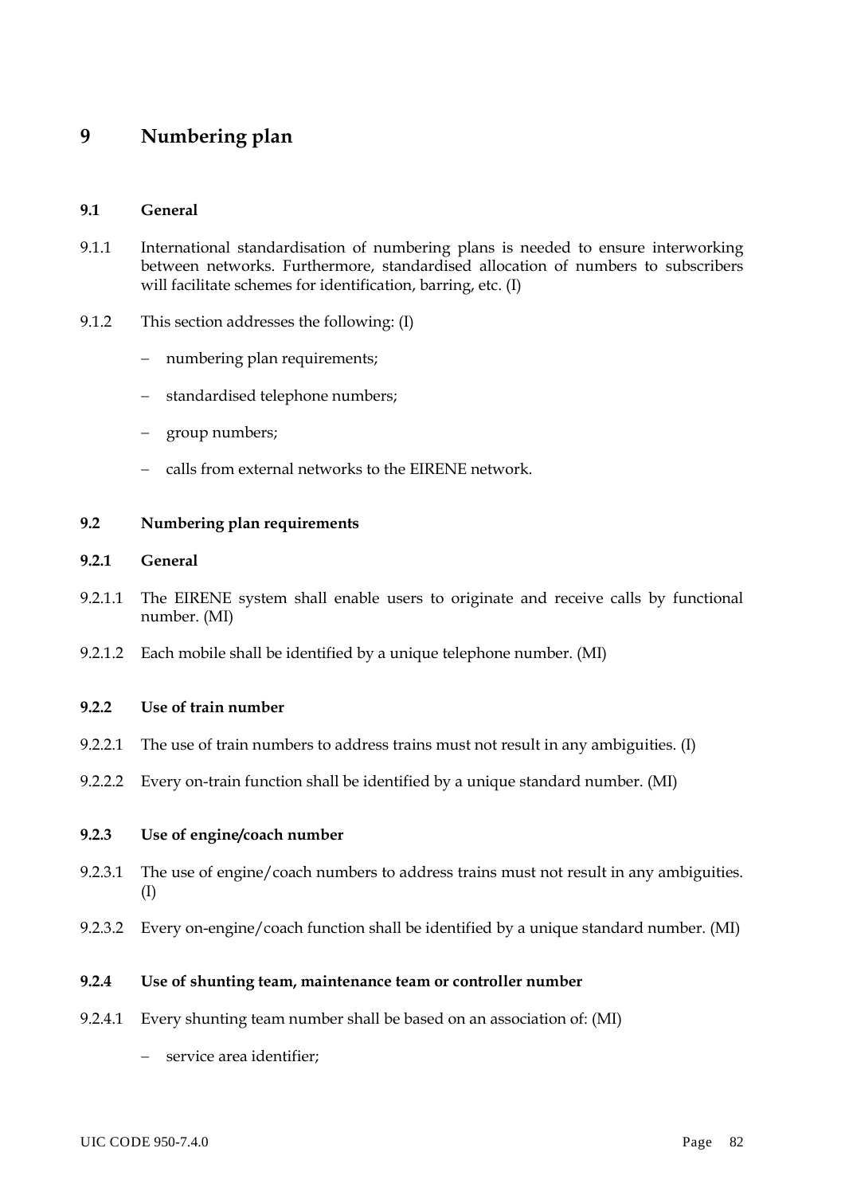# 9 Numbering plan

## 9.1 General

9.1.1 International standardisation of numbering plans is needed to ensure interworking between networks. Furthermore, standardised allocation of numbers to subscribers will facilitate schemes for identification, barring, etc. (I)

9.1.2 This section addresses the following: (I)

- numbering plan requirements;
- standardised telephone numbers;
- group numbers;
- calls from external networks to the EIRENE network.

## 9.2 Numbering plan requirements

### 9.2.1 General

9.2.1.1 The EIRENE system shall enable users to originate and receive calls by functional number. (MI)

9.2.1.2 Each mobile shall be identified by a unique telephone number. (MI)

### 9.2.2 Use of train number

9.2.2.1 The use of train numbers to address trains must not result in any ambiguities. (I)

9.2.2.2 Every on-train function shall be identified by a unique standard number. (MI)

### 9.2.3 Use of engine/coach number

9.2.3.1 The use of engine/coach numbers to address trains must not result in any ambiguities. (I)

9.2.3.2 Every on-engine/coach function shall be identified by a unique standard number. (MI)

### 9.2.4 Use of shunting team, maintenance team or controller number

9.2.4.1 Every shunting team number shall be based on an association of: (MI)

- service area identifier;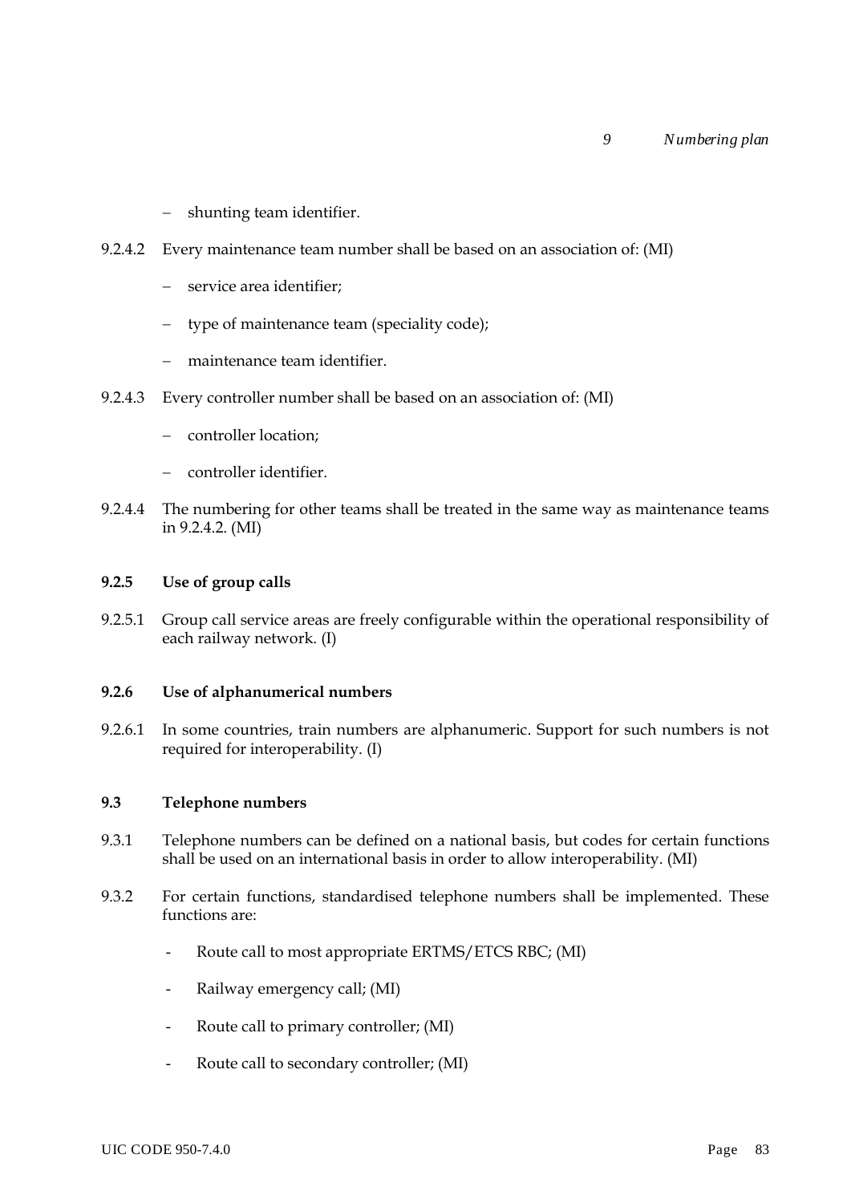- shunting team identifier.

9.2.4.2 Every maintenance team number shall be based on an association of: (MI)

- service area identifier;
- type of maintenance team (speciality code);
- maintenance team identifier.

9.2.4.3 Every controller number shall be based on an association of: (MI)

- controller location;
- controller identifier.

9.2.4.4 The numbering for other teams shall be treated in the same way as maintenance teams in 9.2.4.2. (MI)

### 9.2.5 Use of group calls

9.2.5.1 Group call service areas are freely configurable within the operational responsibility of each railway network. (I)

### 9.2.6 Use of alphanumerical numbers

9.2.6.1 In some countries, train numbers are alphanumeric. Support for such numbers is not required for interoperability. (I)

## 9.3 Telephone numbers

9.3.1 Telephone numbers can be defined on a national basis, but codes for certain functions shall be used on an international basis in order to allow interoperability. (MI)

9.3.2 For certain functions, standardised telephone numbers shall be implemented. These functions are:

- Route call to most appropriate ERTMS/ETCS RBC; (MI)
- Railway emergency call; (MI)
- Route call to primary controller; (MI)
- Route call to secondary controller; (MI)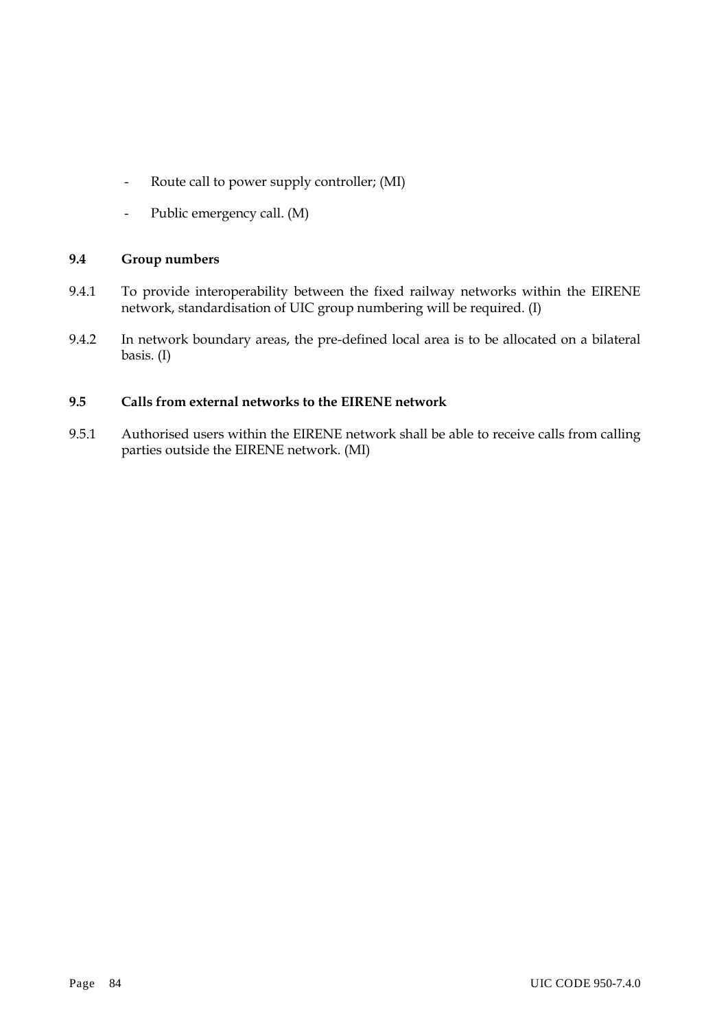- Route call to power supply controller; (MI)
- Public emergency call. (M)

### 9.4 Group numbers

9.4.1 To provide interoperability between the fixed railway networks within the EIRENE network, standardisation of UIC group numbering will be required. (I)

9.4.2 In network boundary areas, the pre-defined local area is to be allocated on a bilateral basis. (I)

### 9.5 Calls from external networks to the EIRENE network

9.5.1 Authorised users within the EIRENE network shall be able to receive calls from calling parties outside the EIRENE network. (MI)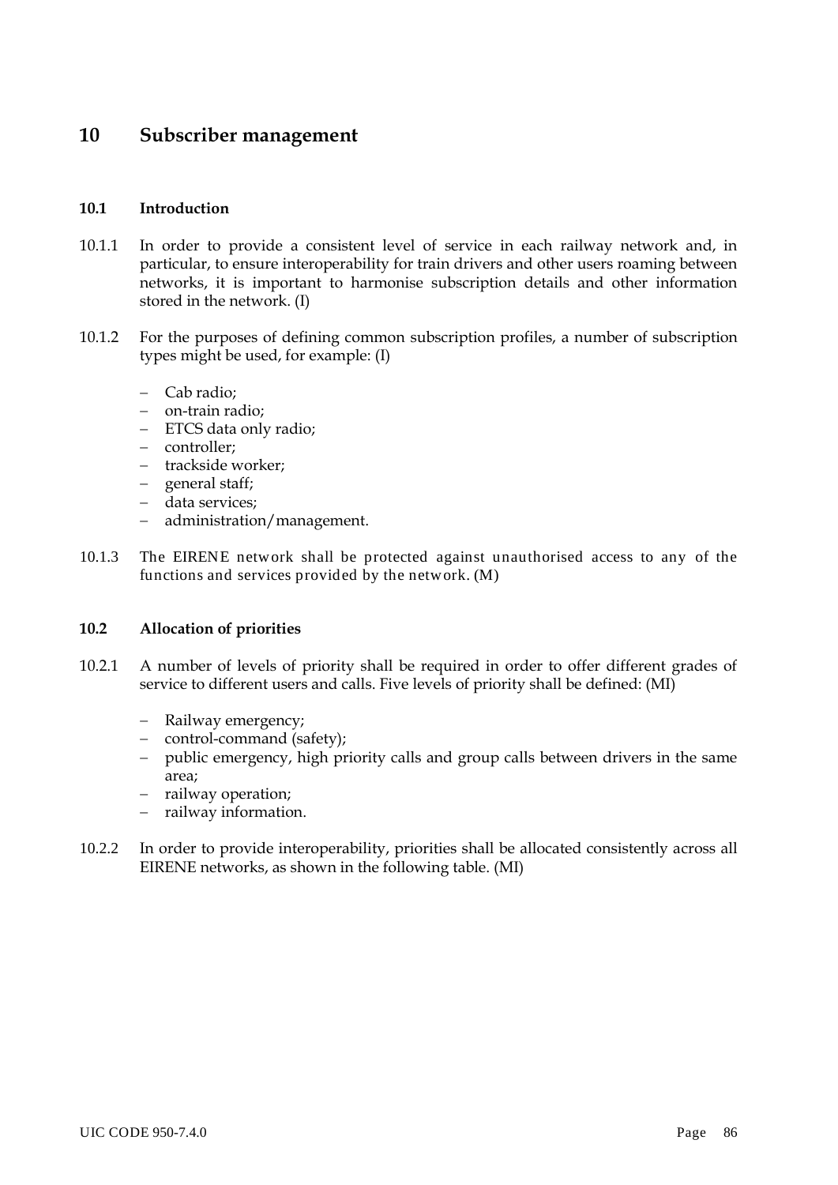# 10 Subscriber management

## 10.1 Introduction

10.1.1 In order to provide a consistent level of service in each railway network and, in particular, to ensure interoperability for train drivers and other users roaming between networks, it is important to harmonise subscription details and other information stored in the network. (I)

10.1.2 For the purposes of defining common subscription profiles, a number of subscription types might be used, for example: (I)

- Cab radio;
- on-train radio;
- ETCS data only radio;
- controller;
- trackside worker;
- general staff;
- data services;
- administration/management.

10.1.3 The EIRENE network shall be protected against unauthorised access to any of the functions and services provided by the network. (M)

## 10.2 Allocation of priorities

10.2.1 A number of levels of priority shall be required in order to offer different grades of service to different users and calls. Five levels of priority shall be defined: (MI)

- Railway emergency;
- control-command (safety);
- public emergency, high priority calls and group calls between drivers in the same area;
- railway operation;
- railway information.

10.2.2 In order to provide interoperability, priorities shall be allocated consistently across all EIRENE networks, as shown in the following table. (MI)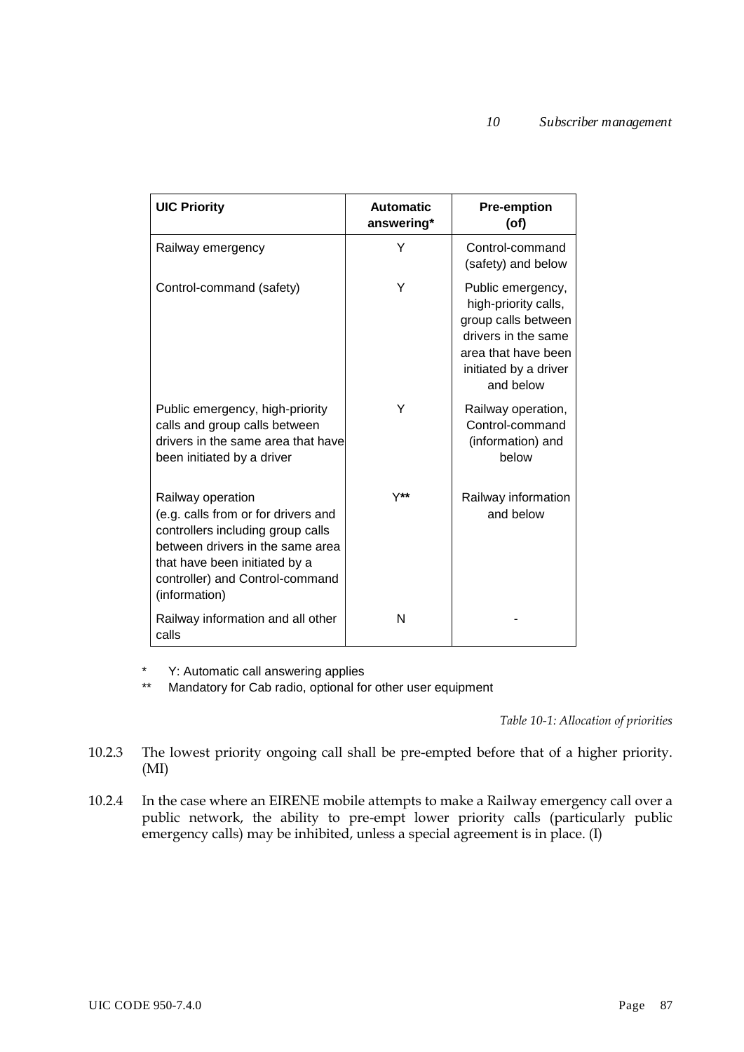| UIC Priority | Automatic answering* | Pre-emption (of) |
|---|---|---|
| Railway emergency | Y | Control-command (safety) and below |
| Control-command (safety) | Y | Public emergency, high-priority calls, group calls between drivers in the same area that have been initiated by a driver and below |
| Public emergency, high-priority calls and group calls between drivers in the same area that have been initiated by a driver | Y | Railway operation, Control-command (information) and below |
| Railway operation (e.g. calls from or for drivers and controllers including group calls between drivers in the same area that have been initiated by a controller) and Control-command (information) | Y** | Railway information and below |
| Railway information and all other calls | N | - |

\* Y: Automatic call answering applies

\*\* Mandatory for Cab radio, optional for other user equipment

*Table 10-1: Allocation of priorities*

10.2.3 The lowest priority ongoing call shall be pre-empted before that of a higher priority. (MI)

10.2.4 In the case where an EIRENE mobile attempts to make a Railway emergency call over a public network, the ability to pre-empt lower priority calls (particularly public emergency calls) may be inhibited, unless a special agreement is in place. (I)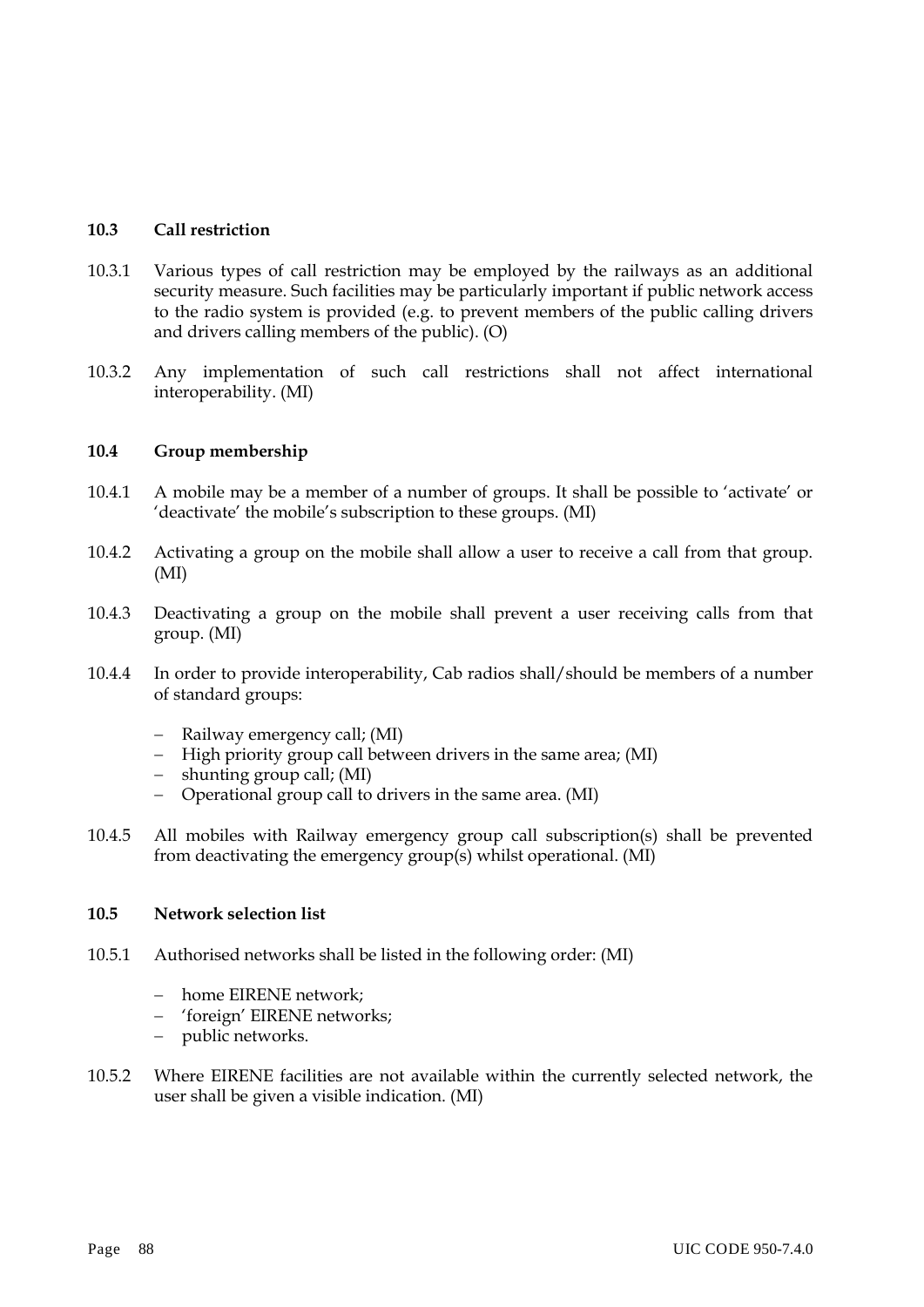## 10.3 Call restriction

10.3.1 Various types of call restriction may be employed by the railways as an additional security measure. Such facilities may be particularly important if public network access to the radio system is provided (e.g. to prevent members of the public calling drivers and drivers calling members of the public). (O)

10.3.2 Any implementation of such call restrictions shall not affect international interoperability. (MI)

## 10.4 Group membership

10.4.1 A mobile may be a member of a number of groups. It shall be possible to 'activate' or 'deactivate' the mobile's subscription to these groups. (MI)

10.4.2 Activating a group on the mobile shall allow a user to receive a call from that group. (MI)

10.4.3 Deactivating a group on the mobile shall prevent a user receiving calls from that group. (MI)

10.4.4 In order to provide interoperability, Cab radios shall/should be members of a number of standard groups:

- Railway emergency call; (MI)
- High priority group call between drivers in the same area; (MI)
- shunting group call; (MI)
- Operational group call to drivers in the same area. (MI)

10.4.5 All mobiles with Railway emergency group call subscription(s) shall be prevented from deactivating the emergency group(s) whilst operational. (MI)

## 10.5 Network selection list

10.5.1 Authorised networks shall be listed in the following order: (MI)

- home EIRENE network;
- 'foreign' EIRENE networks;
- public networks.

10.5.2 Where EIRENE facilities are not available within the currently selected network, the user shall be given a visible indication. (MI)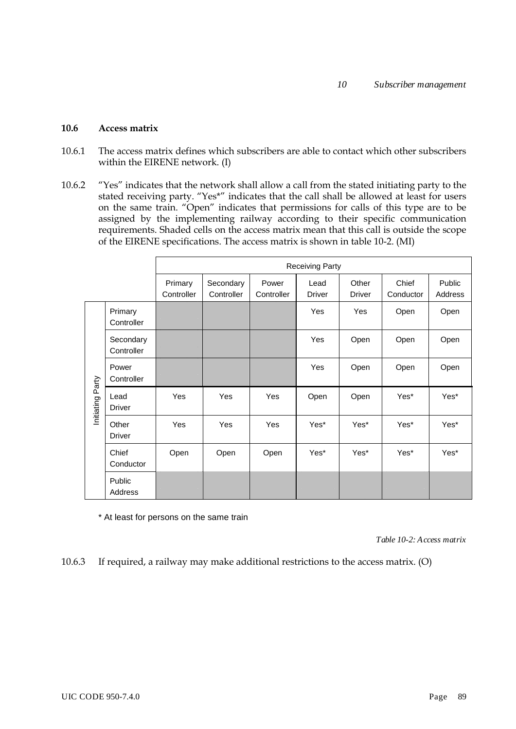## 10.6 Access matrix

10.6.1 The access matrix defines which subscribers are able to contact which other subscribers within the EIRENE network. (I)

10.6.2 "Yes" indicates that the network shall allow a call from the stated initiating party to the stated receiving party. "Yes*" indicates that the call shall be allowed at least for users on the same train. "Open" indicates that permissions for calls of this type are to be assigned by the implementing railway according to their specific communication requirements. Shaded cells on the access matrix mean that this call is outside the scope of the EIRENE specifications. The access matrix is shown in table 10-2. (MI)

| | | Receiving Party | | | | | | |
|---|---|---|---|---|---|---|---|---|
| | | Primary Controller | Secondary Controller | Power Controller | Lead Driver | Other Driver | Chief Conductor | Public Address |
| Initiating Party | Primary Controller | | | | Yes | Yes | Open | Open |
| | Secondary Controller | | | | Yes | Open | Open | Open |
| | Power Controller | | | | Yes | Open | Open | Open |
| | Lead Driver | Yes | Yes | Yes | Open | Open | Yes* | Yes* |
| | Other Driver | Yes | Yes | Yes | Yes* | Yes* | Yes* | Yes* |
| | Chief Conductor | Open | Open | Open | Yes* | Yes* | Yes* | Yes* |
| | Public Address | | | | | | | |

\* At least for persons on the same train

*Table 10-2: Access matrix*

10.6.3 If required, a railway may make additional restrictions to the access matrix. (O)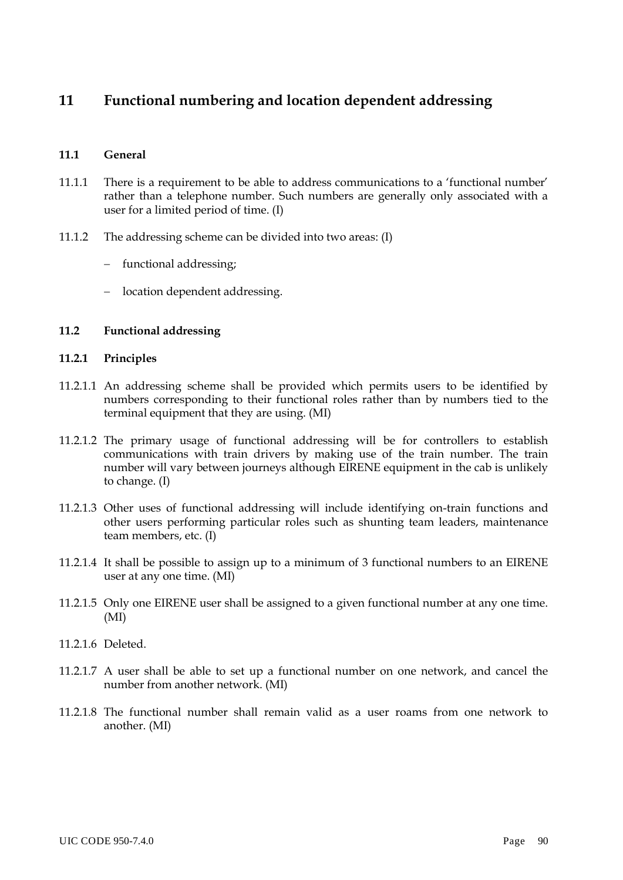# 11 Functional numbering and location dependent addressing

## 11.1 General

11.1.1 There is a requirement to be able to address communications to a 'functional number' rather than a telephone number. Such numbers are generally only associated with a user for a limited period of time. (I)

11.1.2 The addressing scheme can be divided into two areas: (I)

- functional addressing;
- location dependent addressing.

## 11.2 Functional addressing

### 11.2.1 Principles

11.2.1.1 An addressing scheme shall be provided which permits users to be identified by numbers corresponding to their functional roles rather than by numbers tied to the terminal equipment that they are using. (MI)

11.2.1.2 The primary usage of functional addressing will be for controllers to establish communications with train drivers by making use of the train number. The train number will vary between journeys although EIRENE equipment in the cab is unlikely to change. (I)

11.2.1.3 Other uses of functional addressing will include identifying on-train functions and other users performing particular roles such as shunting team leaders, maintenance team members, etc. (I)

11.2.1.4 It shall be possible to assign up to a minimum of 3 functional numbers to an EIRENE user at any one time. (MI)

11.2.1.5 Only one EIRENE user shall be assigned to a given functional number at any one time. (MI)

11.2.1.6 Deleted.

11.2.1.7 A user shall be able to set up a functional number on one network, and cancel the number from another network. (MI)

11.2.1.8 The functional number shall remain valid as a user roams from one network to another. (MI)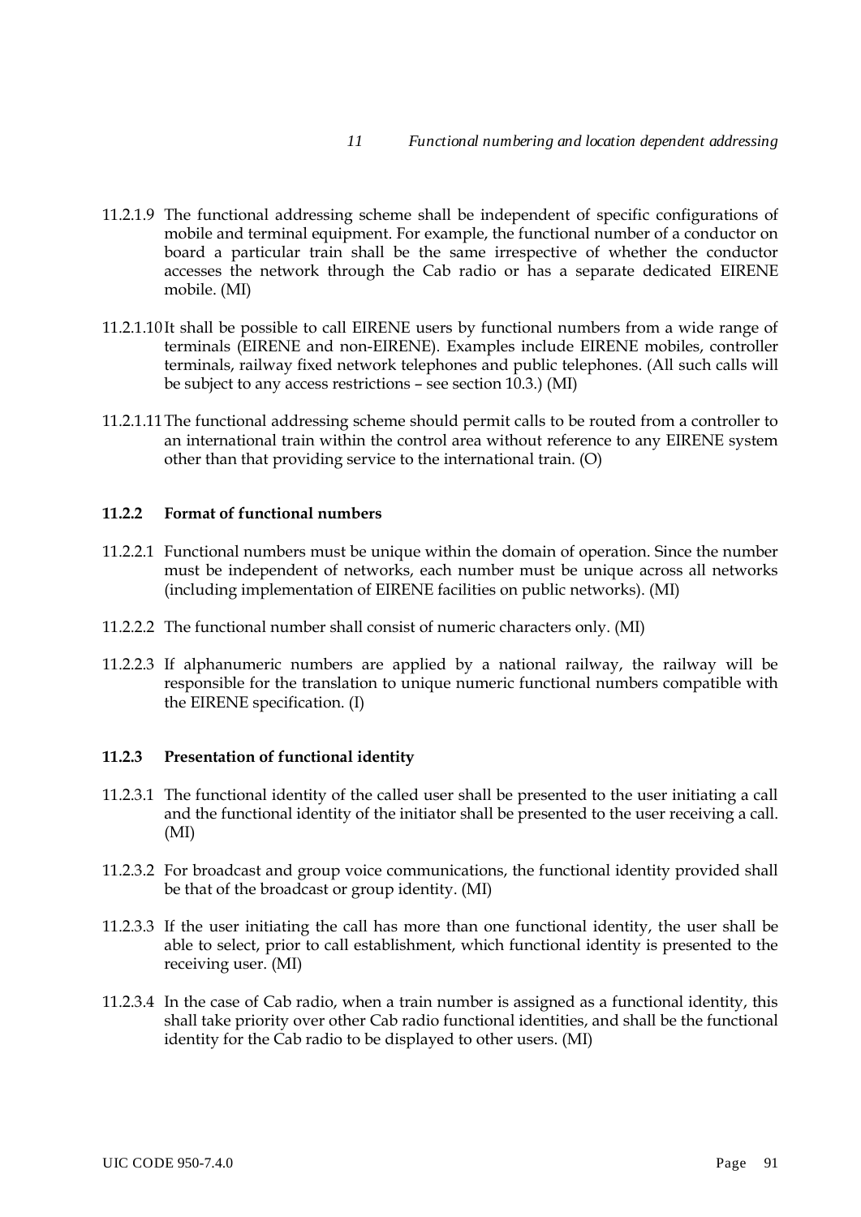11.2.1.9 The functional addressing scheme shall be independent of specific configurations of mobile and terminal equipment. For example, the functional number of a conductor on board a particular train shall be the same irrespective of whether the conductor accesses the network through the Cab radio or has a separate dedicated EIRENE mobile. (MI)

11.2.1.10 It shall be possible to call EIRENE users by functional numbers from a wide range of terminals (EIRENE and non-EIRENE). Examples include EIRENE mobiles, controller terminals, railway fixed network telephones and public telephones. (All such calls will be subject to any access restrictions – see section 10.3.) (MI)

11.2.1.11 The functional addressing scheme should permit calls to be routed from a controller to an international train within the control area without reference to any EIRENE system other than that providing service to the international train. (O)

### 11.2.2 Format of functional numbers

11.2.2.1 Functional numbers must be unique within the domain of operation. Since the number must be independent of networks, each number must be unique across all networks (including implementation of EIRENE facilities on public networks). (MI)

11.2.2.2 The functional number shall consist of numeric characters only. (MI)

11.2.2.3 If alphanumeric numbers are applied by a national railway, the railway will be responsible for the translation to unique numeric functional numbers compatible with the EIRENE specification. (I)

### 11.2.3 Presentation of functional identity

11.2.3.1 The functional identity of the called user shall be presented to the user initiating a call and the functional identity of the initiator shall be presented to the user receiving a call. (MI)

11.2.3.2 For broadcast and group voice communications, the functional identity provided shall be that of the broadcast or group identity. (MI)

11.2.3.3 If the user initiating the call has more than one functional identity, the user shall be able to select, prior to call establishment, which functional identity is presented to the receiving user. (MI)

11.2.3.4 In the case of Cab radio, when a train number is assigned as a functional identity, this shall take priority over other Cab radio functional identities, and shall be the functional identity for the Cab radio to be displayed to other users. (MI)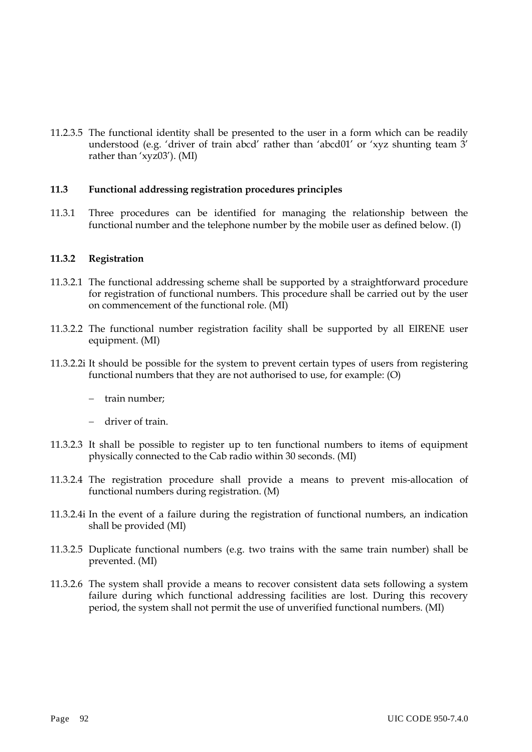11.2.3.5 The functional identity shall be presented to the user in a form which can be readily understood (e.g. 'driver of train abcd' rather than 'abcd01' or 'xyz shunting team 3' rather than 'xyz03'). (MI)

### 11.3 Functional addressing registration procedures principles

11.3.1 Three procedures can be identified for managing the relationship between the functional number and the telephone number by the mobile user as defined below. (I)

### 11.3.2 Registration

11.3.2.1 The functional addressing scheme shall be supported by a straightforward procedure for registration of functional numbers. This procedure shall be carried out by the user on commencement of the functional role. (MI)

11.3.2.2 The functional number registration facility shall be supported by all EIRENE user equipment. (MI)

11.3.2.2i It should be possible for the system to prevent certain types of users from registering functional numbers that they are not authorised to use, for example: (O)

- train number;
- driver of train.

11.3.2.3 It shall be possible to register up to ten functional numbers to items of equipment physically connected to the Cab radio within 30 seconds. (MI)

11.3.2.4 The registration procedure shall provide a means to prevent mis-allocation of functional numbers during registration. (M)

11.3.2.4i In the event of a failure during the registration of functional numbers, an indication shall be provided (MI)

11.3.2.5 Duplicate functional numbers (e.g. two trains with the same train number) shall be prevented. (MI)

11.3.2.6 The system shall provide a means to recover consistent data sets following a system failure during which functional addressing facilities are lost. During this recovery period, the system shall not permit the use of unverified functional numbers. (MI)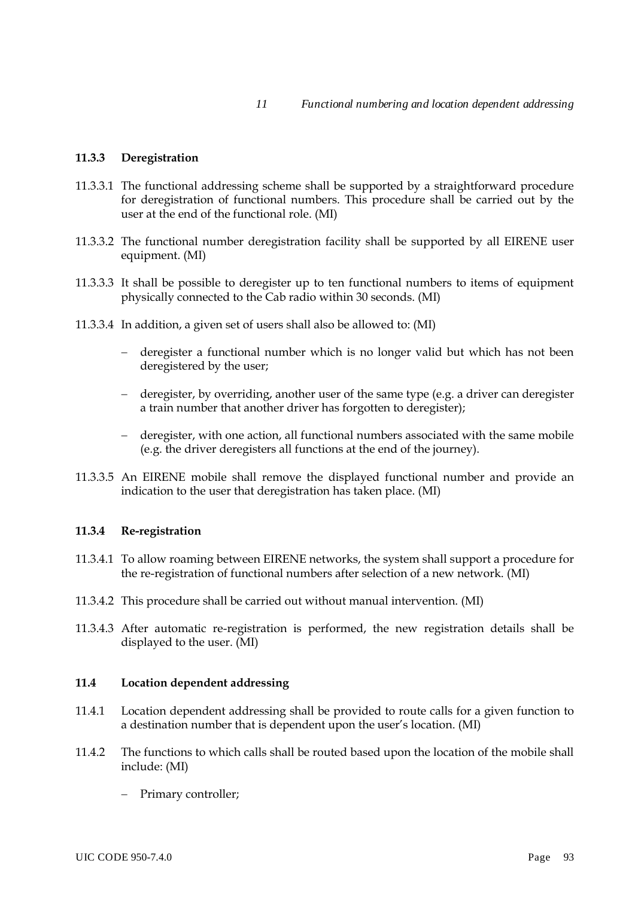### 11.3.3 Deregistration

11.3.3.1 The functional addressing scheme shall be supported by a straightforward procedure for deregistration of functional numbers. This procedure shall be carried out by the user at the end of the functional role. (MI)

11.3.3.2 The functional number deregistration facility shall be supported by all EIRENE user equipment. (MI)

11.3.3.3 It shall be possible to deregister up to ten functional numbers to items of equipment physically connected to the Cab radio within 30 seconds. (MI)

11.3.3.4 In addition, a given set of users shall also be allowed to: (MI)

- deregister a functional number which is no longer valid but which has not been deregistered by the user;
- deregister, by overriding, another user of the same type (e.g. a driver can deregister a train number that another driver has forgotten to deregister);
- deregister, with one action, all functional numbers associated with the same mobile (e.g. the driver deregisters all functions at the end of the journey).

11.3.3.5 An EIRENE mobile shall remove the displayed functional number and provide an indication to the user that deregistration has taken place. (MI)

### 11.3.4 Re-registration

11.3.4.1 To allow roaming between EIRENE networks, the system shall support a procedure for the re-registration of functional numbers after selection of a new network. (MI)

11.3.4.2 This procedure shall be carried out without manual intervention. (MI)

11.3.4.3 After automatic re-registration is performed, the new registration details shall be displayed to the user. (MI)

## 11.4 Location dependent addressing

11.4.1 Location dependent addressing shall be provided to route calls for a given function to a destination number that is dependent upon the user's location. (MI)

11.4.2 The functions to which calls shall be routed based upon the location of the mobile shall include: (MI)

- Primary controller;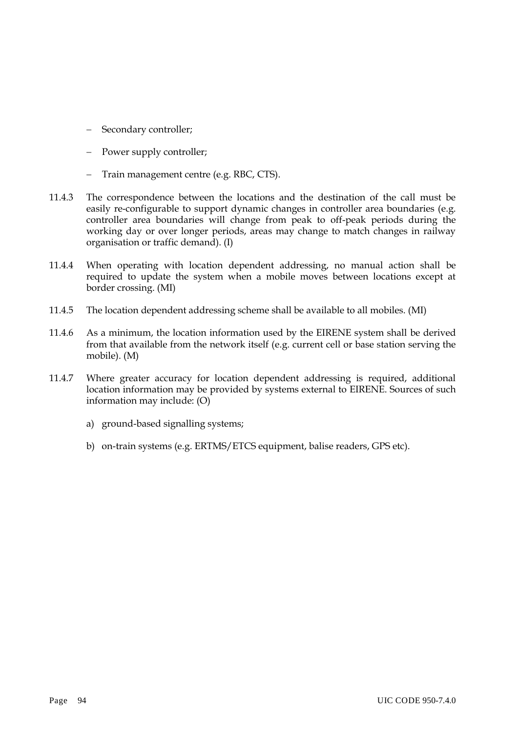- Secondary controller;
- Power supply controller;
- Train management centre (e.g. RBC, CTS).

11.4.3 The correspondence between the locations and the destination of the call must be easily re-configurable to support dynamic changes in controller area boundaries (e.g. controller area boundaries will change from peak to off-peak periods during the working day or over longer periods, areas may change to match changes in railway organisation or traffic demand). (I)

11.4.4 When operating with location dependent addressing, no manual action shall be required to update the system when a mobile moves between locations except at border crossing. (MI)

11.4.5 The location dependent addressing scheme shall be available to all mobiles. (MI)

11.4.6 As a minimum, the location information used by the EIRENE system shall be derived from that available from the network itself (e.g. current cell or base station serving the mobile). (M)

11.4.7 Where greater accuracy for location dependent addressing is required, additional location information may be provided by systems external to EIRENE. Sources of such information may include: (O)

a) ground-based signalling systems;

b) on-train systems (e.g. ERTMS/ETCS equipment, balise readers, GPS etc).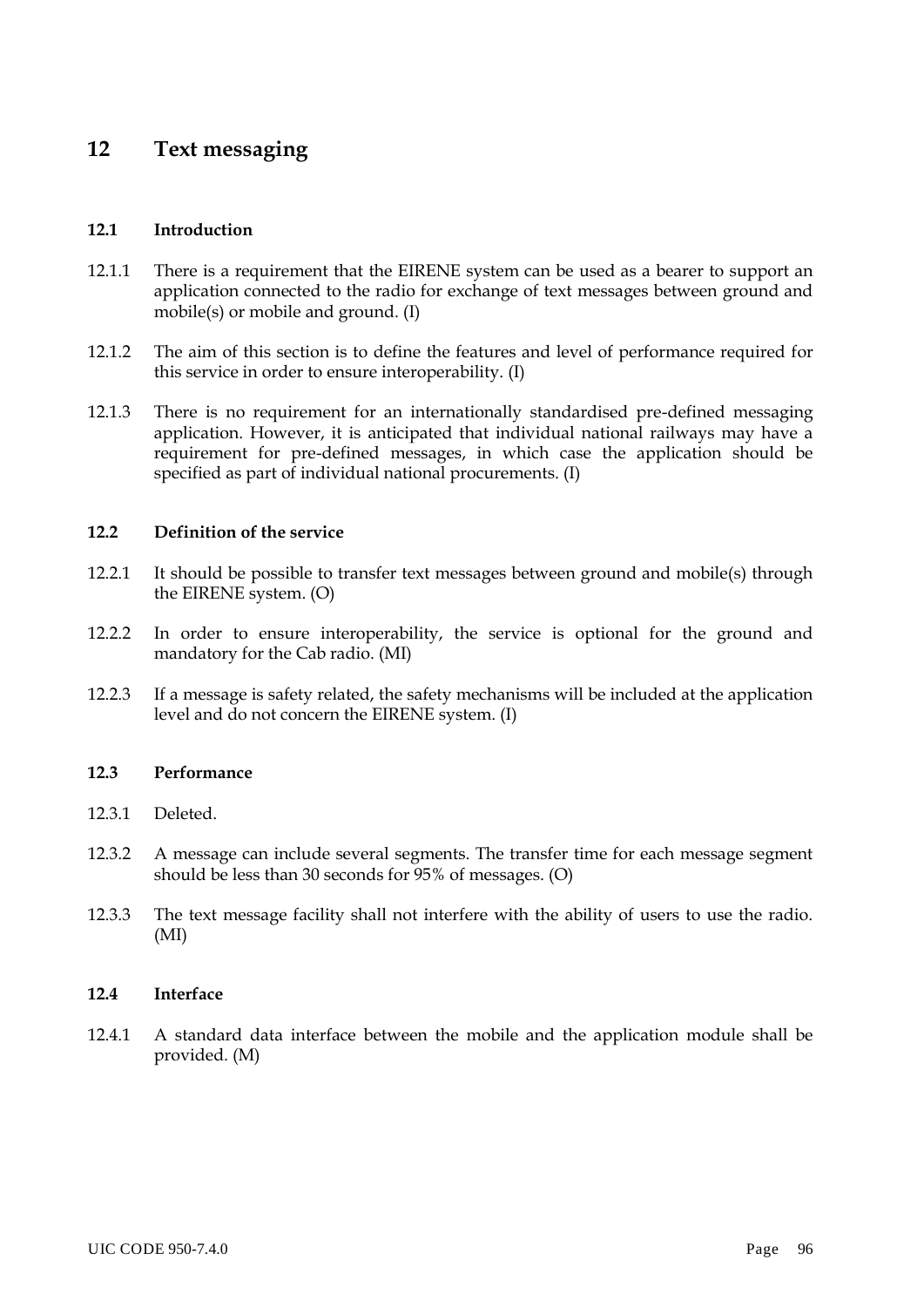# 12 Text messaging

## 12.1 Introduction

12.1.1 There is a requirement that the EIRENE system can be used as a bearer to support an application connected to the radio for exchange of text messages between ground and mobile(s) or mobile and ground. (I)

12.1.2 The aim of this section is to define the features and level of performance required for this service in order to ensure interoperability. (I)

12.1.3 There is no requirement for an internationally standardised pre-defined messaging application. However, it is anticipated that individual national railways may have a requirement for pre-defined messages, in which case the application should be specified as part of individual national procurements. (I)

## 12.2 Definition of the service

12.2.1 It should be possible to transfer text messages between ground and mobile(s) through the EIRENE system. (O)

12.2.2 In order to ensure interoperability, the service is optional for the ground and mandatory for the Cab radio. (MI)

12.2.3 If a message is safety related, the safety mechanisms will be included at the application level and do not concern the EIRENE system. (I)

## 12.3 Performance

12.3.1 Deleted.

12.3.2 A message can include several segments. The transfer time for each message segment should be less than 30 seconds for 95% of messages. (O)

12.3.3 The text message facility shall not interfere with the ability of users to use the radio. (MI)

## 12.4 Interface

12.4.1 A standard data interface between the mobile and the application module shall be provided. (M)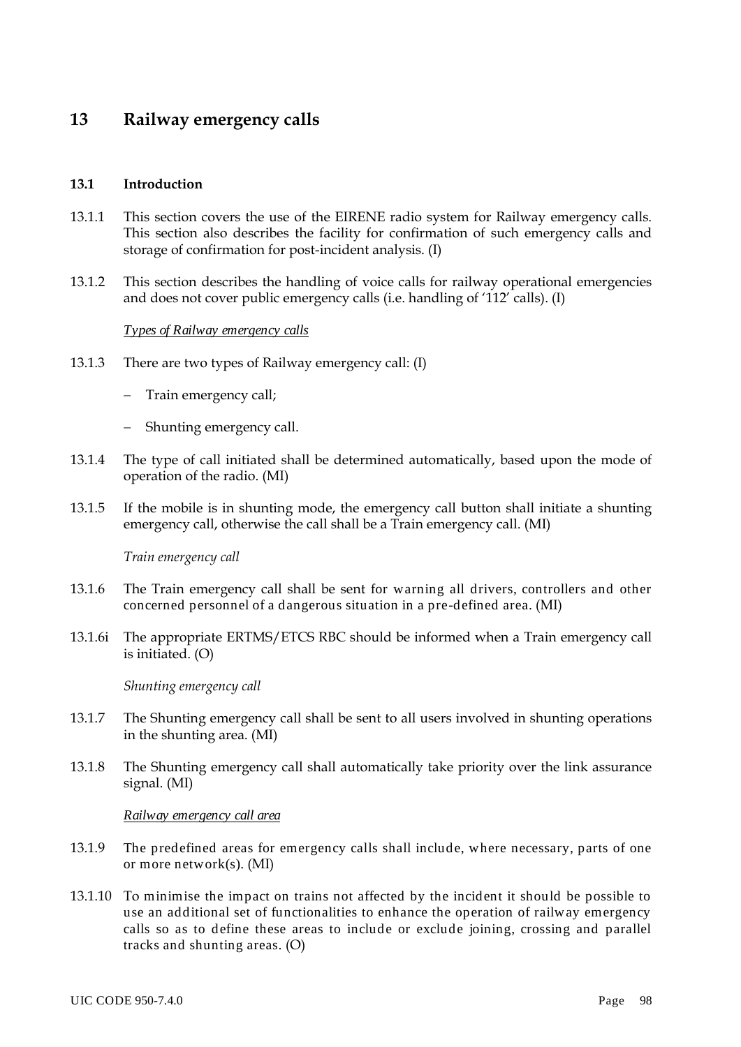# 13 Railway emergency calls

## 13.1 Introduction

13.1.1 This section covers the use of the EIRENE radio system for Railway emergency calls. This section also describes the facility for confirmation of such emergency calls and storage of confirmation for post-incident analysis. (I)

13.1.2 This section describes the handling of voice calls for railway operational emergencies and does not cover public emergency calls (i.e. handling of '112' calls). (I)

*Types of Railway emergency calls*

13.1.3 There are two types of Railway emergency call: (I)

- Train emergency call;
- Shunting emergency call.

13.1.4 The type of call initiated shall be determined automatically, based upon the mode of operation of the radio. (MI)

13.1.5 If the mobile is in shunting mode, the emergency call button shall initiate a shunting emergency call, otherwise the call shall be a Train emergency call. (MI)

*Train emergency call*

13.1.6 The Train emergency call shall be sent for warning all drivers, controllers and other concerned personnel of a dangerous situation in a pre-defined area. (MI)

13.1.6i The appropriate ERTMS/ETCS RBC should be informed when a Train emergency call is initiated. (O)

*Shunting emergency call*

13.1.7 The Shunting emergency call shall be sent to all users involved in shunting operations in the shunting area. (MI)

13.1.8 The Shunting emergency call shall automatically take priority over the link assurance signal. (MI)

*Railway emergency call area*

13.1.9 The predefined areas for emergency calls shall include, where necessary, parts of one or more network(s). (MI)

13.1.10 To minimise the impact on trains not affected by the incident it should be possible to use an additional set of functionalities to enhance the operation of railway emergency calls so as to define these areas to include or exclude joining, crossing and parallel tracks and shunting areas. (O)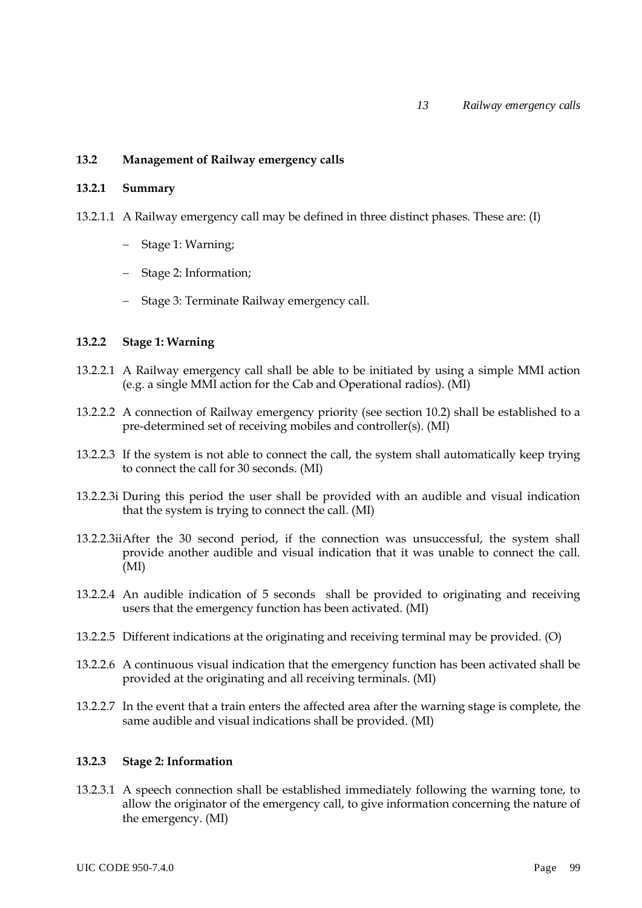### 13.2 Management of Railway emergency calls

#### 13.2.1 Summary

13.2.1.1 A Railway emergency call may be defined in three distinct phases. These are: (I)

- Stage 1: Warning;
- Stage 2: Information;
- Stage 3: Terminate Railway emergency call.

#### 13.2.2 Stage 1: Warning

13.2.2.1 A Railway emergency call shall be able to be initiated by using a simple MMI action (e.g. a single MMI action for the Cab and Operational radios). (MI)

13.2.2.2 A connection of Railway emergency priority (see section 10.2) shall be established to a pre-determined set of receiving mobiles and controller(s). (MI)

13.2.2.3 If the system is not able to connect the call, the system shall automatically keep trying to connect the call for 30 seconds. (MI)

13.2.2.3i During this period the user shall be provided with an audible and visual indication that the system is trying to connect the call. (MI)

13.2.2.3ii After the 30 second period, if the connection was unsuccessful, the system shall provide another audible and visual indication that it was unable to connect the call. (MI)

13.2.2.4 An audible indication of 5 seconds shall be provided to originating and receiving users that the emergency function has been activated. (MI)

13.2.2.5 Different indications at the originating and receiving terminal may be provided. (O)

13.2.2.6 A continuous visual indication that the emergency function has been activated shall be provided at the originating and all receiving terminals. (MI)

13.2.2.7 In the event that a train enters the affected area after the warning stage is complete, the same audible and visual indications shall be provided. (MI)

#### 13.2.3 Stage 2: Information

13.2.3.1 A speech connection shall be established immediately following the warning tone, to allow the originator of the emergency call, to give information concerning the nature of the emergency. (MI)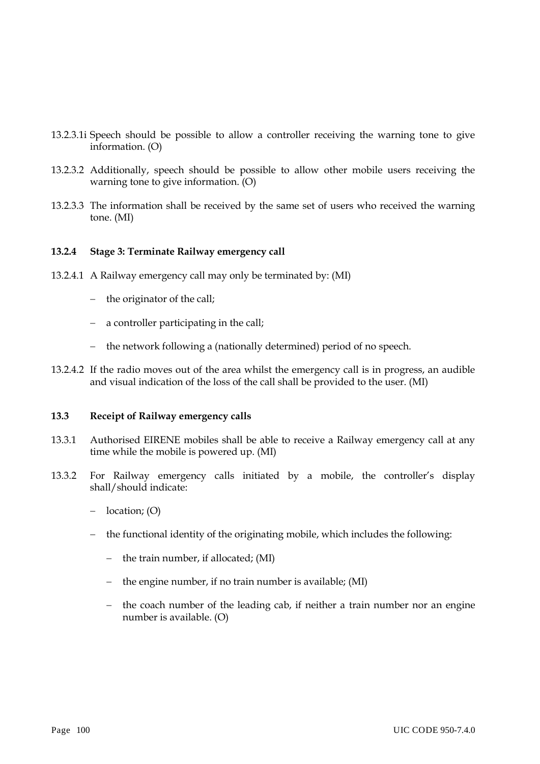13.2.3.1i Speech should be possible to allow a controller receiving the warning tone to give information. (O)

13.2.3.2 Additionally, speech should be possible to allow other mobile users receiving the warning tone to give information. (O)

13.2.3.3 The information shall be received by the same set of users who received the warning tone. (MI)

### 13.2.4 Stage 3: Terminate Railway emergency call

13.2.4.1 A Railway emergency call may only be terminated by: (MI)

- the originator of the call;
- a controller participating in the call;
- the network following a (nationally determined) period of no speech.

13.2.4.2 If the radio moves out of the area whilst the emergency call is in progress, an audible and visual indication of the loss of the call shall be provided to the user. (MI)

## 13.3 Receipt of Railway emergency calls

13.3.1 Authorised EIRENE mobiles shall be able to receive a Railway emergency call at any time while the mobile is powered up. (MI)

13.3.2 For Railway emergency calls initiated by a mobile, the controller's display shall/should indicate:

- location; (O)
- the functional identity of the originating mobile, which includes the following:
  - the train number, if allocated; (MI)
  - the engine number, if no train number is available; (MI)
  - the coach number of the leading cab, if neither a train number nor an engine number is available. (O)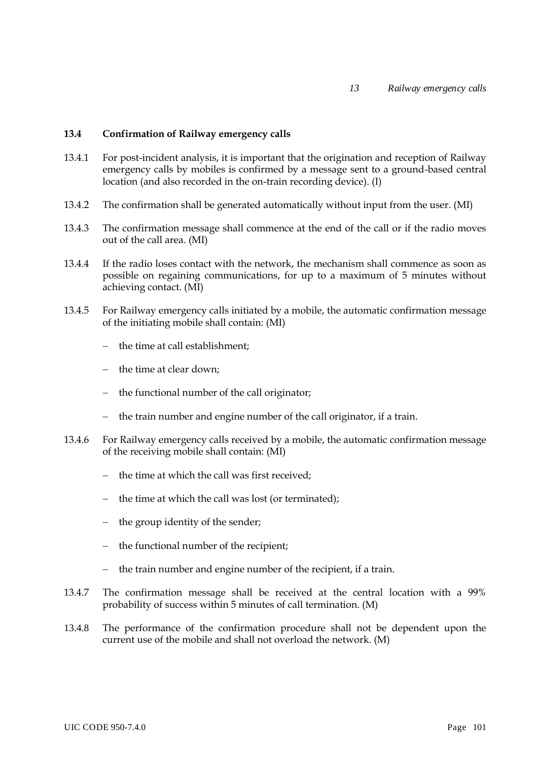### 13.4 Confirmation of Railway emergency calls

13.4.1 For post-incident analysis, it is important that the origination and reception of Railway emergency calls by mobiles is confirmed by a message sent to a ground-based central location (and also recorded in the on-train recording device). (I)

13.4.2 The confirmation shall be generated automatically without input from the user. (MI)

13.4.3 The confirmation message shall commence at the end of the call or if the radio moves out of the call area. (MI)

13.4.4 If the radio loses contact with the network, the mechanism shall commence as soon as possible on regaining communications, for up to a maximum of 5 minutes without achieving contact. (MI)

13.4.5 For Railway emergency calls initiated by a mobile, the automatic confirmation message of the initiating mobile shall contain: (MI)

- the time at call establishment;
- the time at clear down;
- the functional number of the call originator;
- the train number and engine number of the call originator, if a train.

13.4.6 For Railway emergency calls received by a mobile, the automatic confirmation message of the receiving mobile shall contain: (MI)

- the time at which the call was first received;
- the time at which the call was lost (or terminated);
- the group identity of the sender;
- the functional number of the recipient;
- the train number and engine number of the recipient, if a train.

13.4.7 The confirmation message shall be received at the central location with a 99% probability of success within 5 minutes of call termination. (M)

13.4.8 The performance of the confirmation procedure shall not be dependent upon the current use of the mobile and shall not overload the network. (M)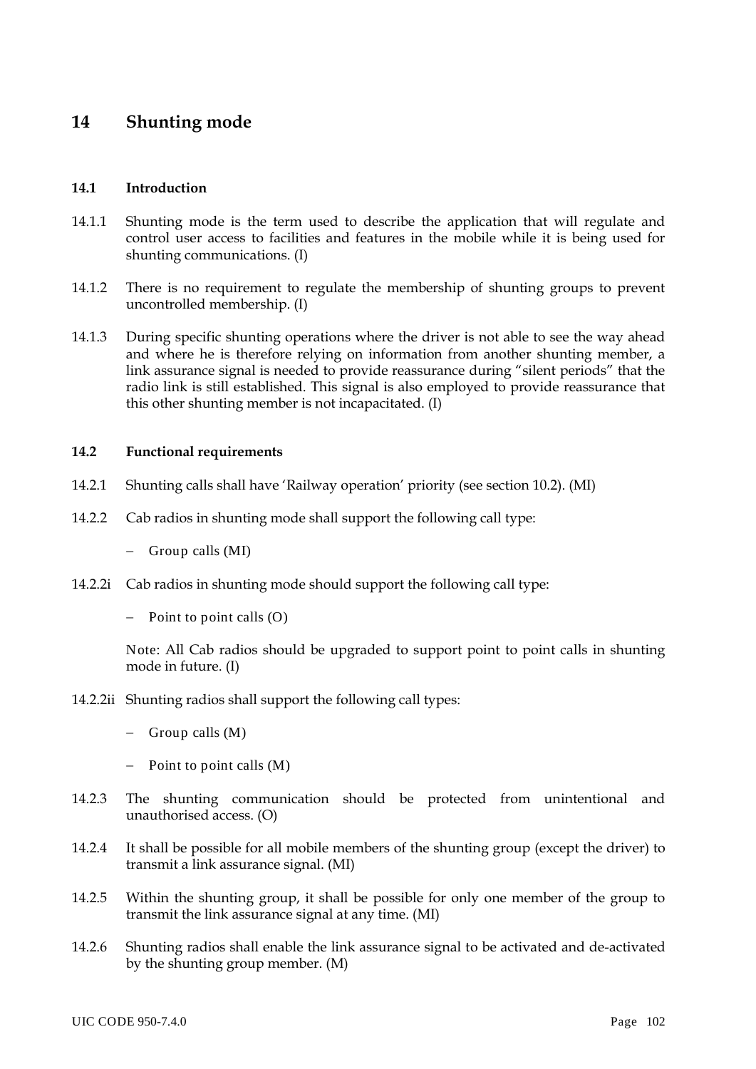# 14 Shunting mode

## 14.1 Introduction

14.1.1 Shunting mode is the term used to describe the application that will regulate and control user access to facilities and features in the mobile while it is being used for shunting communications. (I)

14.1.2 There is no requirement to regulate the membership of shunting groups to prevent uncontrolled membership. (I)

14.1.3 During specific shunting operations where the driver is not able to see the way ahead and where he is therefore relying on information from another shunting member, a link assurance signal is needed to provide reassurance during "silent periods" that the radio link is still established. This signal is also employed to provide reassurance that this other shunting member is not incapacitated. (I)

## 14.2 Functional requirements

14.2.1 Shunting calls shall have 'Railway operation' priority (see section 10.2). (MI)

14.2.2 Cab radios in shunting mode shall support the following call type:

- Group calls (MI)

14.2.2i Cab radios in shunting mode should support the following call type:

- Point to point calls (O)

Note: All Cab radios should be upgraded to support point to point calls in shunting mode in future. (I)

14.2.2ii Shunting radios shall support the following call types:

- Group calls (M)
- Point to point calls (M)

14.2.3 The shunting communication should be protected from unintentional and unauthorised access. (O)

14.2.4 It shall be possible for all mobile members of the shunting group (except the driver) to transmit a link assurance signal. (MI)

14.2.5 Within the shunting group, it shall be possible for only one member of the group to transmit the link assurance signal at any time. (MI)

14.2.6 Shunting radios shall enable the link assurance signal to be activated and de-activated by the shunting group member. (M)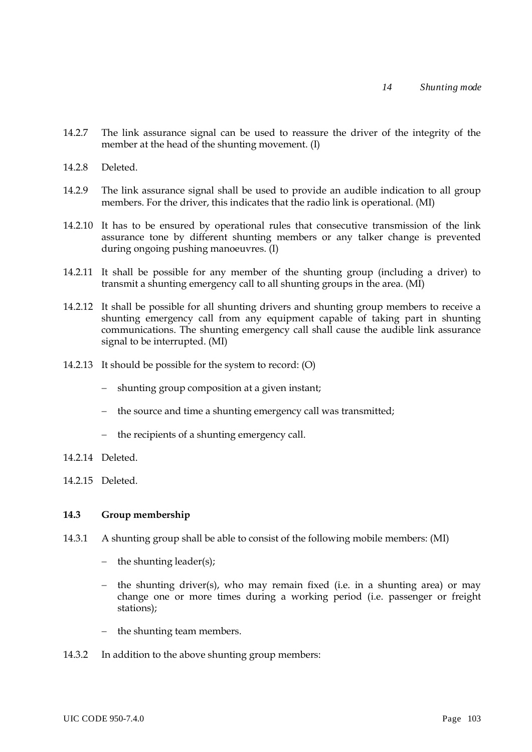14.2.7 The link assurance signal can be used to reassure the driver of the integrity of the member at the head of the shunting movement. (I)

14.2.8 Deleted.

14.2.9 The link assurance signal shall be used to provide an audible indication to all group members. For the driver, this indicates that the radio link is operational. (MI)

14.2.10 It has to be ensured by operational rules that consecutive transmission of the link assurance tone by different shunting members or any talker change is prevented during ongoing pushing manoeuvres. (I)

14.2.11 It shall be possible for any member of the shunting group (including a driver) to transmit a shunting emergency call to all shunting groups in the area. (MI)

14.2.12 It shall be possible for all shunting drivers and shunting group members to receive a shunting emergency call from any equipment capable of taking part in shunting communications. The shunting emergency call shall cause the audible link assurance signal to be interrupted. (MI)

14.2.13 It should be possible for the system to record: (O)

- shunting group composition at a given instant;
- the source and time a shunting emergency call was transmitted;
- the recipients of a shunting emergency call.

14.2.14 Deleted.

14.2.15 Deleted.

### 14.3 Group membership

14.3.1 A shunting group shall be able to consist of the following mobile members: (MI)

- the shunting leader(s);
- the shunting driver(s), who may remain fixed (i.e. in a shunting area) or may change one or more times during a working period (i.e. passenger or freight stations);
- the shunting team members.

14.3.2 In addition to the above shunting group members: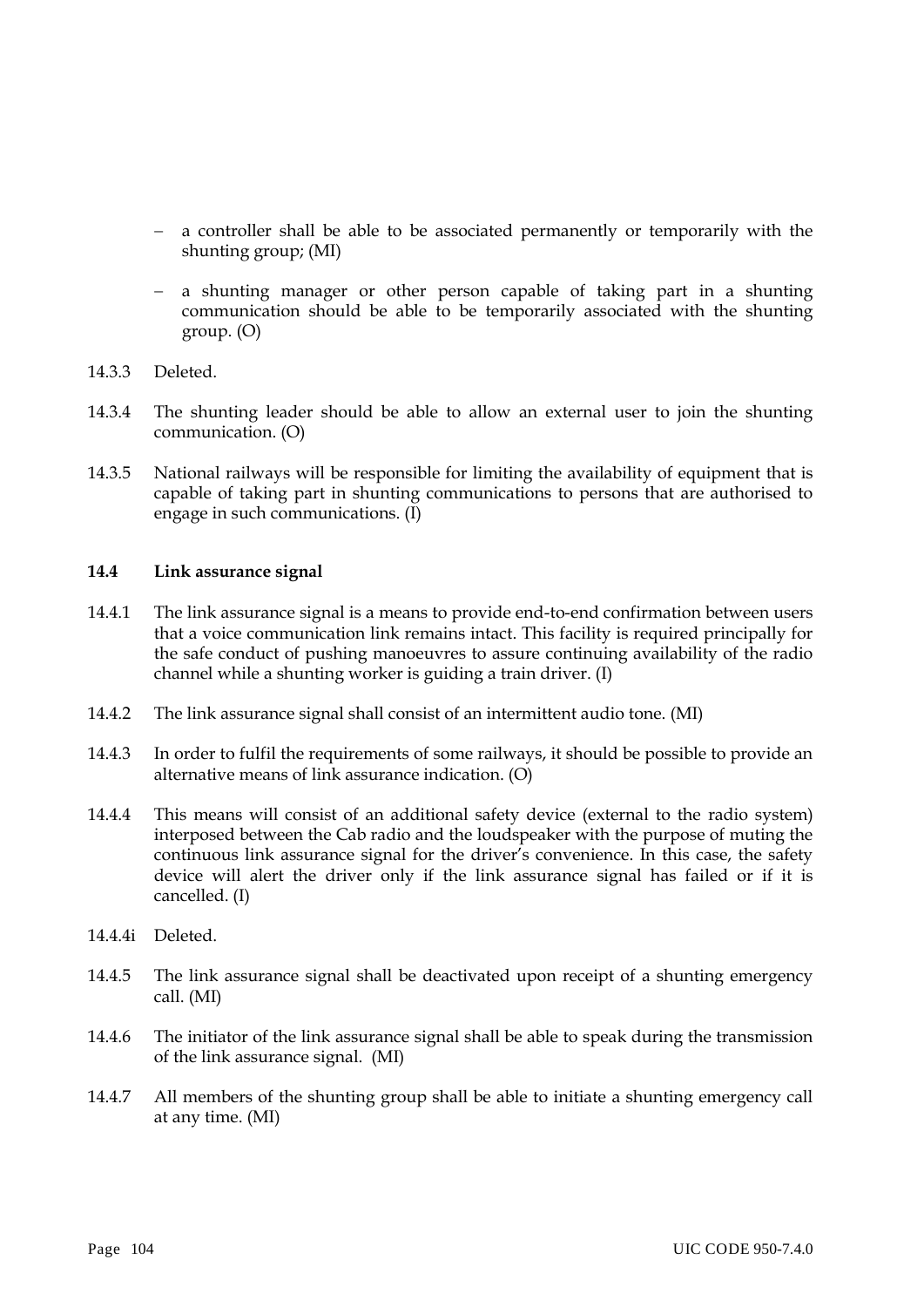- a controller shall be able to be associated permanently or temporarily with the shunting group; (MI)
- a shunting manager or other person capable of taking part in a shunting communication should be able to be temporarily associated with the shunting group. (O)

14.3.3 Deleted.

14.3.4 The shunting leader should be able to allow an external user to join the shunting communication. (O)

14.3.5 National railways will be responsible for limiting the availability of equipment that is capable of taking part in shunting communications to persons that are authorised to engage in such communications. (I)

### 14.4 Link assurance signal

14.4.1 The link assurance signal is a means to provide end-to-end confirmation between users that a voice communication link remains intact. This facility is required principally for the safe conduct of pushing manoeuvres to assure continuing availability of the radio channel while a shunting worker is guiding a train driver. (I)

14.4.2 The link assurance signal shall consist of an intermittent audio tone. (MI)

14.4.3 In order to fulfil the requirements of some railways, it should be possible to provide an alternative means of link assurance indication. (O)

14.4.4 This means will consist of an additional safety device (external to the radio system) interposed between the Cab radio and the loudspeaker with the purpose of muting the continuous link assurance signal for the driver's convenience. In this case, the safety device will alert the driver only if the link assurance signal has failed or if it is cancelled. (I)

14.4.4i Deleted.

14.4.5 The link assurance signal shall be deactivated upon receipt of a shunting emergency call. (MI)

14.4.6 The initiator of the link assurance signal shall be able to speak during the transmission of the link assurance signal. (MI)

14.4.7 All members of the shunting group shall be able to initiate a shunting emergency call at any time. (MI)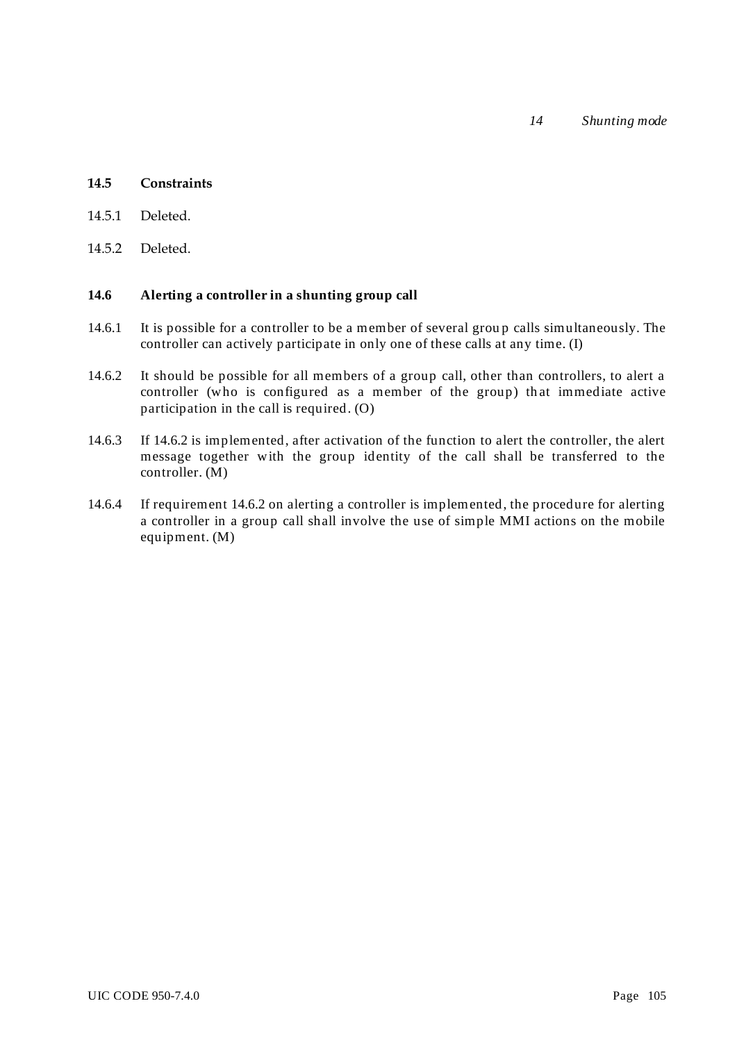## 14.5 Constraints

14.5.1 Deleted.

14.5.2 Deleted.

## 14.6 Alerting a controller in a shunting group call

14.6.1 It is possible for a controller to be a member of several group calls simultaneously. The controller can actively participate in only one of these calls at any time. (I)

14.6.2 It should be possible for all members of a group call, other than controllers, to alert a controller (who is configured as a member of the group) that immediate active participation in the call is required. (O)

14.6.3 If 14.6.2 is implemented, after activation of the function to alert the controller, the alert message together with the group identity of the call shall be transferred to the controller. (M)

14.6.4 If requirement 14.6.2 on alerting a controller is implemented, the procedure for alerting a controller in a group call shall involve the use of simple MMI actions on the mobile equipment. (M)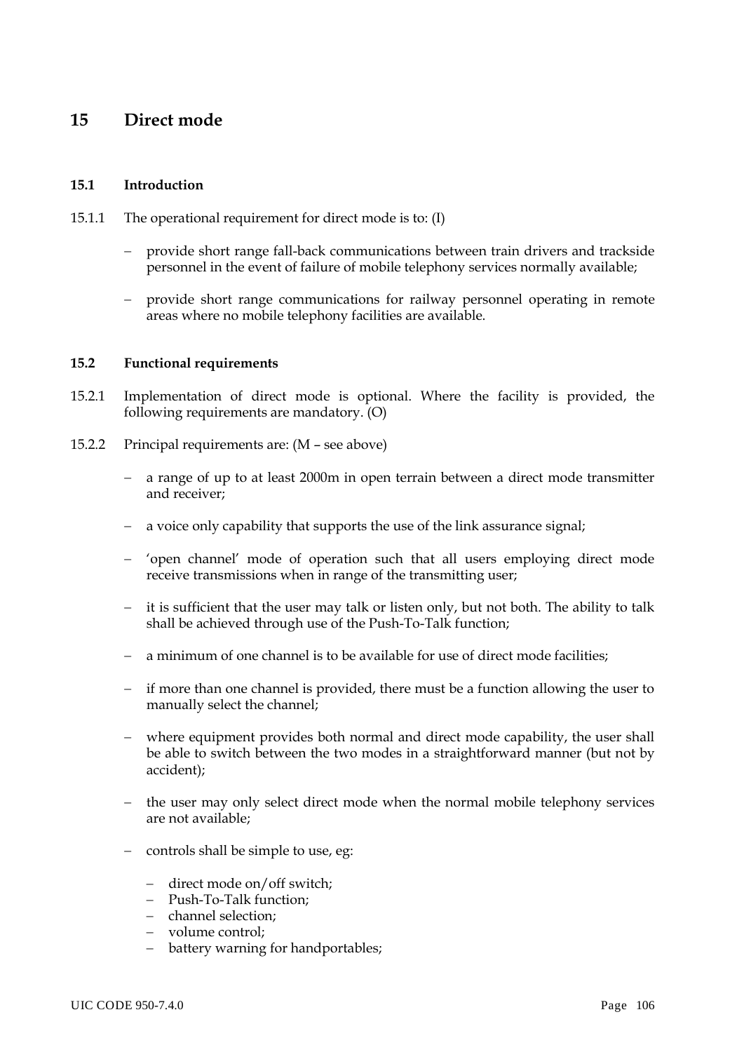# 15 Direct mode

## 15.1 Introduction

15.1.1 The operational requirement for direct mode is to: (I)

- provide short range fall-back communications between train drivers and trackside personnel in the event of failure of mobile telephony services normally available;
- provide short range communications for railway personnel operating in remote areas where no mobile telephony facilities are available.

## 15.2 Functional requirements

15.2.1 Implementation of direct mode is optional. Where the facility is provided, the following requirements are mandatory. (O)

15.2.2 Principal requirements are: (M – see above)

- a range of up to at least 2000m in open terrain between a direct mode transmitter and receiver;
- a voice only capability that supports the use of the link assurance signal;
- 'open channel' mode of operation such that all users employing direct mode receive transmissions when in range of the transmitting user;
- it is sufficient that the user may talk or listen only, but not both. The ability to talk shall be achieved through use of the Push-To-Talk function;
- a minimum of one channel is to be available for use of direct mode facilities;
- if more than one channel is provided, there must be a function allowing the user to manually select the channel;
- where equipment provides both normal and direct mode capability, the user shall be able to switch between the two modes in a straightforward manner (but not by accident);
- the user may only select direct mode when the normal mobile telephony services are not available;
- controls shall be simple to use, eg:
  - direct mode on/off switch;
  - Push-To-Talk function;
  - channel selection;
  - volume control;
  - battery warning for handportables;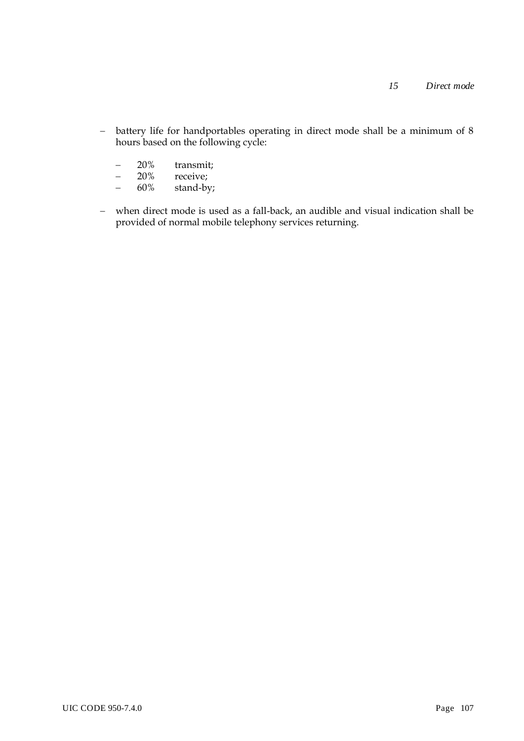- battery life for handportables operating in direct mode shall be a minimum of 8 hours based on the following cycle:

  - 20% transmit;
  - 20% receive;
  - 60% stand-by;

- when direct mode is used as a fall-back, an audible and visual indication shall be provided of normal mobile telephony services returning.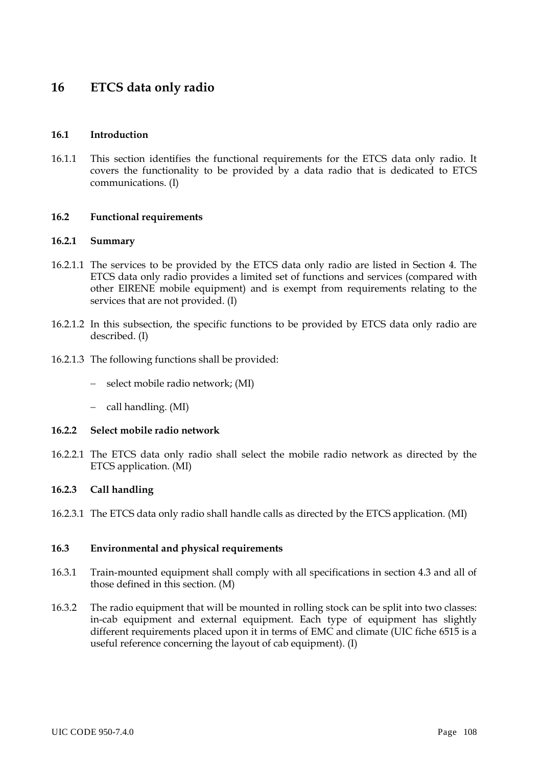# 16 ETCS data only radio

## 16.1 Introduction

16.1.1 This section identifies the functional requirements for the ETCS data only radio. It covers the functionality to be provided by a data radio that is dedicated to ETCS communications. (I)

## 16.2 Functional requirements

### 16.2.1 Summary

16.2.1.1 The services to be provided by the ETCS data only radio are listed in Section 4. The ETCS data only radio provides a limited set of functions and services (compared with other EIRENE mobile equipment) and is exempt from requirements relating to the services that are not provided. (I)

16.2.1.2 In this subsection, the specific functions to be provided by ETCS data only radio are described. (I)

16.2.1.3 The following functions shall be provided:

- select mobile radio network; (MI)
- call handling. (MI)

### 16.2.2 Select mobile radio network

16.2.2.1 The ETCS data only radio shall select the mobile radio network as directed by the ETCS application. (MI)

### 16.2.3 Call handling

16.2.3.1 The ETCS data only radio shall handle calls as directed by the ETCS application. (MI)

## 16.3 Environmental and physical requirements

16.3.1 Train-mounted equipment shall comply with all specifications in section 4.3 and all of those defined in this section. (M)

16.3.2 The radio equipment that will be mounted in rolling stock can be split into two classes: in-cab equipment and external equipment. Each type of equipment has slightly different requirements placed upon it in terms of EMC and climate (UIC fiche 6515 is a useful reference concerning the layout of cab equipment). (I)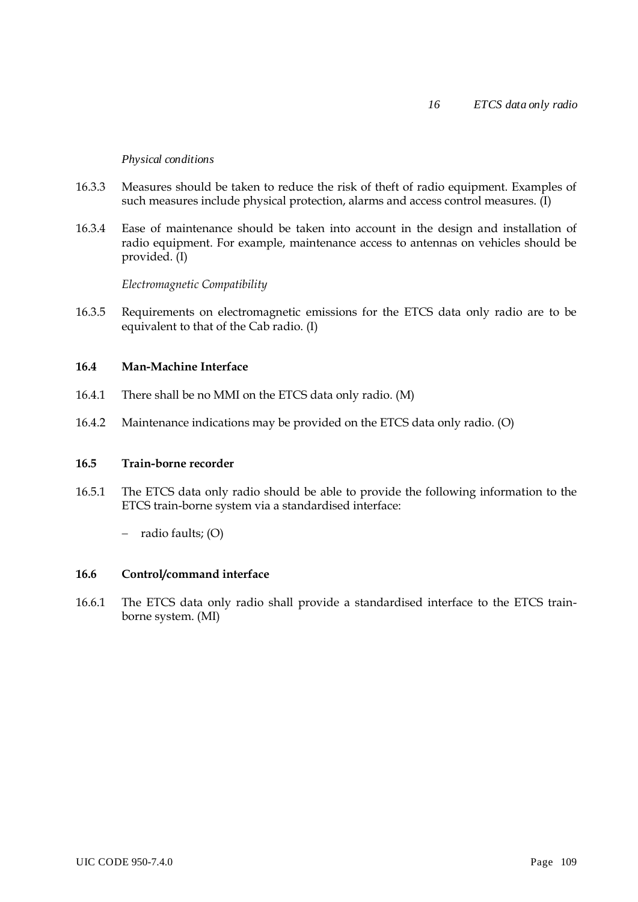*Physical conditions*

16.3.3 Measures should be taken to reduce the risk of theft of radio equipment. Examples of such measures include physical protection, alarms and access control measures. (I)

16.3.4 Ease of maintenance should be taken into account in the design and installation of radio equipment. For example, maintenance access to antennas on vehicles should be provided. (I)

*Electromagnetic Compatibility*

16.3.5 Requirements on electromagnetic emissions for the ETCS data only radio are to be equivalent to that of the Cab radio. (I)

### 16.4 Man-Machine Interface

16.4.1 There shall be no MMI on the ETCS data only radio. (M)

16.4.2 Maintenance indications may be provided on the ETCS data only radio. (O)

### 16.5 Train-borne recorder

16.5.1 The ETCS data only radio should be able to provide the following information to the ETCS train-borne system via a standardised interface:

- radio faults; (O)

### 16.6 Control/command interface

16.6.1 The ETCS data only radio shall provide a standardised interface to the ETCS train-borne system. (MI)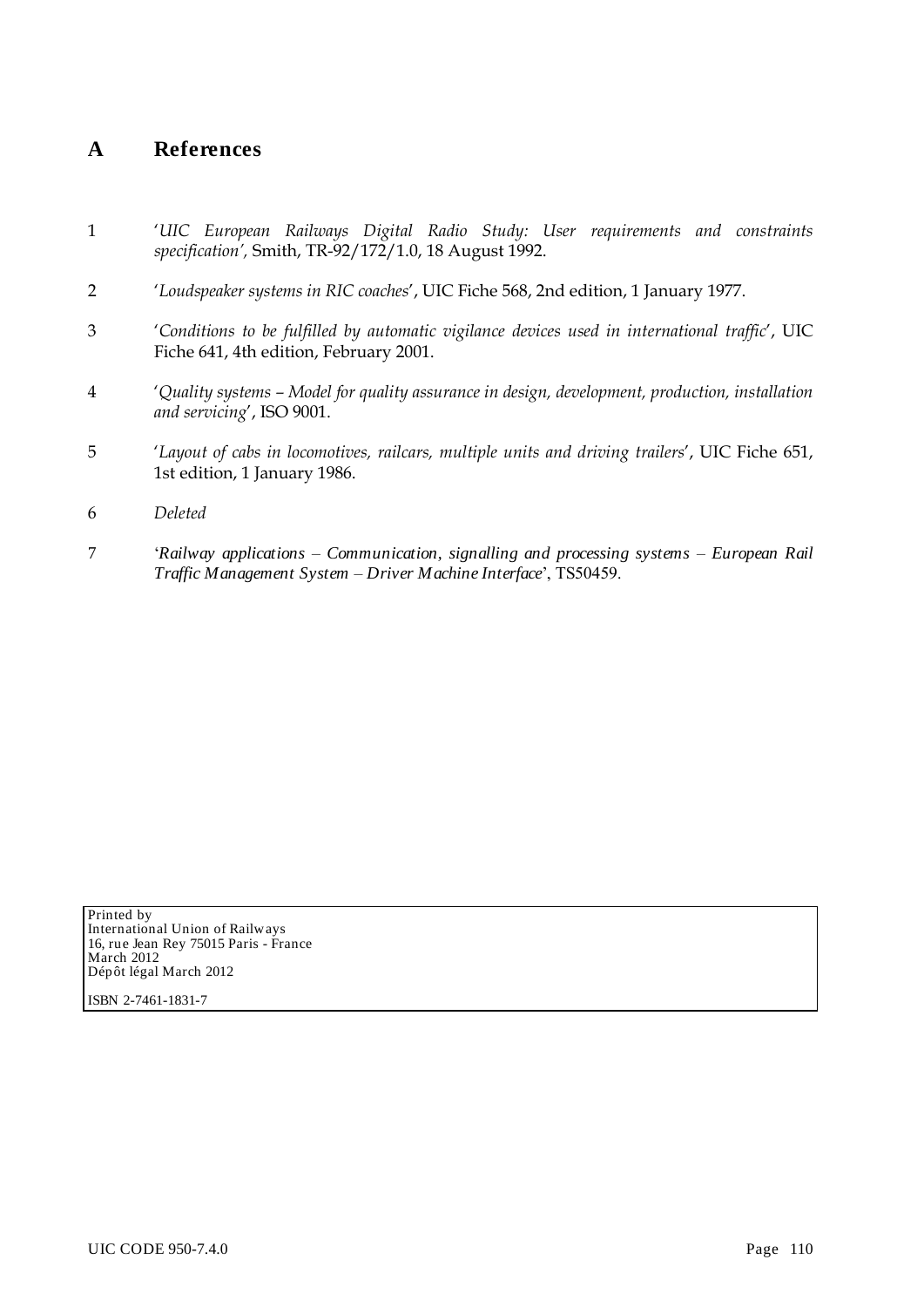# A References

1. '*UIC European Railways Digital Radio Study: User requirements and constraints specification'*, Smith, TR-92/172/1.0, 18 August 1992.

2. '*Loudspeaker systems in RIC coaches*', UIC Fiche 568, 2nd edition, 1 January 1977.

3. '*Conditions to be fulfilled by automatic vigilance devices used in international traffic*', UIC Fiche 641, 4th edition, February 2001.

4. '*Quality systems – Model for quality assurance in design, development, production, installation and servicing*', ISO 9001.

5. '*Layout of cabs in locomotives, railcars, multiple units and driving trailers*', UIC Fiche 651, 1st edition, 1 January 1986.

6. *Deleted*

7. '*Railway applications – Communication, signalling and processing systems – European Rail Traffic Management System – Driver Machine Interface*', TS50459.

Printed by
International Union of Railways
16, rue Jean Rey 75015 Paris - France
March 2012
Dépôt légal March 2012

ISBN 2-7461-1831-7